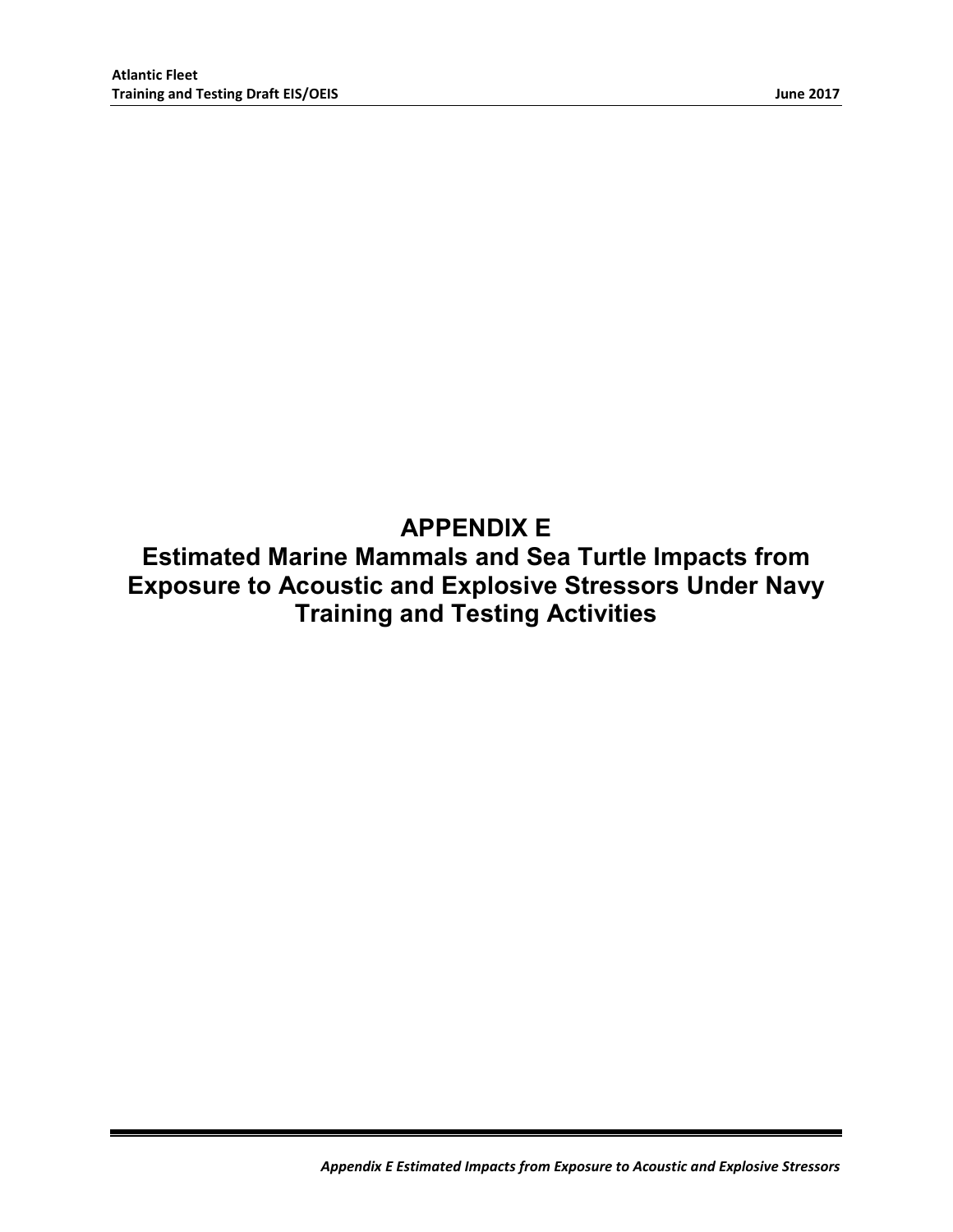# APPENDIX E

# Estimated Marine Mammals and Sea Turtle Impacts from Exposure to Acoustic and Explosive Stressors Under Navy Training and Testing Activities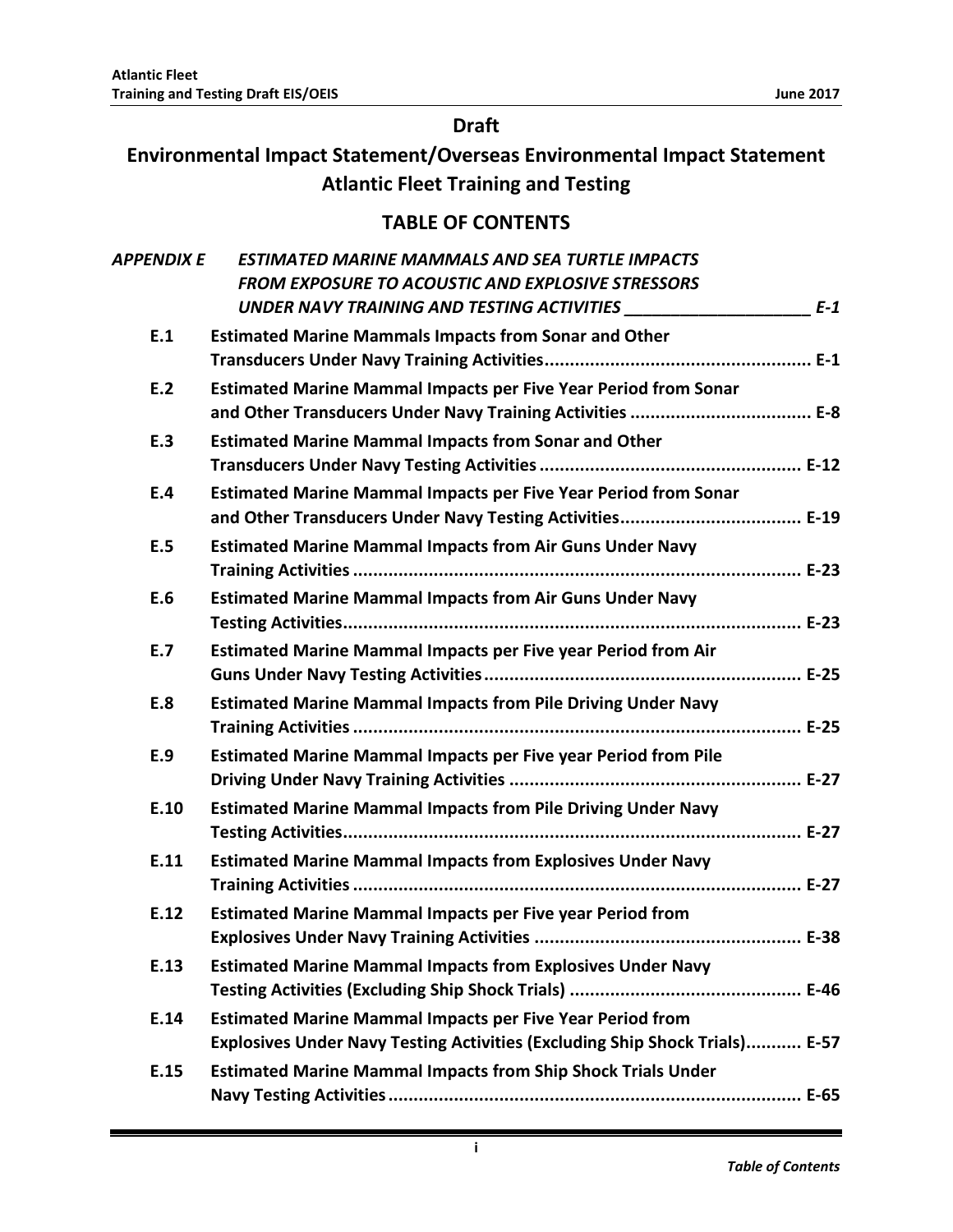**Draft**

# Environmental Impact Statement/Overseas Environmental Impact Statement Atlantic Fleet Training and Testing

## TABLE OF CONTENTS

***APPENDIX E ESTIMATED MARINE MAMMALS AND SEA TURTLE IMPACTS FROM EXPOSURE TO ACOUSTIC AND EXPLOSIVE STRESSORS UNDER NAVY TRAINING AND TESTING ACTIVITIES ___________________ E-1***

- **E.1 Estimated Marine Mammals Impacts from Sonar and Other Transducers Under Navy Training Activities..................................................... E-1**
- **E.2 Estimated Marine Mammal Impacts per Five Year Period from Sonar and Other Transducers Under Navy Training Activities .................................... E-8**
- **E.3 Estimated Marine Mammal Impacts from Sonar and Other Transducers Under Navy Testing Activities .................................................... E-12**
- **E.4 Estimated Marine Mammal Impacts per Five Year Period from Sonar and Other Transducers Under Navy Testing Activities.................................... E-19**
- **E.5 Estimated Marine Mammal Impacts from Air Guns Under Navy Training Activities .......................................................................................... E-23**
- **E.6 Estimated Marine Mammal Impacts from Air Guns Under Navy Testing Activities........................................................................................... E-23**
- **E.7 Estimated Marine Mammal Impacts per Five year Period from Air Guns Under Navy Testing Activities............................................................... E-25**
- **E.8 Estimated Marine Mammal Impacts from Pile Driving Under Navy Training Activities ......................................................................................... E-25**
- **E.9 Estimated Marine Mammal Impacts per Five year Period from Pile Driving Under Navy Training Activities .......................................................... E-27**
- **E.10 Estimated Marine Mammal Impacts from Pile Driving Under Navy Testing Activities........................................................................................... E-27**
- **E.11 Estimated Marine Mammal Impacts from Explosives Under Navy Training Activities ......................................................................................... E-27**
- **E.12 Estimated Marine Mammal Impacts per Five year Period from Explosives Under Navy Training Activities ..................................................... E-38**
- **E.13 Estimated Marine Mammal Impacts from Explosives Under Navy Testing Activities (Excluding Ship Shock Trials) .............................................. E-46**
- **E.14 Estimated Marine Mammal Impacts per Five Year Period from Explosives Under Navy Testing Activities (Excluding Ship Shock Trials)........... E-57**
- **E.15 Estimated Marine Mammal Impacts from Ship Shock Trials Under Navy Testing Activities.................................................................................. E-65**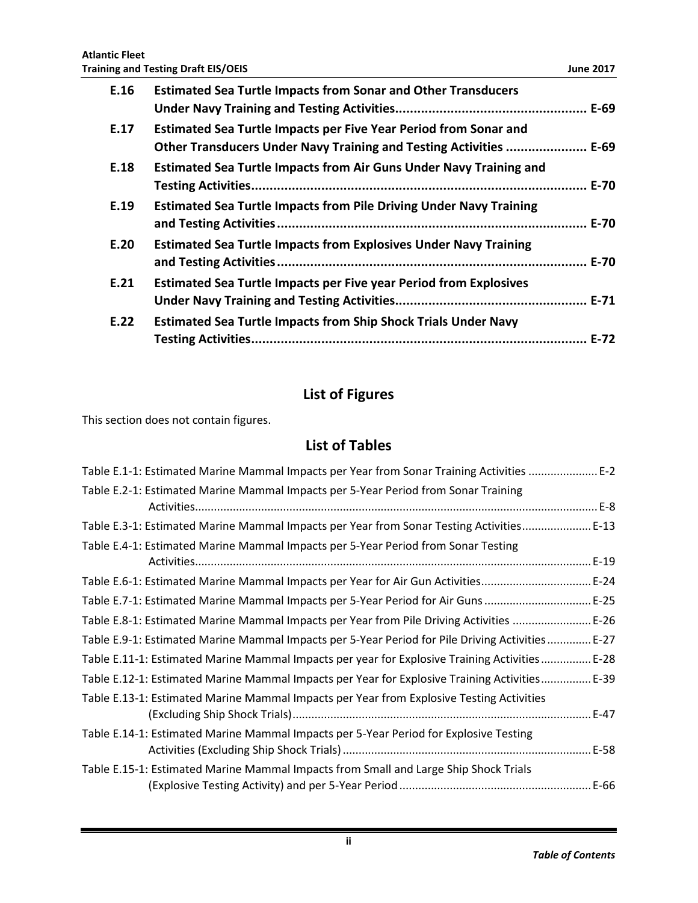**E.16 Estimated Sea Turtle Impacts from Sonar and Other Transducers Under Navy Training and Testing Activities ..... E-69**

**E.17 Estimated Sea Turtle Impacts per Five Year Period from Sonar and Other Transducers Under Navy Training and Testing Activities ..... E-69**

**E.18 Estimated Sea Turtle Impacts from Air Guns Under Navy Training and Testing Activities ..... E-70**

**E.19 Estimated Sea Turtle Impacts from Pile Driving Under Navy Training and Testing Activities ..... E-70**

**E.20 Estimated Sea Turtle Impacts from Explosives Under Navy Training and Testing Activities ..... E-70**

**E.21 Estimated Sea Turtle Impacts per Five year Period from Explosives Under Navy Training and Testing Activities ..... E-71**

**E.22 Estimated Sea Turtle Impacts from Ship Shock Trials Under Navy Testing Activities ..... E-72**

## List of Figures

This section does not contain figures.

## List of Tables

Table E.1-1: Estimated Marine Mammal Impacts per Year from Sonar Training Activities ..... E-2

Table E.2-1: Estimated Marine Mammal Impacts per 5-Year Period from Sonar Training Activities ..... E-8

Table E.3-1: Estimated Marine Mammal Impacts per Year from Sonar Testing Activities ..... E-13

Table E.4-1: Estimated Marine Mammal Impacts per 5-Year Period from Sonar Testing Activities ..... E-19

Table E.6-1: Estimated Marine Mammal Impacts per Year for Air Gun Activities ..... E-24

Table E.7-1: Estimated Marine Mammal Impacts per 5-Year Period for Air Guns ..... E-25

Table E.8-1: Estimated Marine Mammal Impacts per Year from Pile Driving Activities ..... E-26

Table E.9-1: Estimated Marine Mammal Impacts per 5-Year Period for Pile Driving Activities ..... E-27

Table E.11-1: Estimated Marine Mammal Impacts per year for Explosive Training Activities ..... E-28

Table E.12-1: Estimated Marine Mammal Impacts per Year for Explosive Training Activities ..... E-39

Table E.13-1: Estimated Marine Mammal Impacts per Year from Explosive Testing Activities (Excluding Ship Shock Trials) ..... E-47

Table E.14-1: Estimated Marine Mammal Impacts per 5-Year Period for Explosive Testing Activities (Excluding Ship Shock Trials) ..... E-58

Table E.15-1: Estimated Marine Mammal Impacts from Small and Large Ship Shock Trials (Explosive Testing Activity) and per 5-Year Period ..... E-66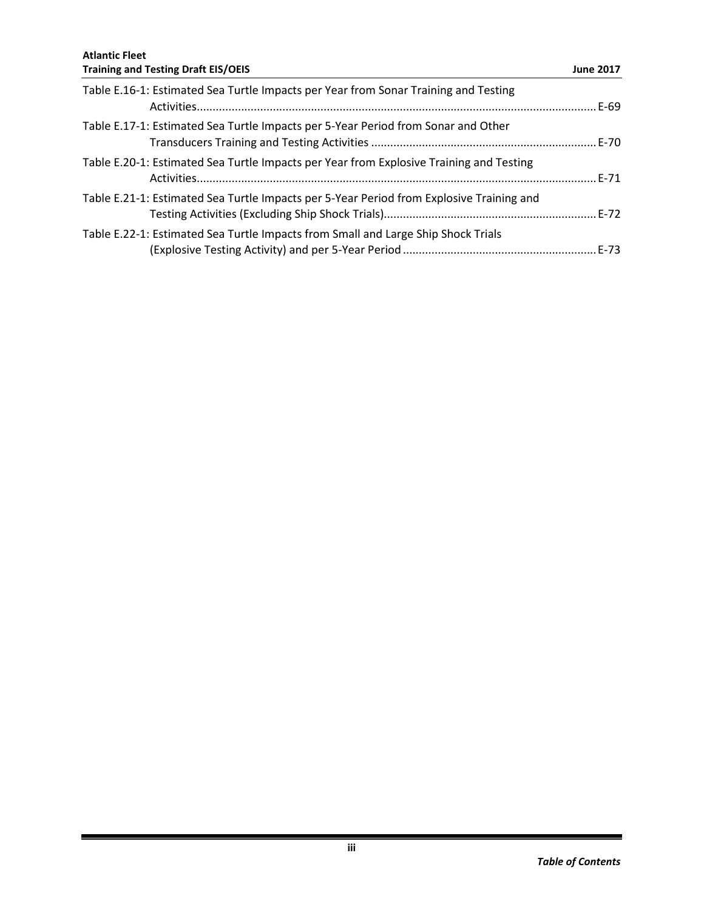Table E.16-1: Estimated Sea Turtle Impacts per Year from Sonar Training and Testing Activities ..... E-69

Table E.17-1: Estimated Sea Turtle Impacts per 5-Year Period from Sonar and Other Transducers Training and Testing Activities ..... E-70

Table E.20-1: Estimated Sea Turtle Impacts per Year from Explosive Training and Testing Activities ..... E-71

Table E.21-1: Estimated Sea Turtle Impacts per 5-Year Period from Explosive Training and Testing Activities (Excluding Ship Shock Trials) ..... E-72

Table E.22-1: Estimated Sea Turtle Impacts from Small and Large Ship Shock Trials (Explosive Testing Activity) and per 5-Year Period ..... E-73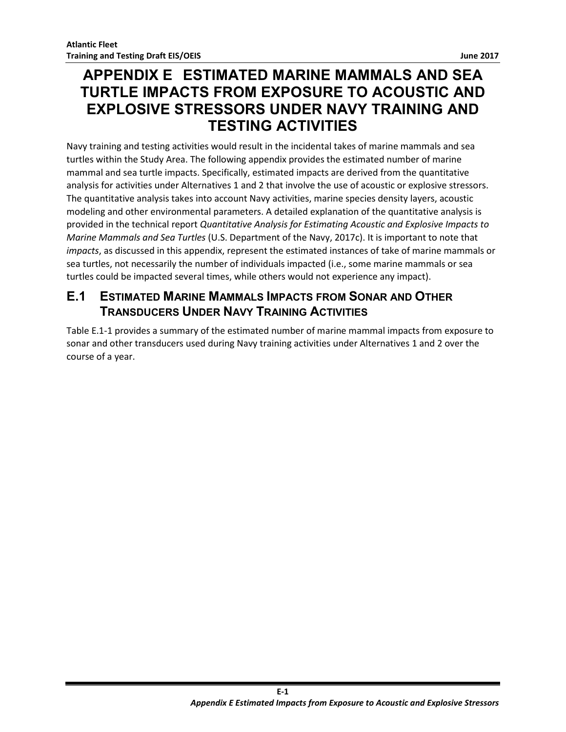# APPENDIX E ESTIMATED MARINE MAMMALS AND SEA TURTLE IMPACTS FROM EXPOSURE TO ACOUSTIC AND EXPLOSIVE STRESSORS UNDER NAVY TRAINING AND TESTING ACTIVITIES

Navy training and testing activities would result in the incidental takes of marine mammals and sea turtles within the Study Area. The following appendix provides the estimated number of marine mammal and sea turtle impacts. Specifically, estimated impacts are derived from the quantitative analysis for activities under Alternatives 1 and 2 that involve the use of acoustic or explosive stressors. The quantitative analysis takes into account Navy activities, marine species density layers, acoustic modeling and other environmental parameters. A detailed explanation of the quantitative analysis is provided in the technical report *Quantitative Analysis for Estimating Acoustic and Explosive Impacts to Marine Mammals and Sea Turtles* (U.S. Department of the Navy, 2017c). It is important to note that *impacts*, as discussed in this appendix, represent the estimated instances of take of marine mammals or sea turtles, not necessarily the number of individuals impacted (i.e., some marine mammals or sea turtles could be impacted several times, while others would not experience any impact).

## E.1 ESTIMATED MARINE MAMMALS IMPACTS FROM SONAR AND OTHER TRANSDUCERS UNDER NAVY TRAINING ACTIVITIES

Table E.1-1 provides a summary of the estimated number of marine mammal impacts from exposure to sonar and other transducers used during Navy training activities under Alternatives 1 and 2 over the course of a year.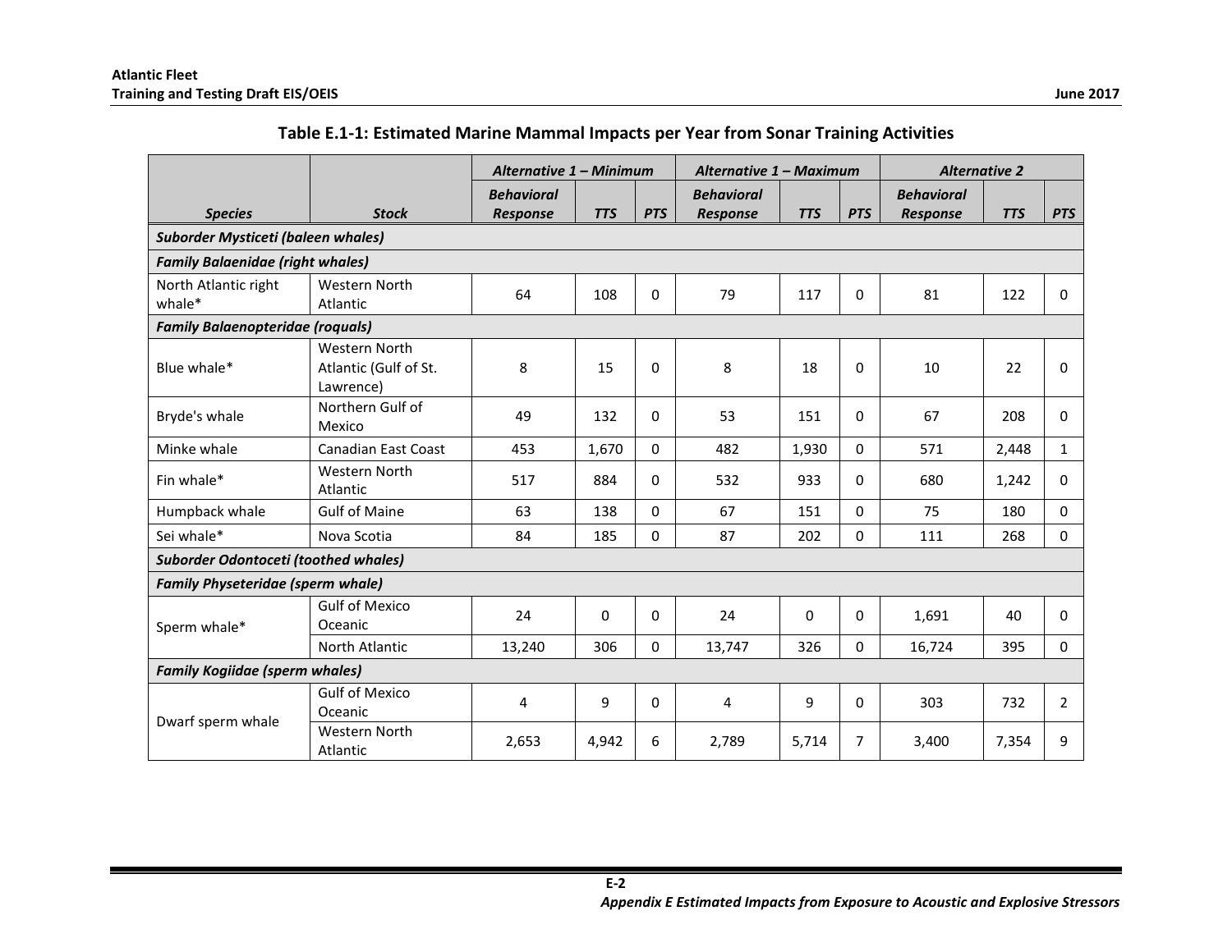**Table E.1-1: Estimated Marine Mammal Impacts per Year from Sonar Training Activities**

| | | *Alternative 1 – Minimum* | | | *Alternative 1 – Maximum* | | | *Alternative 2* | | |
|---|---|---|---|---|---|---|---|---|---|---|
| ***Species*** | ***Stock*** | ***Behavioral Response*** | ***TTS*** | ***PTS*** | ***Behavioral Response*** | ***TTS*** | ***PTS*** | ***Behavioral Response*** | ***TTS*** | ***PTS*** |
| ***Suborder Mysticeti (baleen whales)*** | | | | | | | | | | |
| ***Family Balaenidae (right whales)*** | | | | | | | | | | |
| North Atlantic right whale* | Western North Atlantic | 64 | 108 | 0 | 79 | 117 | 0 | 81 | 122 | 0 |
| ***Family Balaenopteridae (roquals)*** | | | | | | | | | | |
| Blue whale* | Western North Atlantic (Gulf of St. Lawrence) | 8 | 15 | 0 | 8 | 18 | 0 | 10 | 22 | 0 |
| Bryde's whale | Northern Gulf of Mexico | 49 | 132 | 0 | 53 | 151 | 0 | 67 | 208 | 0 |
| Minke whale | Canadian East Coast | 453 | 1,670 | 0 | 482 | 1,930 | 0 | 571 | 2,448 | 1 |
| Fin whale* | Western North Atlantic | 517 | 884 | 0 | 532 | 933 | 0 | 680 | 1,242 | 0 |
| Humpback whale | Gulf of Maine | 63 | 138 | 0 | 67 | 151 | 0 | 75 | 180 | 0 |
| Sei whale* | Nova Scotia | 84 | 185 | 0 | 87 | 202 | 0 | 111 | 268 | 0 |
| ***Suborder Odontoceti (toothed whales)*** | | | | | | | | | | |
| ***Family Physeteridae (sperm whale)*** | | | | | | | | | | |
| Sperm whale* | Gulf of Mexico Oceanic | 24 | 0 | 0 | 24 | 0 | 0 | 1,691 | 40 | 0 |
| | North Atlantic | 13,240 | 306 | 0 | 13,747 | 326 | 0 | 16,724 | 395 | 0 |
| ***Family Kogiidae (sperm whales)*** | | | | | | | | | | |
| Dwarf sperm whale | Gulf of Mexico Oceanic | 4 | 9 | 0 | 4 | 9 | 0 | 303 | 732 | 2 |
| | Western North Atlantic | 2,653 | 4,942 | 6 | 2,789 | 5,714 | 7 | 3,400 | 7,354 | 9 |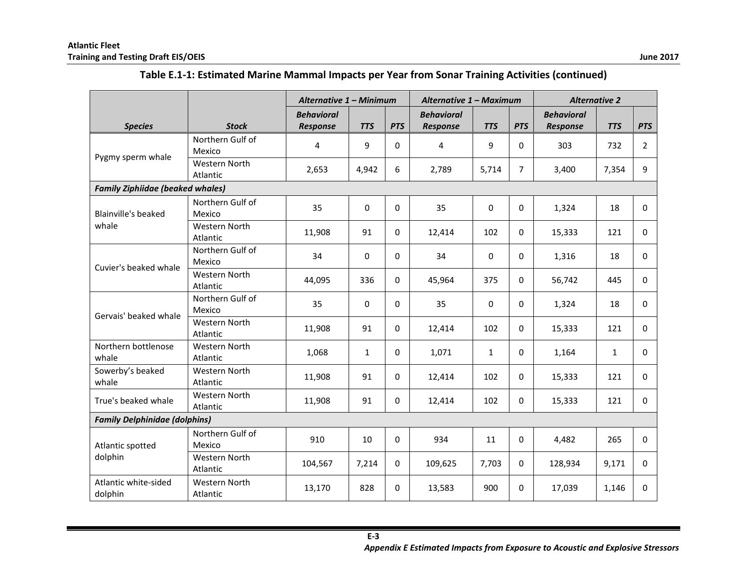**Table E.1-1: Estimated Marine Mammal Impacts per Year from Sonar Training Activities (continued)**

| | | *Alternative 1 – Minimum* | | | *Alternative 1 – Maximum* | | | *Alternative 2* | | |
|---|---|---|---|---|---|---|---|---|---|---|
| ***Species*** | ***Stock*** | ***Behavioral Response*** | ***TTS*** | ***PTS*** | ***Behavioral Response*** | ***TTS*** | ***PTS*** | ***Behavioral Response*** | ***TTS*** | ***PTS*** |
| Pygmy sperm whale | Northern Gulf of Mexico | 4 | 9 | 0 | 4 | 9 | 0 | 303 | 732 | 2 |
| | Western North Atlantic | 2,653 | 4,942 | 6 | 2,789 | 5,714 | 7 | 3,400 | 7,354 | 9 |
| ***Family Ziphiidae (beaked whales)*** | | | | | | | | | | |
| Blainville's beaked whale | Northern Gulf of Mexico | 35 | 0 | 0 | 35 | 0 | 0 | 1,324 | 18 | 0 |
| | Western North Atlantic | 11,908 | 91 | 0 | 12,414 | 102 | 0 | 15,333 | 121 | 0 |
| Cuvier's beaked whale | Northern Gulf of Mexico | 34 | 0 | 0 | 34 | 0 | 0 | 1,316 | 18 | 0 |
| | Western North Atlantic | 44,095 | 336 | 0 | 45,964 | 375 | 0 | 56,742 | 445 | 0 |
| Gervais' beaked whale | Northern Gulf of Mexico | 35 | 0 | 0 | 35 | 0 | 0 | 1,324 | 18 | 0 |
| | Western North Atlantic | 11,908 | 91 | 0 | 12,414 | 102 | 0 | 15,333 | 121 | 0 |
| Northern bottlenose whale | Western North Atlantic | 1,068 | 1 | 0 | 1,071 | 1 | 0 | 1,164 | 1 | 0 |
| Sowerby's beaked whale | Western North Atlantic | 11,908 | 91 | 0 | 12,414 | 102 | 0 | 15,333 | 121 | 0 |
| True's beaked whale | Western North Atlantic | 11,908 | 91 | 0 | 12,414 | 102 | 0 | 15,333 | 121 | 0 |
| ***Family Delphinidae (dolphins)*** | | | | | | | | | | |
| Atlantic spotted dolphin | Northern Gulf of Mexico | 910 | 10 | 0 | 934 | 11 | 0 | 4,482 | 265 | 0 |
| | Western North Atlantic | 104,567 | 7,214 | 0 | 109,625 | 7,703 | 0 | 128,934 | 9,171 | 0 |
| Atlantic white-sided dolphin | Western North Atlantic | 13,170 | 828 | 0 | 13,583 | 900 | 0 | 17,039 | 1,146 | 0 |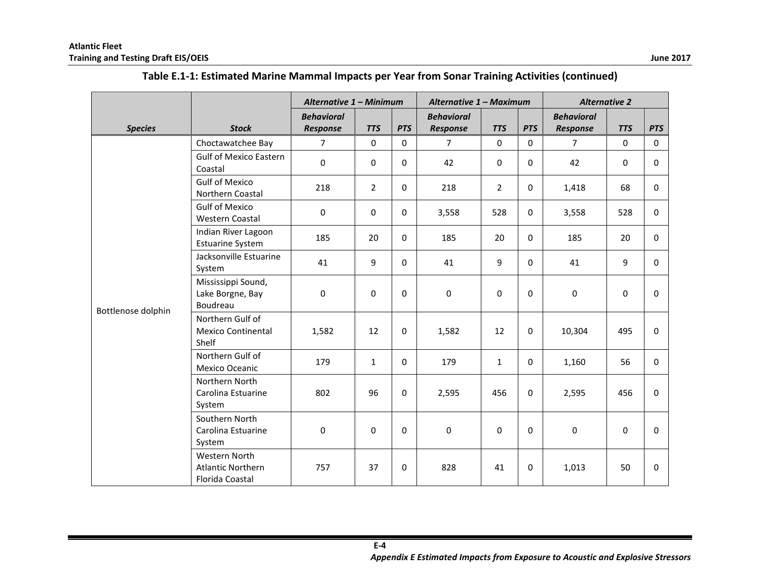**Table E.1-1: Estimated Marine Mammal Impacts per Year from Sonar Training Activities (continued)**

| | | *Alternative 1 – Minimum* | | | *Alternative 1 – Maximum* | | | *Alternative 2* | | |
|---|---|---|---|---|---|---|---|---|---|---|
| ***Species*** | ***Stock*** | ***Behavioral Response*** | ***TTS*** | ***PTS*** | ***Behavioral Response*** | ***TTS*** | ***PTS*** | ***Behavioral Response*** | ***TTS*** | ***PTS*** |
| Bottlenose dolphin | Choctawatchee Bay | 7 | 0 | 0 | 7 | 0 | 0 | 7 | 0 | 0 |
| | Gulf of Mexico Eastern Coastal | 0 | 0 | 0 | 42 | 0 | 0 | 42 | 0 | 0 |
| | Gulf of Mexico Northern Coastal | 218 | 2 | 0 | 218 | 2 | 0 | 1,418 | 68 | 0 |
| | Gulf of Mexico Western Coastal | 0 | 0 | 0 | 3,558 | 528 | 0 | 3,558 | 528 | 0 |
| | Indian River Lagoon Estuarine System | 185 | 20 | 0 | 185 | 20 | 0 | 185 | 20 | 0 |
| | Jacksonville Estuarine System | 41 | 9 | 0 | 41 | 9 | 0 | 41 | 9 | 0 |
| | Mississippi Sound, Lake Borgne, Bay Boudreau | 0 | 0 | 0 | 0 | 0 | 0 | 0 | 0 | 0 |
| | Northern Gulf of Mexico Continental Shelf | 1,582 | 12 | 0 | 1,582 | 12 | 0 | 10,304 | 495 | 0 |
| | Northern Gulf of Mexico Oceanic | 179 | 1 | 0 | 179 | 1 | 0 | 1,160 | 56 | 0 |
| | Northern North Carolina Estuarine System | 802 | 96 | 0 | 2,595 | 456 | 0 | 2,595 | 456 | 0 |
| | Southern North Carolina Estuarine System | 0 | 0 | 0 | 0 | 0 | 0 | 0 | 0 | 0 |
| | Western North Atlantic Northern Florida Coastal | 757 | 37 | 0 | 828 | 41 | 0 | 1,013 | 50 | 0 |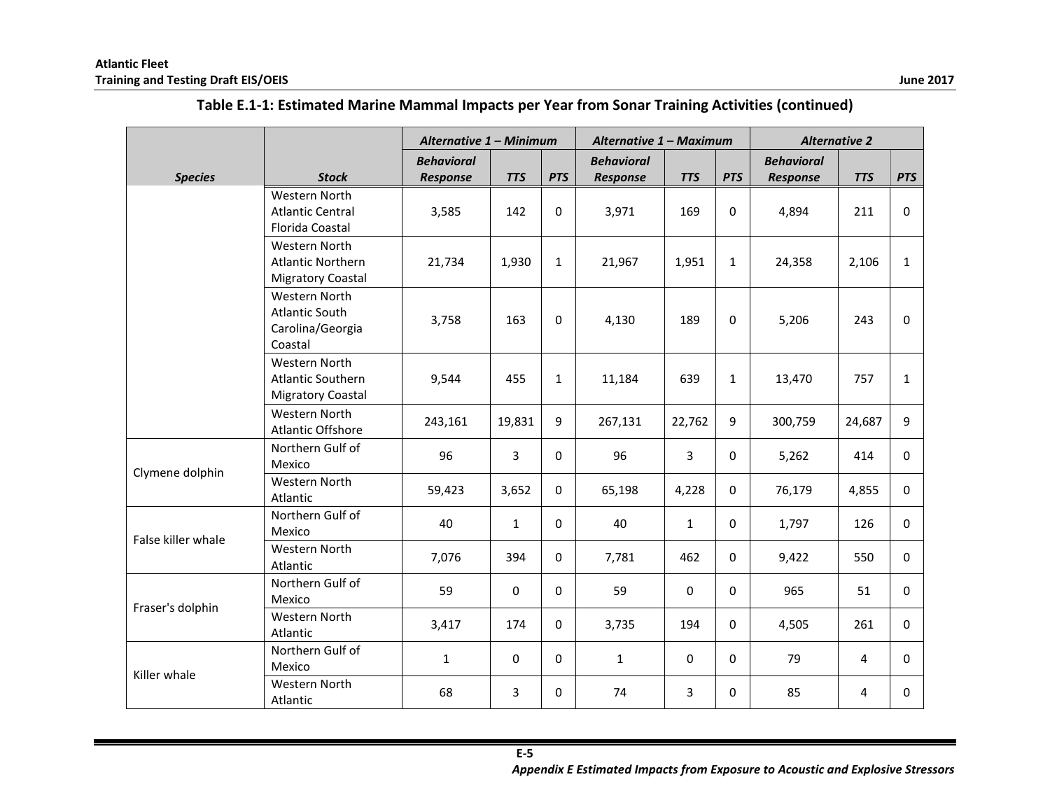### Table E.1-1: Estimated Marine Mammal Impacts per Year from Sonar Training Activities (continued)

| | | *Alternative 1 – Minimum* | | | *Alternative 1 – Maximum* | | | *Alternative 2* | | |
|---|---|---|---|---|---|---|---|---|---|---|
| ***Species*** | ***Stock*** | ***Behavioral Response*** | ***TTS*** | ***PTS*** | ***Behavioral Response*** | ***TTS*** | ***PTS*** | ***Behavioral Response*** | ***TTS*** | ***PTS*** |
| | Western North Atlantic Central Florida Coastal | 3,585 | 142 | 0 | 3,971 | 169 | 0 | 4,894 | 211 | 0 |
| | Western North Atlantic Northern Migratory Coastal | 21,734 | 1,930 | 1 | 21,967 | 1,951 | 1 | 24,358 | 2,106 | 1 |
| | Western North Atlantic South Carolina/Georgia Coastal | 3,758 | 163 | 0 | 4,130 | 189 | 0 | 5,206 | 243 | 0 |
| | Western North Atlantic Southern Migratory Coastal | 9,544 | 455 | 1 | 11,184 | 639 | 1 | 13,470 | 757 | 1 |
| | Western North Atlantic Offshore | 243,161 | 19,831 | 9 | 267,131 | 22,762 | 9 | 300,759 | 24,687 | 9 |
| Clymene dolphin | Northern Gulf of Mexico | 96 | 3 | 0 | 96 | 3 | 0 | 5,262 | 414 | 0 |
| | Western North Atlantic | 59,423 | 3,652 | 0 | 65,198 | 4,228 | 0 | 76,179 | 4,855 | 0 |
| False killer whale | Northern Gulf of Mexico | 40 | 1 | 0 | 40 | 1 | 0 | 1,797 | 126 | 0 |
| | Western North Atlantic | 7,076 | 394 | 0 | 7,781 | 462 | 0 | 9,422 | 550 | 0 |
| Fraser's dolphin | Northern Gulf of Mexico | 59 | 0 | 0 | 59 | 0 | 0 | 965 | 51 | 0 |
| | Western North Atlantic | 3,417 | 174 | 0 | 3,735 | 194 | 0 | 4,505 | 261 | 0 |
| Killer whale | Northern Gulf of Mexico | 1 | 0 | 0 | 1 | 0 | 0 | 79 | 4 | 0 |
| | Western North Atlantic | 68 | 3 | 0 | 74 | 3 | 0 | 85 | 4 | 0 |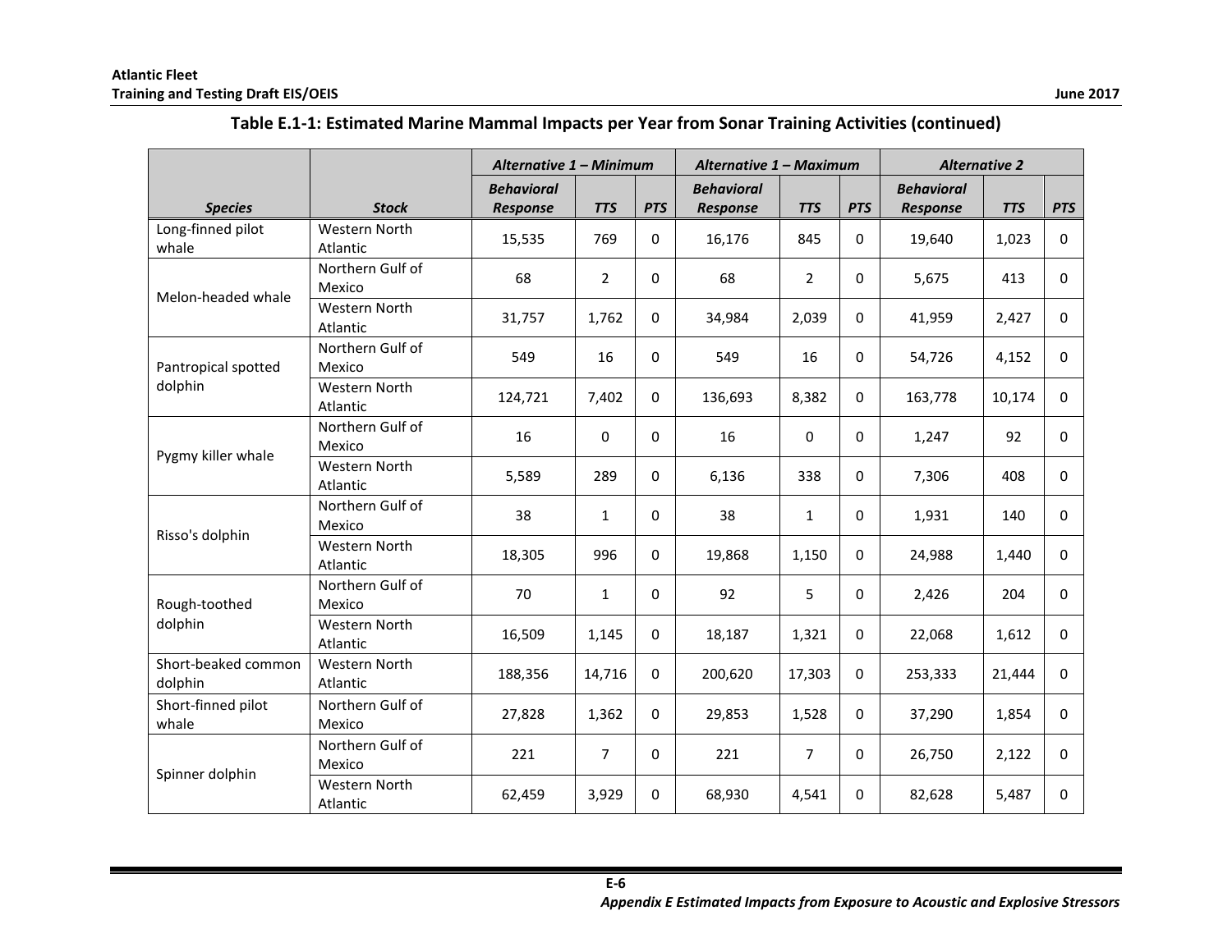**Table E.1-1: Estimated Marine Mammal Impacts per Year from Sonar Training Activities (continued)**

| | | *Alternative 1 – Minimum* | | | *Alternative 1 – Maximum* | | | *Alternative 2* | | |
|---|---|---|---|---|---|---|---|---|---|---|
| ***Species*** | ***Stock*** | ***Behavioral Response*** | ***TTS*** | ***PTS*** | ***Behavioral Response*** | ***TTS*** | ***PTS*** | ***Behavioral Response*** | ***TTS*** | ***PTS*** |
| Long-finned pilot whale | Western North Atlantic | 15,535 | 769 | 0 | 16,176 | 845 | 0 | 19,640 | 1,023 | 0 |
| Melon-headed whale | Northern Gulf of Mexico | 68 | 2 | 0 | 68 | 2 | 0 | 5,675 | 413 | 0 |
| | Western North Atlantic | 31,757 | 1,762 | 0 | 34,984 | 2,039 | 0 | 41,959 | 2,427 | 0 |
| Pantropical spotted dolphin | Northern Gulf of Mexico | 549 | 16 | 0 | 549 | 16 | 0 | 54,726 | 4,152 | 0 |
| | Western North Atlantic | 124,721 | 7,402 | 0 | 136,693 | 8,382 | 0 | 163,778 | 10,174 | 0 |
| Pygmy killer whale | Northern Gulf of Mexico | 16 | 0 | 0 | 16 | 0 | 0 | 1,247 | 92 | 0 |
| | Western North Atlantic | 5,589 | 289 | 0 | 6,136 | 338 | 0 | 7,306 | 408 | 0 |
| Risso's dolphin | Northern Gulf of Mexico | 38 | 1 | 0 | 38 | 1 | 0 | 1,931 | 140 | 0 |
| | Western North Atlantic | 18,305 | 996 | 0 | 19,868 | 1,150 | 0 | 24,988 | 1,440 | 0 |
| Rough-toothed dolphin | Northern Gulf of Mexico | 70 | 1 | 0 | 92 | 5 | 0 | 2,426 | 204 | 0 |
| | Western North Atlantic | 16,509 | 1,145 | 0 | 18,187 | 1,321 | 0 | 22,068 | 1,612 | 0 |
| Short-beaked common dolphin | Western North Atlantic | 188,356 | 14,716 | 0 | 200,620 | 17,303 | 0 | 253,333 | 21,444 | 0 |
| Short-finned pilot whale | Northern Gulf of Mexico | 27,828 | 1,362 | 0 | 29,853 | 1,528 | 0 | 37,290 | 1,854 | 0 |
| Spinner dolphin | Northern Gulf of Mexico | 221 | 7 | 0 | 221 | 7 | 0 | 26,750 | 2,122 | 0 |
| | Western North Atlantic | 62,459 | 3,929 | 0 | 68,930 | 4,541 | 0 | 82,628 | 5,487 | 0 |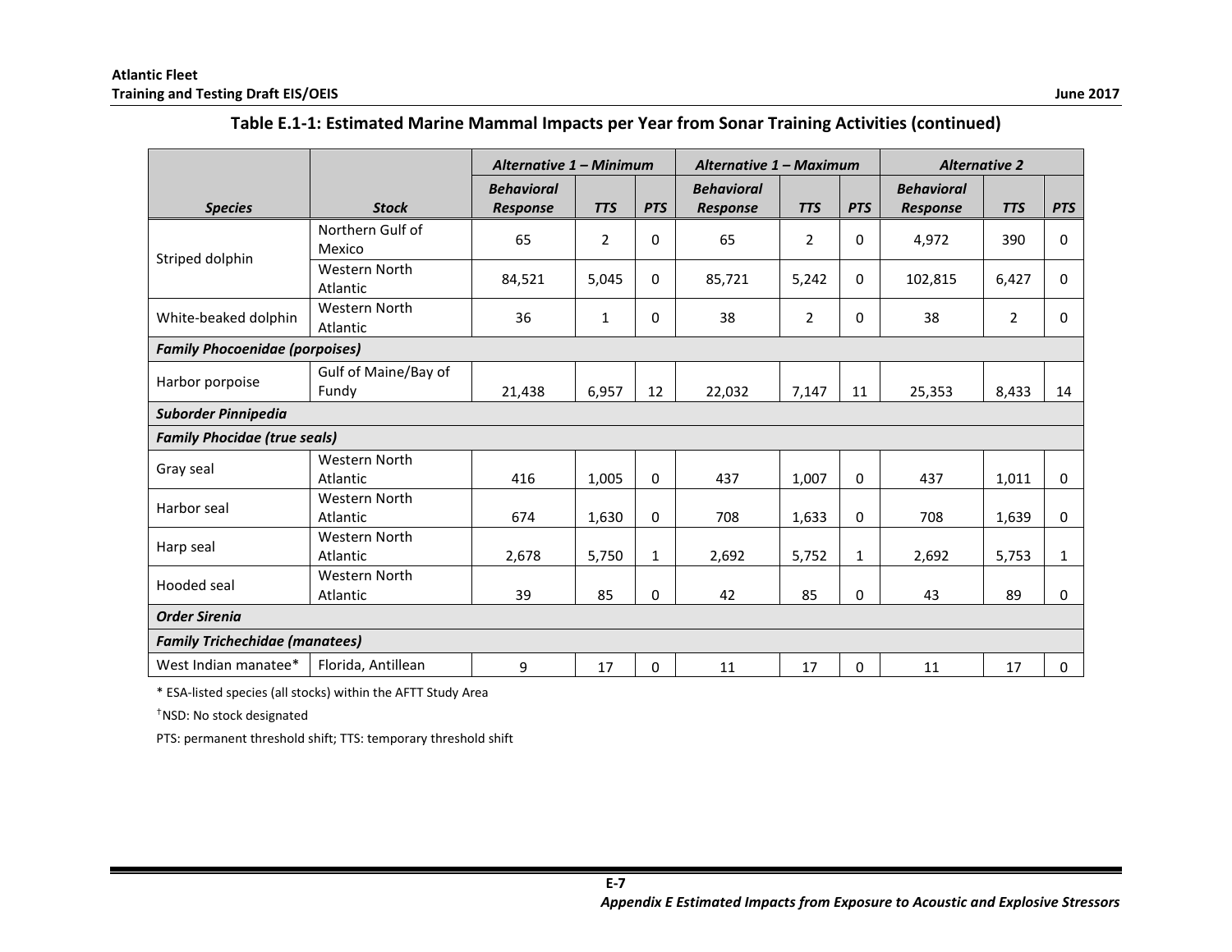**Table E.1-1: Estimated Marine Mammal Impacts per Year from Sonar Training Activities (continued)**

| | | *Alternative 1 – Minimum* | | | *Alternative 1 – Maximum* | | | *Alternative 2* | | |
|---|---|---|---|---|---|---|---|---|---|---|
| ***Species*** | ***Stock*** | ***Behavioral Response*** | ***TTS*** | ***PTS*** | ***Behavioral Response*** | ***TTS*** | ***PTS*** | ***Behavioral Response*** | ***TTS*** | ***PTS*** |
| Striped dolphin | Northern Gulf of Mexico | 65 | 2 | 0 | 65 | 2 | 0 | 4,972 | 390 | 0 |
| | Western North Atlantic | 84,521 | 5,045 | 0 | 85,721 | 5,242 | 0 | 102,815 | 6,427 | 0 |
| White-beaked dolphin | Western North Atlantic | 36 | 1 | 0 | 38 | 2 | 0 | 38 | 2 | 0 |
| ***Family Phocoenidae (porpoises)*** | | | | | | | | | | |
| Harbor porpoise | Gulf of Maine/Bay of Fundy | 21,438 | 6,957 | 12 | 22,032 | 7,147 | 11 | 25,353 | 8,433 | 14 |
| ***Suborder Pinnipedia*** | | | | | | | | | | |
| ***Family Phocidae (true seals)*** | | | | | | | | | | |
| Gray seal | Western North Atlantic | 416 | 1,005 | 0 | 437 | 1,007 | 0 | 437 | 1,011 | 0 |
| Harbor seal | Western North Atlantic | 674 | 1,630 | 0 | 708 | 1,633 | 0 | 708 | 1,639 | 0 |
| Harp seal | Western North Atlantic | 2,678 | 5,750 | 1 | 2,692 | 5,752 | 1 | 2,692 | 5,753 | 1 |
| Hooded seal | Western North Atlantic | 39 | 85 | 0 | 42 | 85 | 0 | 43 | 89 | 0 |
| ***Order Sirenia*** | | | | | | | | | | |
| ***Family Trichechidae (manatees)*** | | | | | | | | | | |
| West Indian manatee* | Florida, Antillean | 9 | 17 | 0 | 11 | 17 | 0 | 11 | 17 | 0 |

\* ESA-listed species (all stocks) within the AFTT Study Area

†NSD: No stock designated

PTS: permanent threshold shift; TTS: temporary threshold shift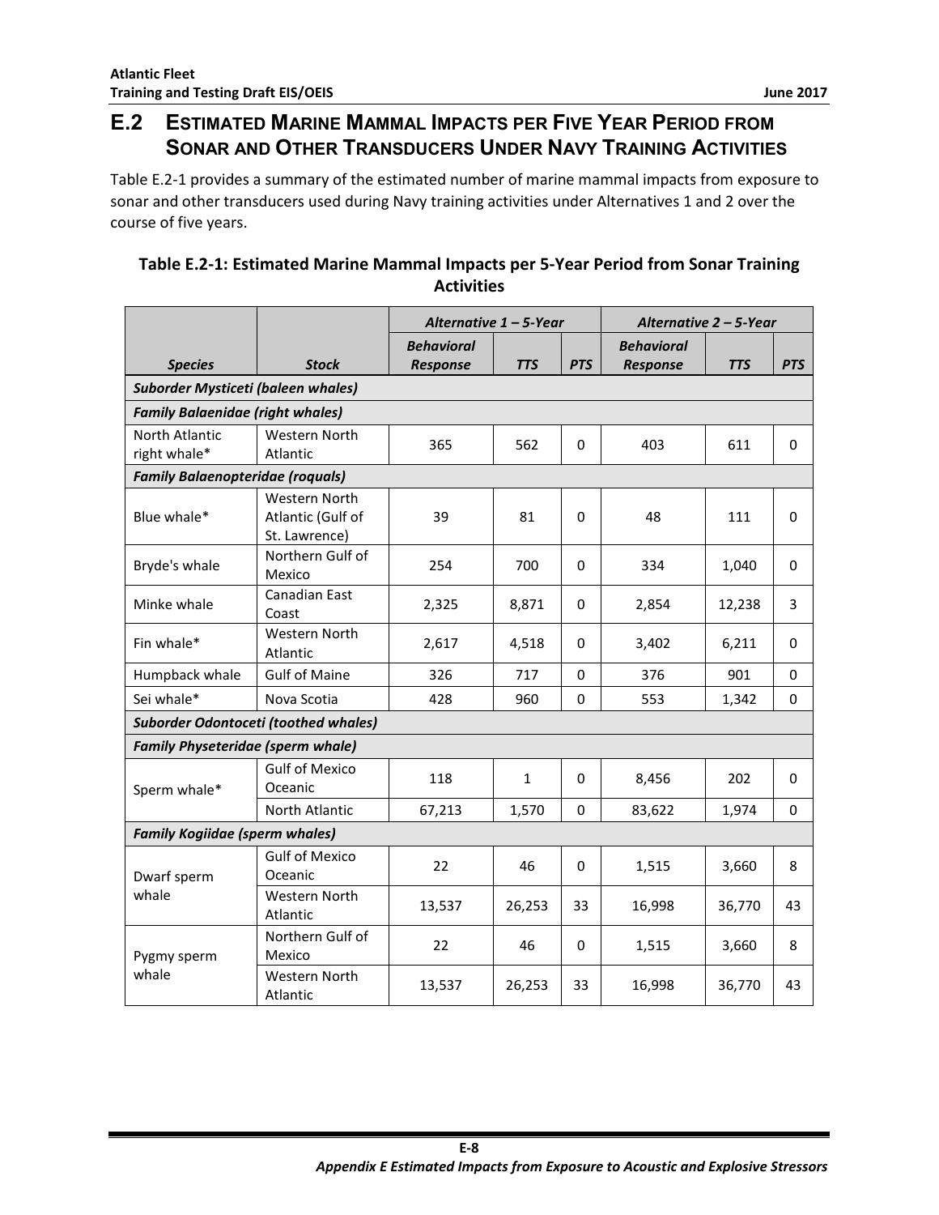## E.2 Estimated Marine Mammal Impacts per Five Year Period from Sonar and Other Transducers Under Navy Training Activities

Table E.2-1 provides a summary of the estimated number of marine mammal impacts from exposure to sonar and other transducers used during Navy training activities under Alternatives 1 and 2 over the course of five years.

**Table E.2-1: Estimated Marine Mammal Impacts per 5-Year Period from Sonar Training Activities**

| | | *Alternative 1 – 5-Year* | | | *Alternative 2 – 5-Year* | | |
|---|---|---|---|---|---|---|---|
| ***Species*** | ***Stock*** | ***Behavioral Response*** | ***TTS*** | ***PTS*** | ***Behavioral Response*** | ***TTS*** | ***PTS*** |
| ***Suborder Mysticeti (baleen whales)*** | | | | | | | |
| ***Family Balaenidae (right whales)*** | | | | | | | |
| North Atlantic right whale* | Western North Atlantic | 365 | 562 | 0 | 403 | 611 | 0 |
| ***Family Balaenopteridae (roquals)*** | | | | | | | |
| Blue whale* | Western North Atlantic (Gulf of St. Lawrence) | 39 | 81 | 0 | 48 | 111 | 0 |
| Bryde's whale | Northern Gulf of Mexico | 254 | 700 | 0 | 334 | 1,040 | 0 |
| Minke whale | Canadian East Coast | 2,325 | 8,871 | 0 | 2,854 | 12,238 | 3 |
| Fin whale* | Western North Atlantic | 2,617 | 4,518 | 0 | 3,402 | 6,211 | 0 |
| Humpback whale | Gulf of Maine | 326 | 717 | 0 | 376 | 901 | 0 |
| Sei whale* | Nova Scotia | 428 | 960 | 0 | 553 | 1,342 | 0 |
| ***Suborder Odontoceti (toothed whales)*** | | | | | | | |
| ***Family Physeteridae (sperm whale)*** | | | | | | | |
| Sperm whale* | Gulf of Mexico Oceanic | 118 | 1 | 0 | 8,456 | 202 | 0 |
| | North Atlantic | 67,213 | 1,570 | 0 | 83,622 | 1,974 | 0 |
| ***Family Kogiidae (sperm whales)*** | | | | | | | |
| Dwarf sperm whale | Gulf of Mexico Oceanic | 22 | 46 | 0 | 1,515 | 3,660 | 8 |
| | Western North Atlantic | 13,537 | 26,253 | 33 | 16,998 | 36,770 | 43 |
| Pygmy sperm whale | Northern Gulf of Mexico | 22 | 46 | 0 | 1,515 | 3,660 | 8 |
| | Western North Atlantic | 13,537 | 26,253 | 33 | 16,998 | 36,770 | 43 |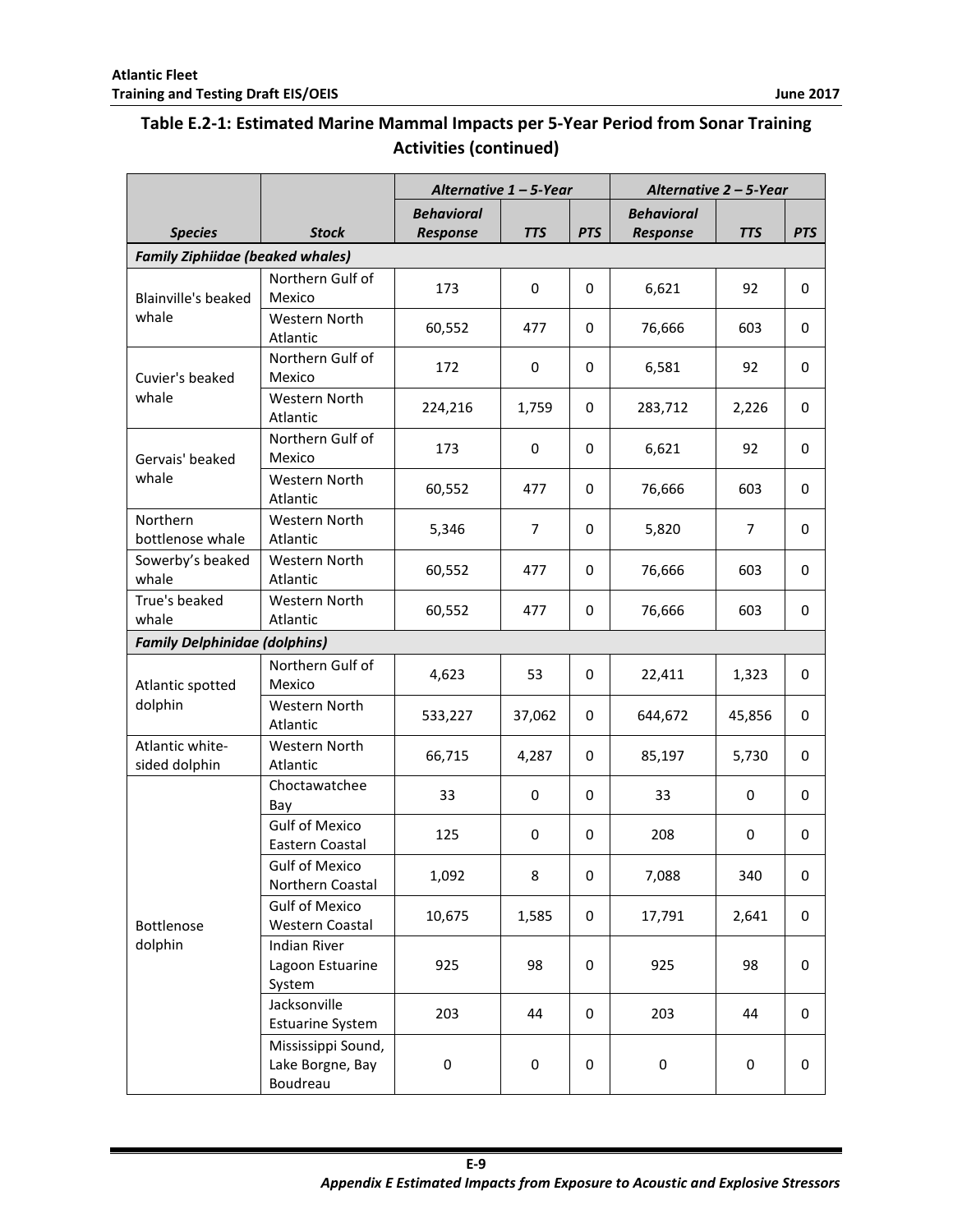## Table E.2-1: Estimated Marine Mammal Impacts per 5-Year Period from Sonar Training Activities (continued)

| Species | Stock | *Alternative 1 – 5-Year* | | | *Alternative 2 – 5-Year* | | |
|---|---|---|---|---|---|---|---|
| | | ***Behavioral Response*** | ***TTS*** | ***PTS*** | ***Behavioral Response*** | ***TTS*** | ***PTS*** |
| ***Family Ziphiidae (beaked whales)*** | | | | | | | |
| Blainville's beaked whale | Northern Gulf of Mexico | 173 | 0 | 0 | 6,621 | 92 | 0 |
| | Western North Atlantic | 60,552 | 477 | 0 | 76,666 | 603 | 0 |
| Cuvier's beaked whale | Northern Gulf of Mexico | 172 | 0 | 0 | 6,581 | 92 | 0 |
| | Western North Atlantic | 224,216 | 1,759 | 0 | 283,712 | 2,226 | 0 |
| Gervais' beaked whale | Northern Gulf of Mexico | 173 | 0 | 0 | 6,621 | 92 | 0 |
| | Western North Atlantic | 60,552 | 477 | 0 | 76,666 | 603 | 0 |
| Northern bottlenose whale | Western North Atlantic | 5,346 | 7 | 0 | 5,820 | 7 | 0 |
| Sowerby's beaked whale | Western North Atlantic | 60,552 | 477 | 0 | 76,666 | 603 | 0 |
| True's beaked whale | Western North Atlantic | 60,552 | 477 | 0 | 76,666 | 603 | 0 |
| ***Family Delphinidae (dolphins)*** | | | | | | | |
| Atlantic spotted dolphin | Northern Gulf of Mexico | 4,623 | 53 | 0 | 22,411 | 1,323 | 0 |
| | Western North Atlantic | 533,227 | 37,062 | 0 | 644,672 | 45,856 | 0 |
| Atlantic white-sided dolphin | Western North Atlantic | 66,715 | 4,287 | 0 | 85,197 | 5,730 | 0 |
| Bottlenose dolphin | Choctawatchee Bay | 33 | 0 | 0 | 33 | 0 | 0 |
| | Gulf of Mexico Eastern Coastal | 125 | 0 | 0 | 208 | 0 | 0 |
| | Gulf of Mexico Northern Coastal | 1,092 | 8 | 0 | 7,088 | 340 | 0 |
| | Gulf of Mexico Western Coastal | 10,675 | 1,585 | 0 | 17,791 | 2,641 | 0 |
| | Indian River Lagoon Estuarine System | 925 | 98 | 0 | 925 | 98 | 0 |
| | Jacksonville Estuarine System | 203 | 44 | 0 | 203 | 44 | 0 |
| | Mississippi Sound, Lake Borgne, Bay Boudreau | 0 | 0 | 0 | 0 | 0 | 0 |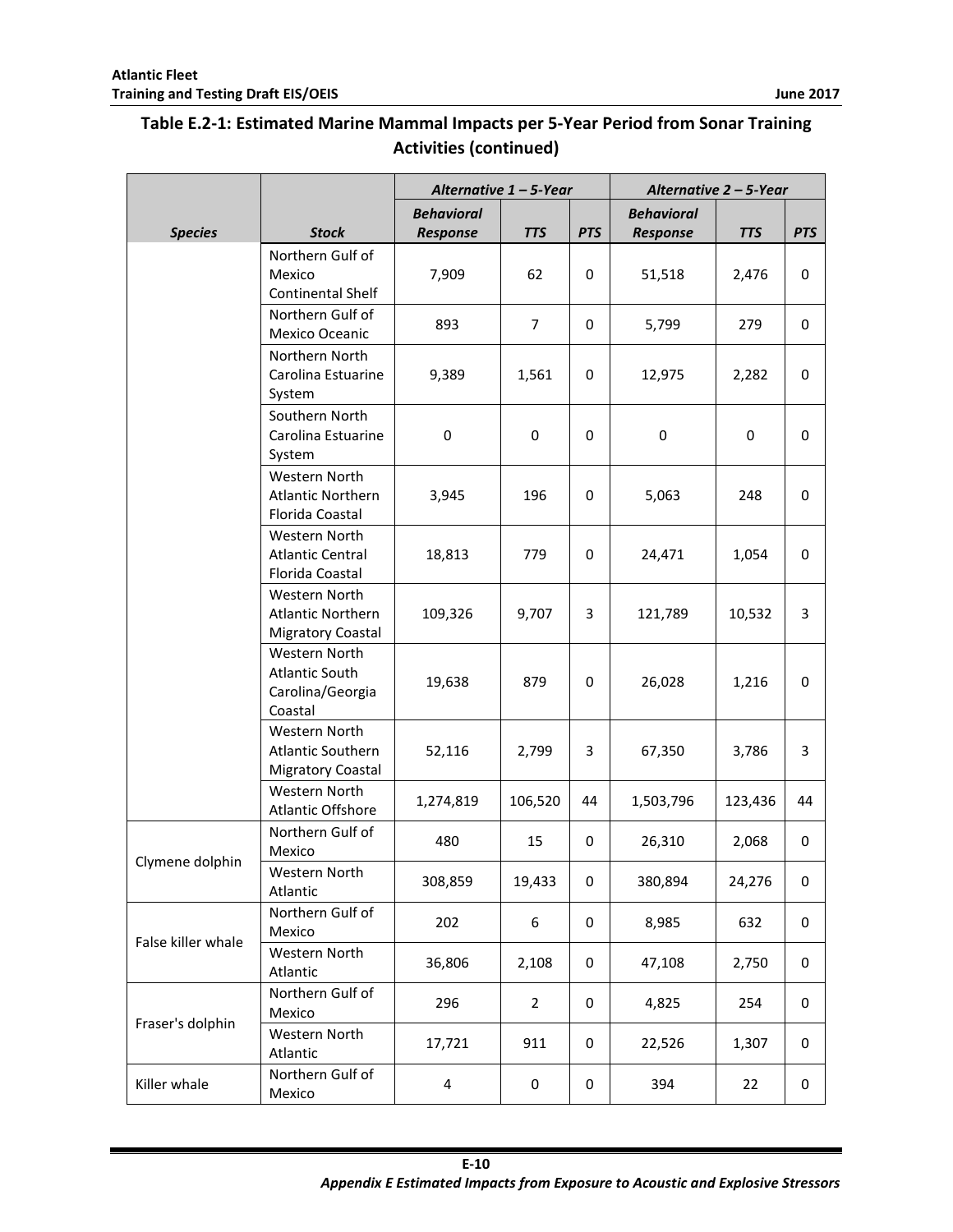## Table E.2-1: Estimated Marine Mammal Impacts per 5-Year Period from Sonar Training Activities (continued)

| | | *Alternative 1 – 5-Year* | | | *Alternative 2 – 5-Year* | | |
|---|---|---|---|---|---|---|---|
| ***Species*** | ***Stock*** | ***Behavioral Response*** | ***TTS*** | ***PTS*** | ***Behavioral Response*** | ***TTS*** | ***PTS*** |
| | Northern Gulf of Mexico Continental Shelf | 7,909 | 62 | 0 | 51,518 | 2,476 | 0 |
| | Northern Gulf of Mexico Oceanic | 893 | 7 | 0 | 5,799 | 279 | 0 |
| | Northern North Carolina Estuarine System | 9,389 | 1,561 | 0 | 12,975 | 2,282 | 0 |
| | Southern North Carolina Estuarine System | 0 | 0 | 0 | 0 | 0 | 0 |
| | Western North Atlantic Northern Florida Coastal | 3,945 | 196 | 0 | 5,063 | 248 | 0 |
| | Western North Atlantic Central Florida Coastal | 18,813 | 779 | 0 | 24,471 | 1,054 | 0 |
| | Western North Atlantic Northern Migratory Coastal | 109,326 | 9,707 | 3 | 121,789 | 10,532 | 3 |
| | Western North Atlantic South Carolina/Georgia Coastal | 19,638 | 879 | 0 | 26,028 | 1,216 | 0 |
| | Western North Atlantic Southern Migratory Coastal | 52,116 | 2,799 | 3 | 67,350 | 3,786 | 3 |
| | Western North Atlantic Offshore | 1,274,819 | 106,520 | 44 | 1,503,796 | 123,436 | 44 |
| Clymene dolphin | Northern Gulf of Mexico | 480 | 15 | 0 | 26,310 | 2,068 | 0 |
| | Western North Atlantic | 308,859 | 19,433 | 0 | 380,894 | 24,276 | 0 |
| False killer whale | Northern Gulf of Mexico | 202 | 6 | 0 | 8,985 | 632 | 0 |
| | Western North Atlantic | 36,806 | 2,108 | 0 | 47,108 | 2,750 | 0 |
| Fraser's dolphin | Northern Gulf of Mexico | 296 | 2 | 0 | 4,825 | 254 | 0 |
| | Western North Atlantic | 17,721 | 911 | 0 | 22,526 | 1,307 | 0 |
| Killer whale | Northern Gulf of Mexico | 4 | 0 | 0 | 394 | 22 | 0 |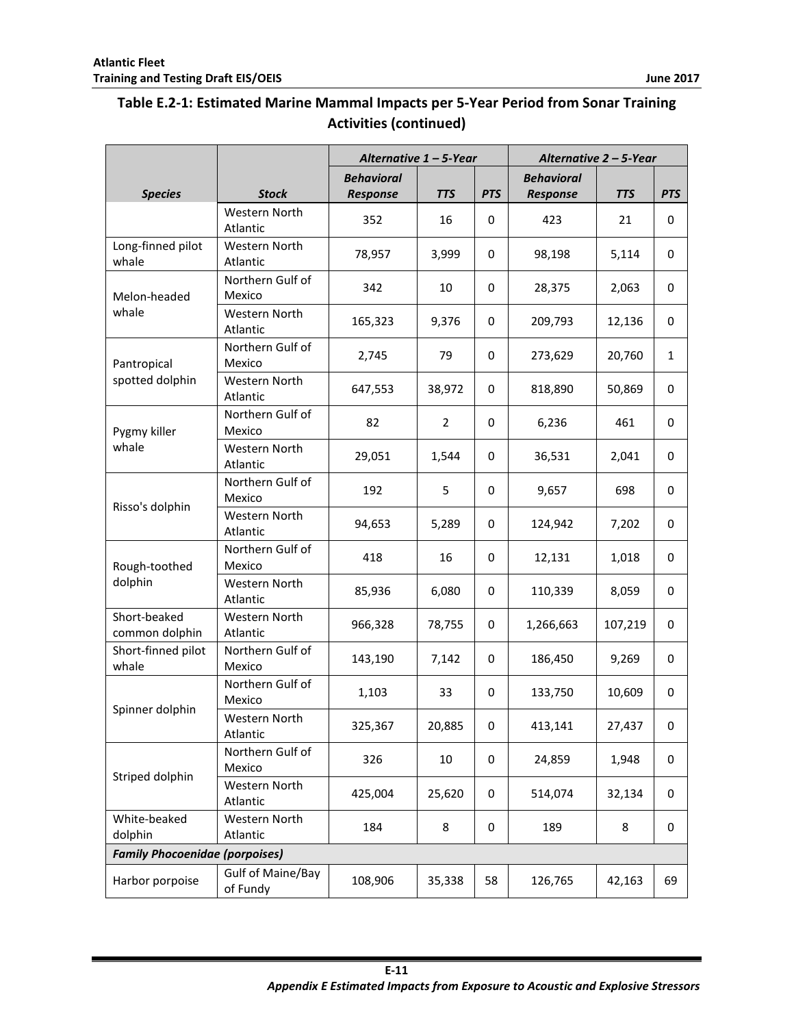## Table E.2-1: Estimated Marine Mammal Impacts per 5-Year Period from Sonar Training Activities (continued)

| | | *Alternative 1 – 5-Year* | | | *Alternative 2 – 5-Year* | | |
|---|---|---|---|---|---|---|---|
| ***Species*** | ***Stock*** | ***Behavioral Response*** | ***TTS*** | ***PTS*** | ***Behavioral Response*** | ***TTS*** | ***PTS*** |
| | Western North Atlantic | 352 | 16 | 0 | 423 | 21 | 0 |
| Long-finned pilot whale | Western North Atlantic | 78,957 | 3,999 | 0 | 98,198 | 5,114 | 0 |
| Melon-headed whale | Northern Gulf of Mexico | 342 | 10 | 0 | 28,375 | 2,063 | 0 |
| | Western North Atlantic | 165,323 | 9,376 | 0 | 209,793 | 12,136 | 0 |
| Pantropical spotted dolphin | Northern Gulf of Mexico | 2,745 | 79 | 0 | 273,629 | 20,760 | 1 |
| | Western North Atlantic | 647,553 | 38,972 | 0 | 818,890 | 50,869 | 0 |
| Pygmy killer whale | Northern Gulf of Mexico | 82 | 2 | 0 | 6,236 | 461 | 0 |
| | Western North Atlantic | 29,051 | 1,544 | 0 | 36,531 | 2,041 | 0 |
| Risso's dolphin | Northern Gulf of Mexico | 192 | 5 | 0 | 9,657 | 698 | 0 |
| | Western North Atlantic | 94,653 | 5,289 | 0 | 124,942 | 7,202 | 0 |
| Rough-toothed dolphin | Northern Gulf of Mexico | 418 | 16 | 0 | 12,131 | 1,018 | 0 |
| | Western North Atlantic | 85,936 | 6,080 | 0 | 110,339 | 8,059 | 0 |
| Short-beaked common dolphin | Western North Atlantic | 966,328 | 78,755 | 0 | 1,266,663 | 107,219 | 0 |
| Short-finned pilot whale | Northern Gulf of Mexico | 143,190 | 7,142 | 0 | 186,450 | 9,269 | 0 |
| Spinner dolphin | Northern Gulf of Mexico | 1,103 | 33 | 0 | 133,750 | 10,609 | 0 |
| | Western North Atlantic | 325,367 | 20,885 | 0 | 413,141 | 27,437 | 0 |
| Striped dolphin | Northern Gulf of Mexico | 326 | 10 | 0 | 24,859 | 1,948 | 0 |
| | Western North Atlantic | 425,004 | 25,620 | 0 | 514,074 | 32,134 | 0 |
| White-beaked dolphin | Western North Atlantic | 184 | 8 | 0 | 189 | 8 | 0 |
| ***Family Phocoenidae (porpoises)*** | | | | | | | |
| Harbor porpoise | Gulf of Maine/Bay of Fundy | 108,906 | 35,338 | 58 | 126,765 | 42,163 | 69 |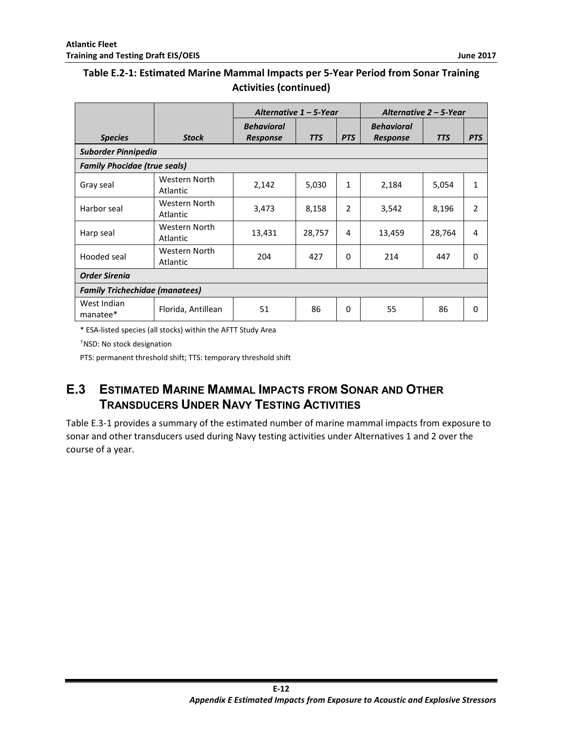**Table E.2-1: Estimated Marine Mammal Impacts per 5-Year Period from Sonar Training Activities (continued)**

| *Species* | *Stock* | *Alternative 1 – 5-Year* | | | *Alternative 2 – 5-Year* | | |
|---|---|---|---|---|---|---|---|
| | | *Behavioral Response* | *TTS* | *PTS* | *Behavioral Response* | *TTS* | *PTS* |
| ***Suborder Pinnipedia*** | | | | | | | |
| ***Family Phocidae (true seals)*** | | | | | | | |
| Gray seal | Western North Atlantic | 2,142 | 5,030 | 1 | 2,184 | 5,054 | 1 |
| Harbor seal | Western North Atlantic | 3,473 | 8,158 | 2 | 3,542 | 8,196 | 2 |
| Harp seal | Western North Atlantic | 13,431 | 28,757 | 4 | 13,459 | 28,764 | 4 |
| Hooded seal | Western North Atlantic | 204 | 427 | 0 | 214 | 447 | 0 |
| ***Order Sirenia*** | | | | | | | |
| ***Family Trichechidae (manatees)*** | | | | | | | |
| West Indian manatee* | Florida, Antillean | 51 | 86 | 0 | 55 | 86 | 0 |

* ESA-listed species (all stocks) within the AFTT Study Area

†NSD: No stock designation

PTS: permanent threshold shift; TTS: temporary threshold shift

## E.3 ESTIMATED MARINE MAMMAL IMPACTS FROM SONAR AND OTHER TRANSDUCERS UNDER NAVY TESTING ACTIVITIES

Table E.3-1 provides a summary of the estimated number of marine mammal impacts from exposure to sonar and other transducers used during Navy testing activities under Alternatives 1 and 2 over the course of a year.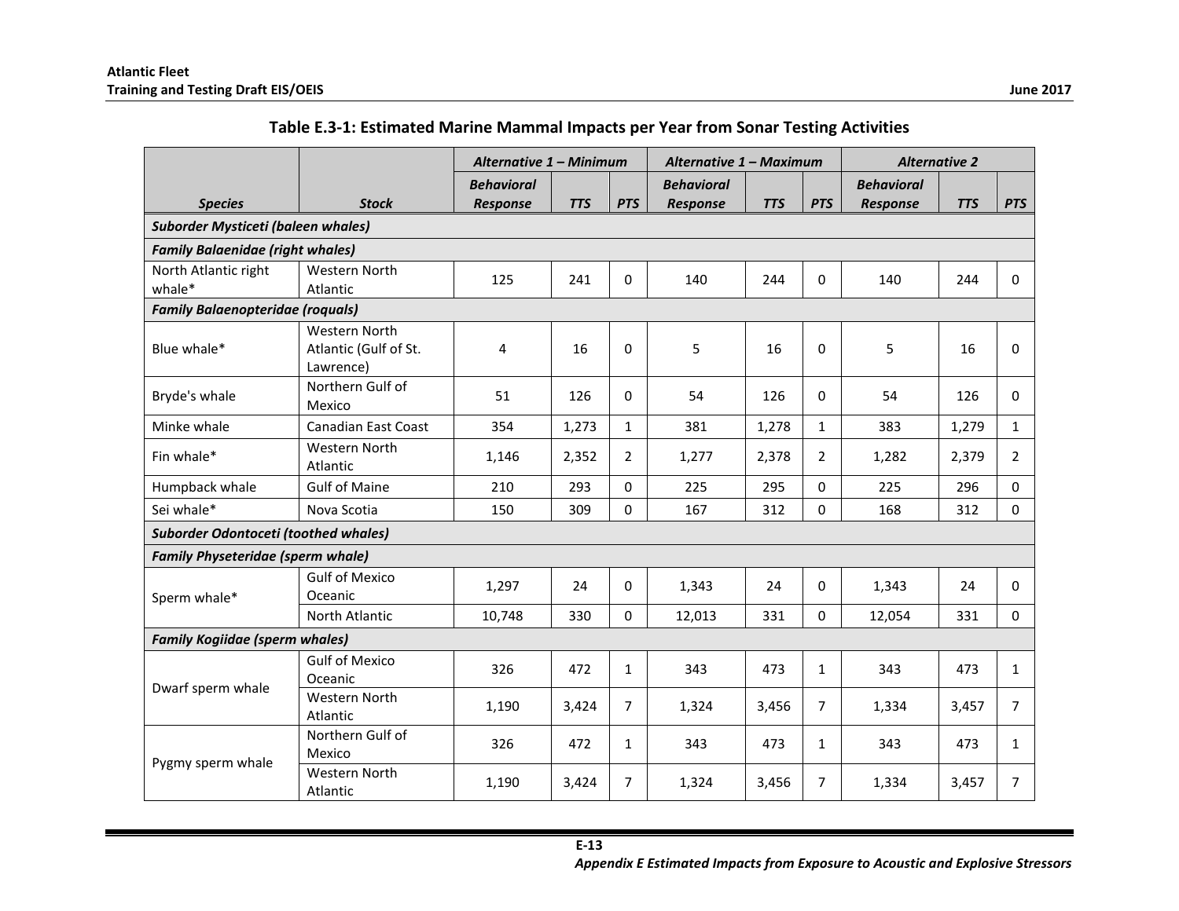**Table E.3-1: Estimated Marine Mammal Impacts per Year from Sonar Testing Activities**

| Species | Stock | Alternative 1 – Minimum | | | Alternative 1 – Maximum | | | Alternative 2 | | |
|---|---|---|---|---|---|---|---|---|---|---|
| | | Behavioral Response | TTS | PTS | Behavioral Response | TTS | PTS | Behavioral Response | TTS | PTS |
| ***Suborder Mysticeti (baleen whales)*** | | | | | | | | | | |
| ***Family Balaenidae (right whales)*** | | | | | | | | | | |
| North Atlantic right whale* | Western North Atlantic | 125 | 241 | 0 | 140 | 244 | 0 | 140 | 244 | 0 |
| ***Family Balaenopteridae (roquals)*** | | | | | | | | | | |
| Blue whale* | Western North Atlantic (Gulf of St. Lawrence) | 4 | 16 | 0 | 5 | 16 | 0 | 5 | 16 | 0 |
| Bryde's whale | Northern Gulf of Mexico | 51 | 126 | 0 | 54 | 126 | 0 | 54 | 126 | 0 |
| Minke whale | Canadian East Coast | 354 | 1,273 | 1 | 381 | 1,278 | 1 | 383 | 1,279 | 1 |
| Fin whale* | Western North Atlantic | 1,146 | 2,352 | 2 | 1,277 | 2,378 | 2 | 1,282 | 2,379 | 2 |
| Humpback whale | Gulf of Maine | 210 | 293 | 0 | 225 | 295 | 0 | 225 | 296 | 0 |
| Sei whale* | Nova Scotia | 150 | 309 | 0 | 167 | 312 | 0 | 168 | 312 | 0 |
| ***Suborder Odontoceti (toothed whales)*** | | | | | | | | | | |
| ***Family Physeteridae (sperm whale)*** | | | | | | | | | | |
| Sperm whale* | Gulf of Mexico Oceanic | 1,297 | 24 | 0 | 1,343 | 24 | 0 | 1,343 | 24 | 0 |
| | North Atlantic | 10,748 | 330 | 0 | 12,013 | 331 | 0 | 12,054 | 331 | 0 |
| ***Family Kogiidae (sperm whales)*** | | | | | | | | | | |
| Dwarf sperm whale | Gulf of Mexico Oceanic | 326 | 472 | 1 | 343 | 473 | 1 | 343 | 473 | 1 |
| | Western North Atlantic | 1,190 | 3,424 | 7 | 1,324 | 3,456 | 7 | 1,334 | 3,457 | 7 |
| Pygmy sperm whale | Northern Gulf of Mexico | 326 | 472 | 1 | 343 | 473 | 1 | 343 | 473 | 1 |
| | Western North Atlantic | 1,190 | 3,424 | 7 | 1,324 | 3,456 | 7 | 1,334 | 3,457 | 7 |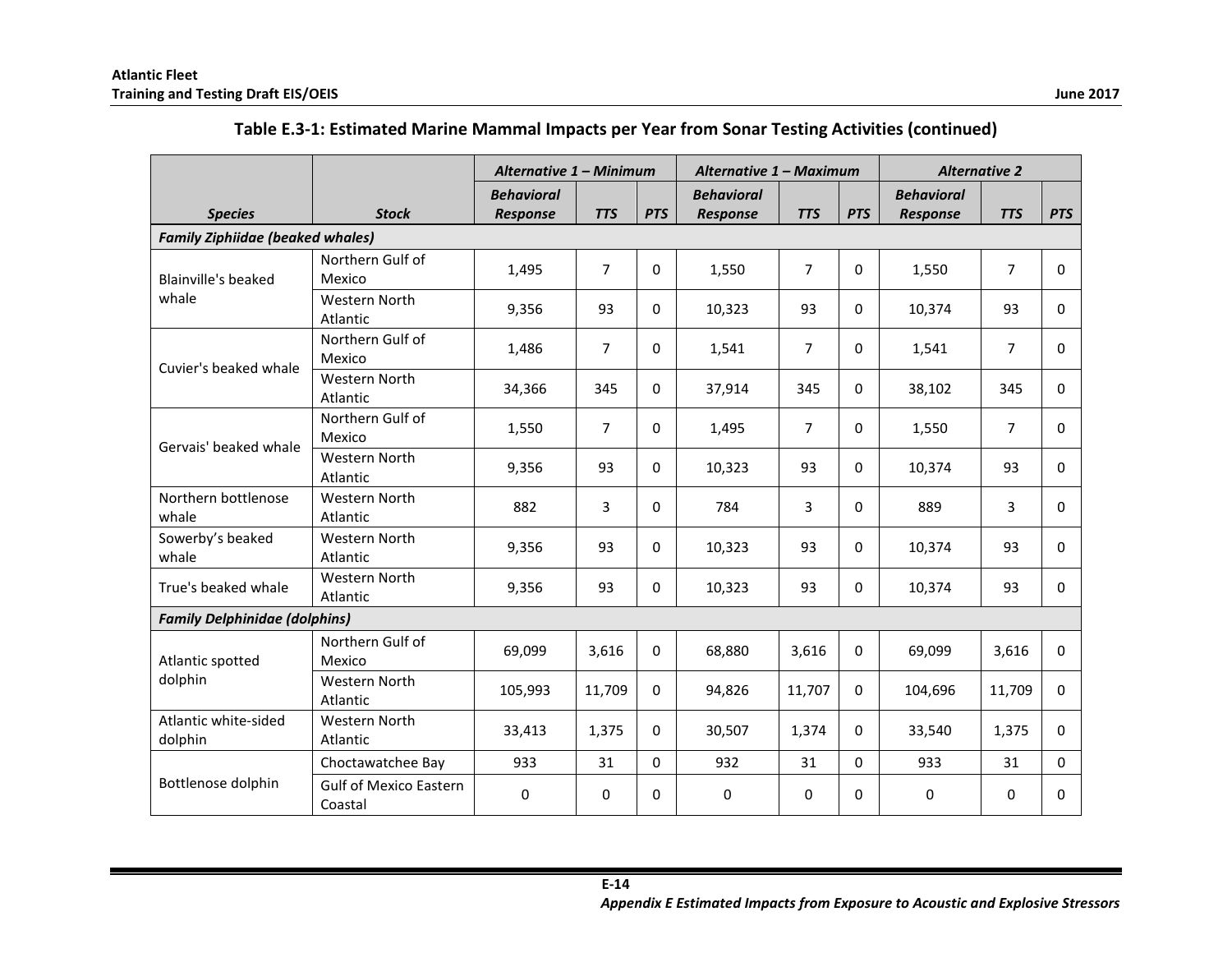**Table E.3-1: Estimated Marine Mammal Impacts per Year from Sonar Testing Activities (continued)**

| | | *Alternative 1 – Minimum* | | | *Alternative 1 – Maximum* | | | *Alternative 2* | | |
|---|---|---|---|---|---|---|---|---|---|---|
| ***Species*** | ***Stock*** | ***Behavioral Response*** | ***TTS*** | ***PTS*** | ***Behavioral Response*** | ***TTS*** | ***PTS*** | ***Behavioral Response*** | ***TTS*** | ***PTS*** |
| ***Family Ziphiidae (beaked whales)*** | | | | | | | | | | |
| Blainville's beaked whale | Northern Gulf of Mexico | 1,495 | 7 | 0 | 1,550 | 7 | 0 | 1,550 | 7 | 0 |
| | Western North Atlantic | 9,356 | 93 | 0 | 10,323 | 93 | 0 | 10,374 | 93 | 0 |
| Cuvier's beaked whale | Northern Gulf of Mexico | 1,486 | 7 | 0 | 1,541 | 7 | 0 | 1,541 | 7 | 0 |
| | Western North Atlantic | 34,366 | 345 | 0 | 37,914 | 345 | 0 | 38,102 | 345 | 0 |
| Gervais' beaked whale | Northern Gulf of Mexico | 1,550 | 7 | 0 | 1,495 | 7 | 0 | 1,550 | 7 | 0 |
| | Western North Atlantic | 9,356 | 93 | 0 | 10,323 | 93 | 0 | 10,374 | 93 | 0 |
| Northern bottlenose whale | Western North Atlantic | 882 | 3 | 0 | 784 | 3 | 0 | 889 | 3 | 0 |
| Sowerby's beaked whale | Western North Atlantic | 9,356 | 93 | 0 | 10,323 | 93 | 0 | 10,374 | 93 | 0 |
| True's beaked whale | Western North Atlantic | 9,356 | 93 | 0 | 10,323 | 93 | 0 | 10,374 | 93 | 0 |
| ***Family Delphinidae (dolphins)*** | | | | | | | | | | |
| Atlantic spotted dolphin | Northern Gulf of Mexico | 69,099 | 3,616 | 0 | 68,880 | 3,616 | 0 | 69,099 | 3,616 | 0 |
| | Western North Atlantic | 105,993 | 11,709 | 0 | 94,826 | 11,707 | 0 | 104,696 | 11,709 | 0 |
| Atlantic white-sided dolphin | Western North Atlantic | 33,413 | 1,375 | 0 | 30,507 | 1,374 | 0 | 33,540 | 1,375 | 0 |
| Bottlenose dolphin | Choctawatchee Bay | 933 | 31 | 0 | 932 | 31 | 0 | 933 | 31 | 0 |
| | Gulf of Mexico Eastern Coastal | 0 | 0 | 0 | 0 | 0 | 0 | 0 | 0 | 0 |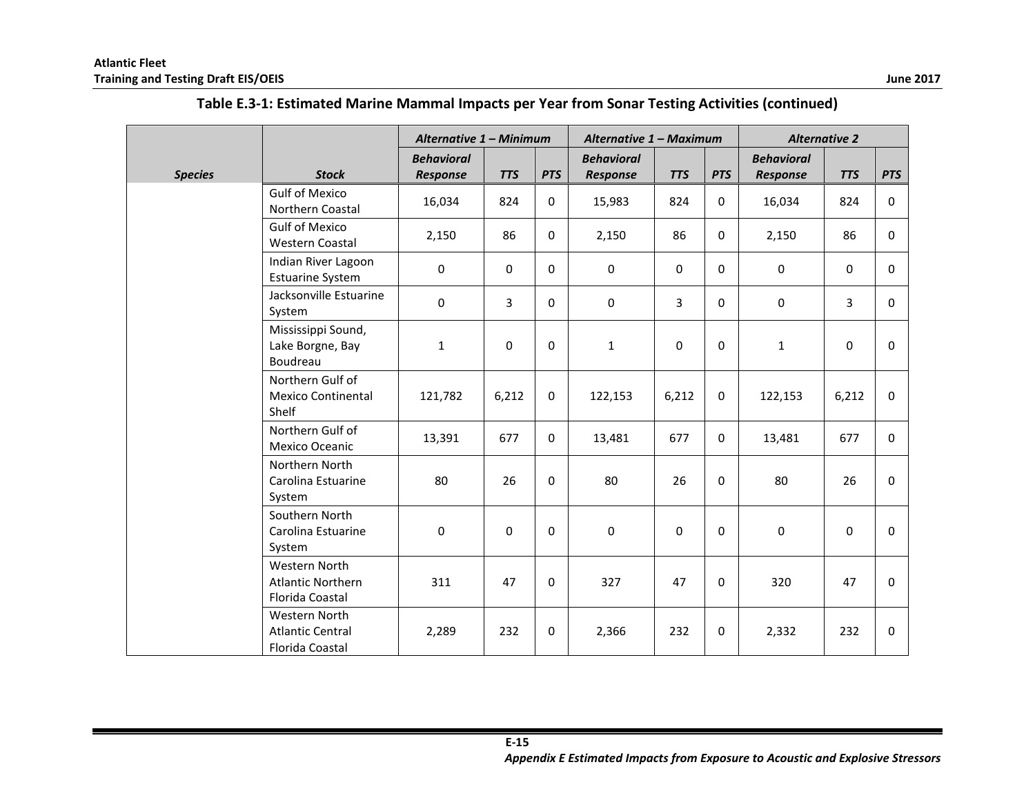**Table E.3-1: Estimated Marine Mammal Impacts per Year from Sonar Testing Activities (continued)**

| Species | Stock | *Alternative 1 – Minimum* | | | *Alternative 1 – Maximum* | | | *Alternative 2* | | |
|---|---|---|---|---|---|---|---|---|---|---|
| | | *Behavioral Response* | *TTS* | *PTS* | *Behavioral Response* | *TTS* | *PTS* | *Behavioral Response* | *TTS* | *PTS* |
| | Gulf of Mexico Northern Coastal | 16,034 | 824 | 0 | 15,983 | 824 | 0 | 16,034 | 824 | 0 |
| | Gulf of Mexico Western Coastal | 2,150 | 86 | 0 | 2,150 | 86 | 0 | 2,150 | 86 | 0 |
| | Indian River Lagoon Estuarine System | 0 | 0 | 0 | 0 | 0 | 0 | 0 | 0 | 0 |
| | Jacksonville Estuarine System | 0 | 3 | 0 | 0 | 3 | 0 | 0 | 3 | 0 |
| | Mississippi Sound, Lake Borgne, Bay Boudreau | 1 | 0 | 0 | 1 | 0 | 0 | 1 | 0 | 0 |
| | Northern Gulf of Mexico Continental Shelf | 121,782 | 6,212 | 0 | 122,153 | 6,212 | 0 | 122,153 | 6,212 | 0 |
| | Northern Gulf of Mexico Oceanic | 13,391 | 677 | 0 | 13,481 | 677 | 0 | 13,481 | 677 | 0 |
| | Northern North Carolina Estuarine System | 80 | 26 | 0 | 80 | 26 | 0 | 80 | 26 | 0 |
| | Southern North Carolina Estuarine System | 0 | 0 | 0 | 0 | 0 | 0 | 0 | 0 | 0 |
| | Western North Atlantic Northern Florida Coastal | 311 | 47 | 0 | 327 | 47 | 0 | 320 | 47 | 0 |
| | Western North Atlantic Central Florida Coastal | 2,289 | 232 | 0 | 2,366 | 232 | 0 | 2,332 | 232 | 0 |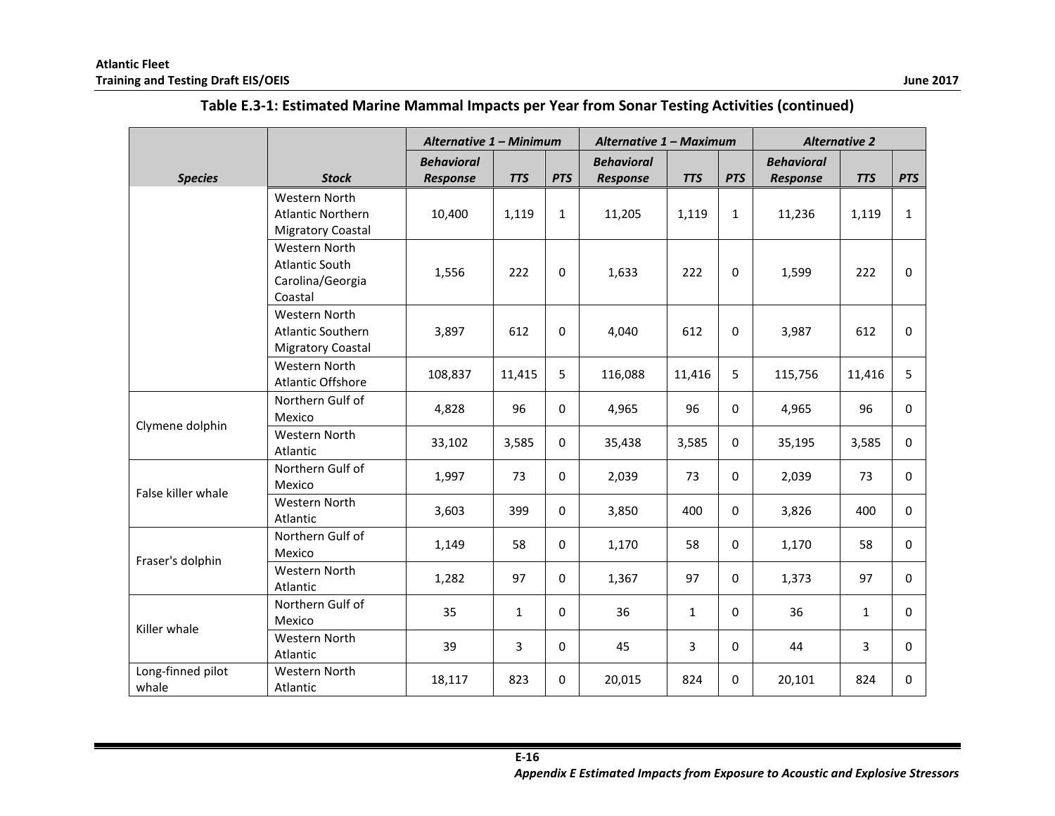**Table E.3-1: Estimated Marine Mammal Impacts per Year from Sonar Testing Activities (continued)**

| | | *Alternative 1 – Minimum* | | | *Alternative 1 – Maximum* | | | *Alternative 2* | | |
|---|---|---|---|---|---|---|---|---|---|---|
| ***Species*** | ***Stock*** | ***Behavioral Response*** | ***TTS*** | ***PTS*** | ***Behavioral Response*** | ***TTS*** | ***PTS*** | ***Behavioral Response*** | ***TTS*** | ***PTS*** |
| | Western North Atlantic Northern Migratory Coastal | 10,400 | 1,119 | 1 | 11,205 | 1,119 | 1 | 11,236 | 1,119 | 1 |
| | Western North Atlantic South Carolina/Georgia Coastal | 1,556 | 222 | 0 | 1,633 | 222 | 0 | 1,599 | 222 | 0 |
| | Western North Atlantic Southern Migratory Coastal | 3,897 | 612 | 0 | 4,040 | 612 | 0 | 3,987 | 612 | 0 |
| | Western North Atlantic Offshore | 108,837 | 11,415 | 5 | 116,088 | 11,416 | 5 | 115,756 | 11,416 | 5 |
| Clymene dolphin | Northern Gulf of Mexico | 4,828 | 96 | 0 | 4,965 | 96 | 0 | 4,965 | 96 | 0 |
| | Western North Atlantic | 33,102 | 3,585 | 0 | 35,438 | 3,585 | 0 | 35,195 | 3,585 | 0 |
| False killer whale | Northern Gulf of Mexico | 1,997 | 73 | 0 | 2,039 | 73 | 0 | 2,039 | 73 | 0 |
| | Western North Atlantic | 3,603 | 399 | 0 | 3,850 | 400 | 0 | 3,826 | 400 | 0 |
| Fraser's dolphin | Northern Gulf of Mexico | 1,149 | 58 | 0 | 1,170 | 58 | 0 | 1,170 | 58 | 0 |
| | Western North Atlantic | 1,282 | 97 | 0 | 1,367 | 97 | 0 | 1,373 | 97 | 0 |
| Killer whale | Northern Gulf of Mexico | 35 | 1 | 0 | 36 | 1 | 0 | 36 | 1 | 0 |
| | Western North Atlantic | 39 | 3 | 0 | 45 | 3 | 0 | 44 | 3 | 0 |
| Long-finned pilot whale | Western North Atlantic | 18,117 | 823 | 0 | 20,015 | 824 | 0 | 20,101 | 824 | 0 |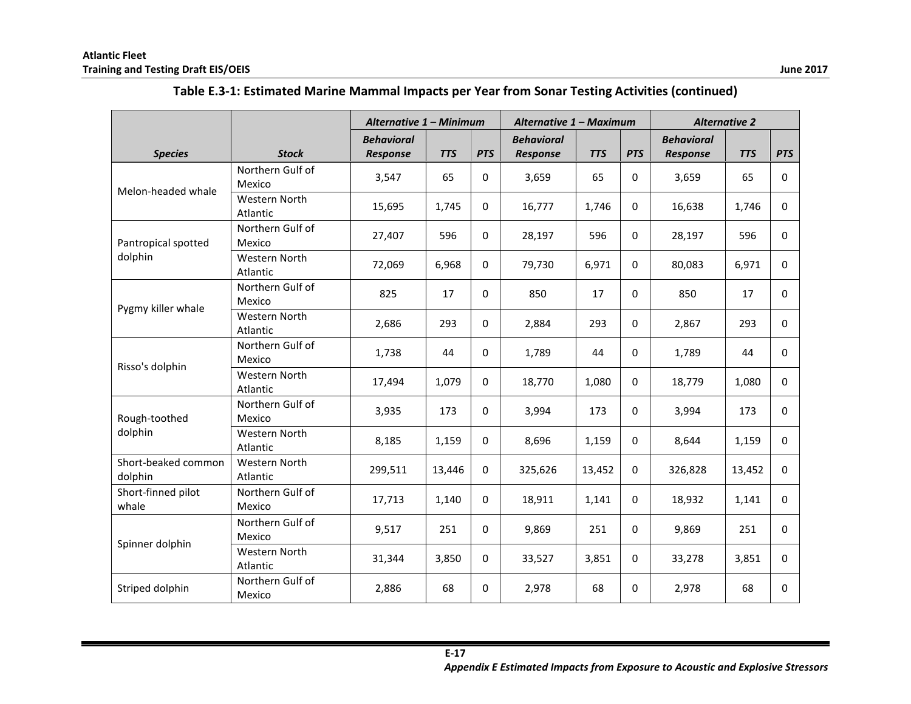**Table E.3-1: Estimated Marine Mammal Impacts per Year from Sonar Testing Activities (continued)**

| | | *Alternative 1 – Minimum* | | | *Alternative 1 – Maximum* | | | *Alternative 2* | | |
|---|---|---|---|---|---|---|---|---|---|---|
| *Species* | *Stock* | *Behavioral Response* | *TTS* | *PTS* | *Behavioral Response* | *TTS* | *PTS* | *Behavioral Response* | *TTS* | *PTS* |
| Melon-headed whale | Northern Gulf of Mexico | 3,547 | 65 | 0 | 3,659 | 65 | 0 | 3,659 | 65 | 0 |
| | Western North Atlantic | 15,695 | 1,745 | 0 | 16,777 | 1,746 | 0 | 16,638 | 1,746 | 0 |
| Pantropical spotted dolphin | Northern Gulf of Mexico | 27,407 | 596 | 0 | 28,197 | 596 | 0 | 28,197 | 596 | 0 |
| | Western North Atlantic | 72,069 | 6,968 | 0 | 79,730 | 6,971 | 0 | 80,083 | 6,971 | 0 |
| Pygmy killer whale | Northern Gulf of Mexico | 825 | 17 | 0 | 850 | 17 | 0 | 850 | 17 | 0 |
| | Western North Atlantic | 2,686 | 293 | 0 | 2,884 | 293 | 0 | 2,867 | 293 | 0 |
| Risso's dolphin | Northern Gulf of Mexico | 1,738 | 44 | 0 | 1,789 | 44 | 0 | 1,789 | 44 | 0 |
| | Western North Atlantic | 17,494 | 1,079 | 0 | 18,770 | 1,080 | 0 | 18,779 | 1,080 | 0 |
| Rough-toothed dolphin | Northern Gulf of Mexico | 3,935 | 173 | 0 | 3,994 | 173 | 0 | 3,994 | 173 | 0 |
| | Western North Atlantic | 8,185 | 1,159 | 0 | 8,696 | 1,159 | 0 | 8,644 | 1,159 | 0 |
| Short-beaked common dolphin | Western North Atlantic | 299,511 | 13,446 | 0 | 325,626 | 13,452 | 0 | 326,828 | 13,452 | 0 |
| Short-finned pilot whale | Northern Gulf of Mexico | 17,713 | 1,140 | 0 | 18,911 | 1,141 | 0 | 18,932 | 1,141 | 0 |
| Spinner dolphin | Northern Gulf of Mexico | 9,517 | 251 | 0 | 9,869 | 251 | 0 | 9,869 | 251 | 0 |
| | Western North Atlantic | 31,344 | 3,850 | 0 | 33,527 | 3,851 | 0 | 33,278 | 3,851 | 0 |
| Striped dolphin | Northern Gulf of Mexico | 2,886 | 68 | 0 | 2,978 | 68 | 0 | 2,978 | 68 | 0 |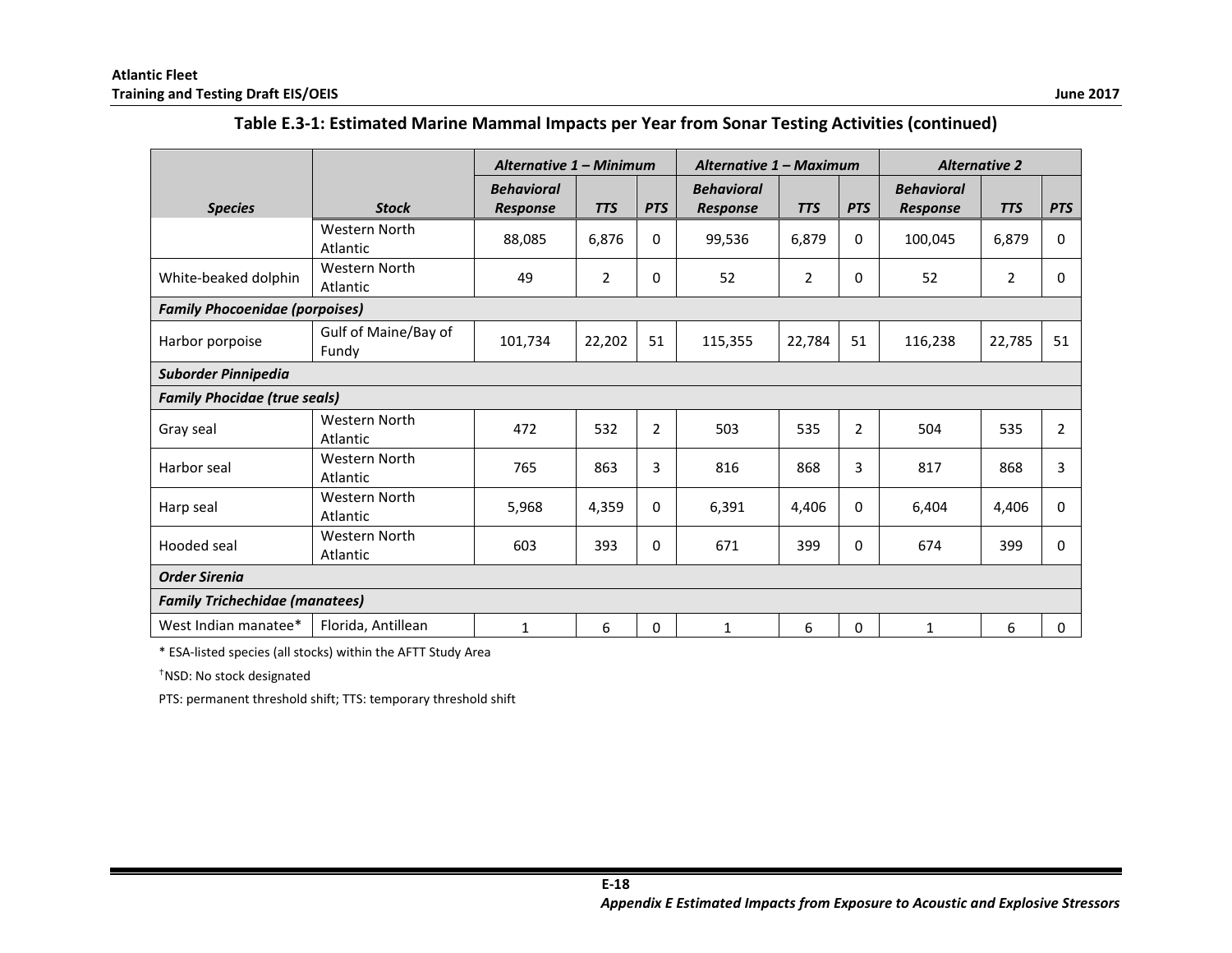**Table E.3-1: Estimated Marine Mammal Impacts per Year from Sonar Testing Activities (continued)**

| | | Alternative 1 – Minimum | | | Alternative 1 – Maximum | | | Alternative 2 | | |
|---|---|---|---|---|---|---|---|---|---|---|
| ***Species*** | ***Stock*** | ***Behavioral Response*** | ***TTS*** | ***PTS*** | ***Behavioral Response*** | ***TTS*** | ***PTS*** | ***Behavioral Response*** | ***TTS*** | ***PTS*** |
| | Western North Atlantic | 88,085 | 6,876 | 0 | 99,536 | 6,879 | 0 | 100,045 | 6,879 | 0 |
| White-beaked dolphin | Western North Atlantic | 49 | 2 | 0 | 52 | 2 | 0 | 52 | 2 | 0 |
| ***Family Phocoenidae (porpoises)*** | | | | | | | | | | |
| Harbor porpoise | Gulf of Maine/Bay of Fundy | 101,734 | 22,202 | 51 | 115,355 | 22,784 | 51 | 116,238 | 22,785 | 51 |
| ***Suborder Pinnipedia*** | | | | | | | | | | |
| ***Family Phocidae (true seals)*** | | | | | | | | | | |
| Gray seal | Western North Atlantic | 472 | 532 | 2 | 503 | 535 | 2 | 504 | 535 | 2 |
| Harbor seal | Western North Atlantic | 765 | 863 | 3 | 816 | 868 | 3 | 817 | 868 | 3 |
| Harp seal | Western North Atlantic | 5,968 | 4,359 | 0 | 6,391 | 4,406 | 0 | 6,404 | 4,406 | 0 |
| Hooded seal | Western North Atlantic | 603 | 393 | 0 | 671 | 399 | 0 | 674 | 399 | 0 |
| ***Order Sirenia*** | | | | | | | | | | |
| ***Family Trichechidae (manatees)*** | | | | | | | | | | |
| West Indian manatee* | Florida, Antillean | 1 | 6 | 0 | 1 | 6 | 0 | 1 | 6 | 0 |

\* ESA-listed species (all stocks) within the AFTT Study Area

†NSD: No stock designated

PTS: permanent threshold shift; TTS: temporary threshold shift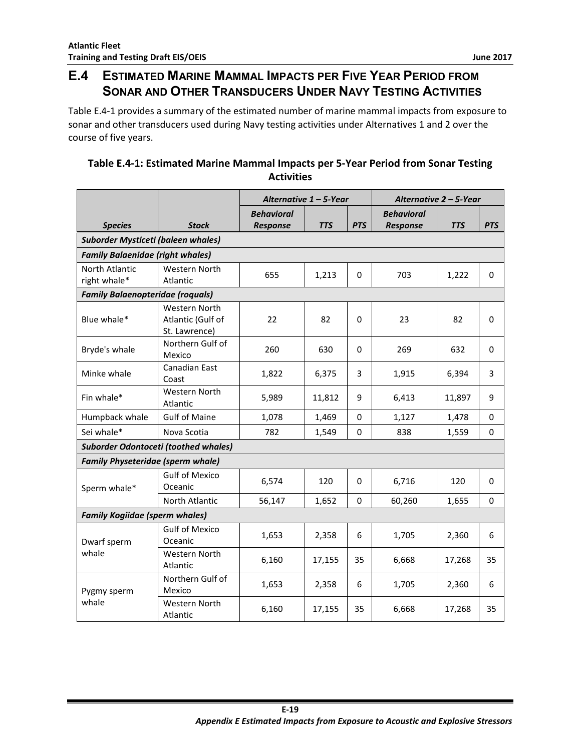## E.4 Estimated Marine Mammal Impacts per Five Year Period from Sonar and Other Transducers Under Navy Testing Activities

Table E.4-1 provides a summary of the estimated number of marine mammal impacts from exposure to sonar and other transducers used during Navy testing activities under Alternatives 1 and 2 over the course of five years.

**Table E.4-1: Estimated Marine Mammal Impacts per 5-Year Period from Sonar Testing Activities**

| | | *Alternative 1 – 5-Year* | | | *Alternative 2 – 5-Year* | | |
|---|---|---|---|---|---|---|---|
| *Species* | *Stock* | *Behavioral Response* | *TTS* | *PTS* | *Behavioral Response* | *TTS* | *PTS* |
| ***Suborder Mysticeti (baleen whales)*** | | | | | | | |
| ***Family Balaenidae (right whales)*** | | | | | | | |
| North Atlantic right whale* | Western North Atlantic | 655 | 1,213 | 0 | 703 | 1,222 | 0 |
| ***Family Balaenopteridae (roquals)*** | | | | | | | |
| Blue whale* | Western North Atlantic (Gulf of St. Lawrence) | 22 | 82 | 0 | 23 | 82 | 0 |
| Bryde's whale | Northern Gulf of Mexico | 260 | 630 | 0 | 269 | 632 | 0 |
| Minke whale | Canadian East Coast | 1,822 | 6,375 | 3 | 1,915 | 6,394 | 3 |
| Fin whale* | Western North Atlantic | 5,989 | 11,812 | 9 | 6,413 | 11,897 | 9 |
| Humpback whale | Gulf of Maine | 1,078 | 1,469 | 0 | 1,127 | 1,478 | 0 |
| Sei whale* | Nova Scotia | 782 | 1,549 | 0 | 838 | 1,559 | 0 |
| ***Suborder Odontoceti (toothed whales)*** | | | | | | | |
| ***Family Physeteridae (sperm whale)*** | | | | | | | |
| Sperm whale* | Gulf of Mexico Oceanic | 6,574 | 120 | 0 | 6,716 | 120 | 0 |
| | North Atlantic | 56,147 | 1,652 | 0 | 60,260 | 1,655 | 0 |
| ***Family Kogiidae (sperm whales)*** | | | | | | | |
| Dwarf sperm whale | Gulf of Mexico Oceanic | 1,653 | 2,358 | 6 | 1,705 | 2,360 | 6 |
| | Western North Atlantic | 6,160 | 17,155 | 35 | 6,668 | 17,268 | 35 |
| Pygmy sperm whale | Northern Gulf of Mexico | 1,653 | 2,358 | 6 | 1,705 | 2,360 | 6 |
| | Western North Atlantic | 6,160 | 17,155 | 35 | 6,668 | 17,268 | 35 |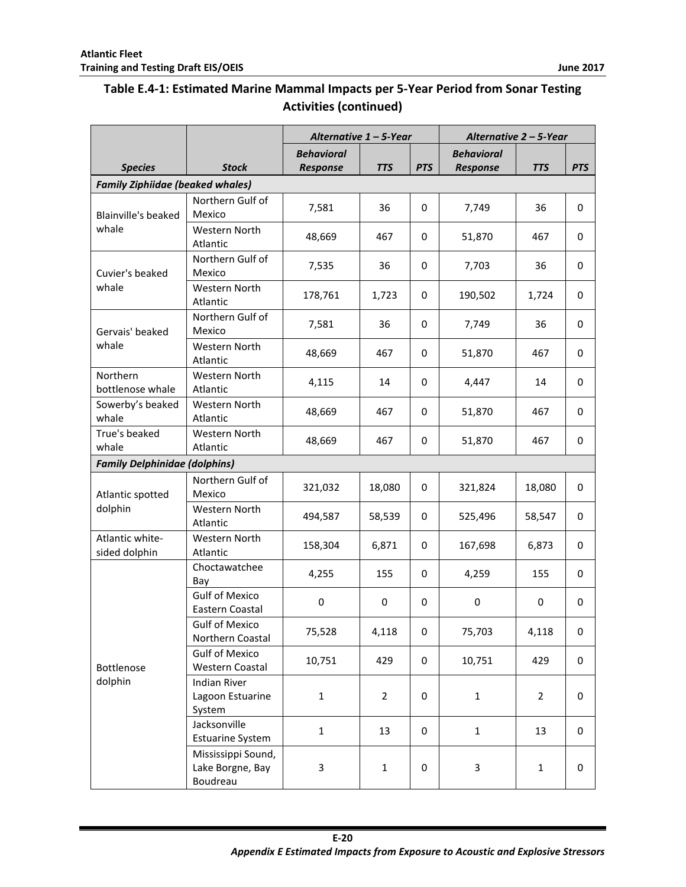## Table E.4-1: Estimated Marine Mammal Impacts per 5-Year Period from Sonar Testing Activities (continued)

| | | *Alternative 1 – 5-Year* | | | *Alternative 2 – 5-Year* | | |
|---|---|---|---|---|---|---|---|
| ***Species*** | ***Stock*** | ***Behavioral Response*** | ***TTS*** | ***PTS*** | ***Behavioral Response*** | ***TTS*** | ***PTS*** |
| ***Family Ziphiidae (beaked whales)*** | | | | | | | |
| Blainville's beaked whale | Northern Gulf of Mexico | 7,581 | 36 | 0 | 7,749 | 36 | 0 |
| | Western North Atlantic | 48,669 | 467 | 0 | 51,870 | 467 | 0 |
| Cuvier's beaked whale | Northern Gulf of Mexico | 7,535 | 36 | 0 | 7,703 | 36 | 0 |
| | Western North Atlantic | 178,761 | 1,723 | 0 | 190,502 | 1,724 | 0 |
| Gervais' beaked whale | Northern Gulf of Mexico | 7,581 | 36 | 0 | 7,749 | 36 | 0 |
| | Western North Atlantic | 48,669 | 467 | 0 | 51,870 | 467 | 0 |
| Northern bottlenose whale | Western North Atlantic | 4,115 | 14 | 0 | 4,447 | 14 | 0 |
| Sowerby's beaked whale | Western North Atlantic | 48,669 | 467 | 0 | 51,870 | 467 | 0 |
| True's beaked whale | Western North Atlantic | 48,669 | 467 | 0 | 51,870 | 467 | 0 |
| ***Family Delphinidae (dolphins)*** | | | | | | | |
| Atlantic spotted dolphin | Northern Gulf of Mexico | 321,032 | 18,080 | 0 | 321,824 | 18,080 | 0 |
| | Western North Atlantic | 494,587 | 58,539 | 0 | 525,496 | 58,547 | 0 |
| Atlantic white-sided dolphin | Western North Atlantic | 158,304 | 6,871 | 0 | 167,698 | 6,873 | 0 |
| Bottlenose dolphin | Choctawatchee Bay | 4,255 | 155 | 0 | 4,259 | 155 | 0 |
| | Gulf of Mexico Eastern Coastal | 0 | 0 | 0 | 0 | 0 | 0 |
| | Gulf of Mexico Northern Coastal | 75,528 | 4,118 | 0 | 75,703 | 4,118 | 0 |
| | Gulf of Mexico Western Coastal | 10,751 | 429 | 0 | 10,751 | 429 | 0 |
| | Indian River Lagoon Estuarine System | 1 | 2 | 0 | 1 | 2 | 0 |
| | Jacksonville Estuarine System | 1 | 13 | 0 | 1 | 13 | 0 |
| | Mississippi Sound, Lake Borgne, Bay Boudreau | 3 | 1 | 0 | 3 | 1 | 0 |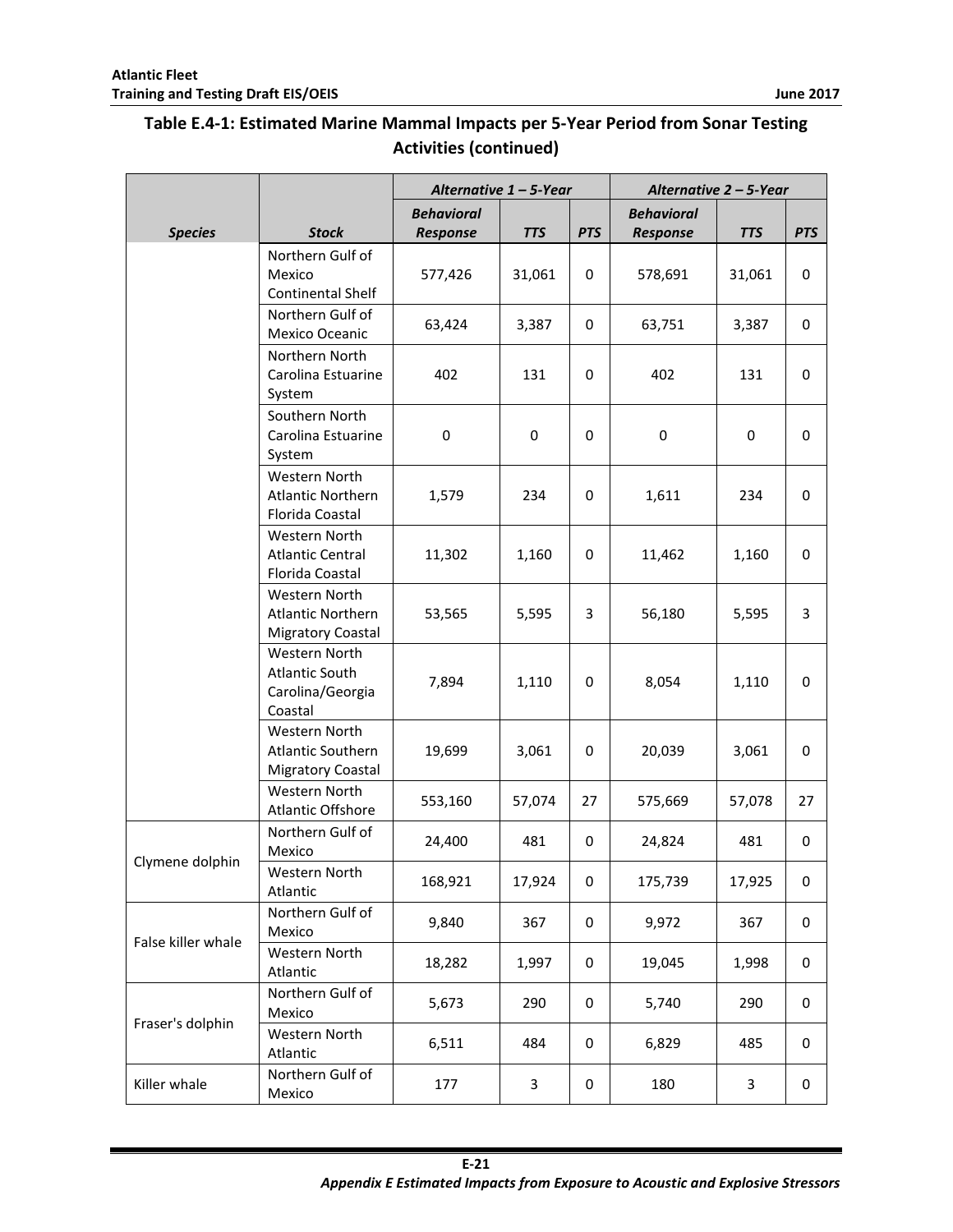## Table E.4-1: Estimated Marine Mammal Impacts per 5-Year Period from Sonar Testing Activities (continued)

| | | *Alternative 1 – 5-Year* | | | *Alternative 2 – 5-Year* | | |
|---|---|---|---|---|---|---|---|
| ***Species*** | ***Stock*** | ***Behavioral Response*** | ***TTS*** | ***PTS*** | ***Behavioral Response*** | ***TTS*** | ***PTS*** |
| | Northern Gulf of Mexico Continental Shelf | 577,426 | 31,061 | 0 | 578,691 | 31,061 | 0 |
| | Northern Gulf of Mexico Oceanic | 63,424 | 3,387 | 0 | 63,751 | 3,387 | 0 |
| | Northern North Carolina Estuarine System | 402 | 131 | 0 | 402 | 131 | 0 |
| | Southern North Carolina Estuarine System | 0 | 0 | 0 | 0 | 0 | 0 |
| | Western North Atlantic Northern Florida Coastal | 1,579 | 234 | 0 | 1,611 | 234 | 0 |
| | Western North Atlantic Central Florida Coastal | 11,302 | 1,160 | 0 | 11,462 | 1,160 | 0 |
| | Western North Atlantic Northern Migratory Coastal | 53,565 | 5,595 | 3 | 56,180 | 5,595 | 3 |
| | Western North Atlantic South Carolina/Georgia Coastal | 7,894 | 1,110 | 0 | 8,054 | 1,110 | 0 |
| | Western North Atlantic Southern Migratory Coastal | 19,699 | 3,061 | 0 | 20,039 | 3,061 | 0 |
| | Western North Atlantic Offshore | 553,160 | 57,074 | 27 | 575,669 | 57,078 | 27 |
| Clymene dolphin | Northern Gulf of Mexico | 24,400 | 481 | 0 | 24,824 | 481 | 0 |
| | Western North Atlantic | 168,921 | 17,924 | 0 | 175,739 | 17,925 | 0 |
| False killer whale | Northern Gulf of Mexico | 9,840 | 367 | 0 | 9,972 | 367 | 0 |
| | Western North Atlantic | 18,282 | 1,997 | 0 | 19,045 | 1,998 | 0 |
| Fraser's dolphin | Northern Gulf of Mexico | 5,673 | 290 | 0 | 5,740 | 290 | 0 |
| | Western North Atlantic | 6,511 | 484 | 0 | 6,829 | 485 | 0 |
| Killer whale | Northern Gulf of Mexico | 177 | 3 | 0 | 180 | 3 | 0 |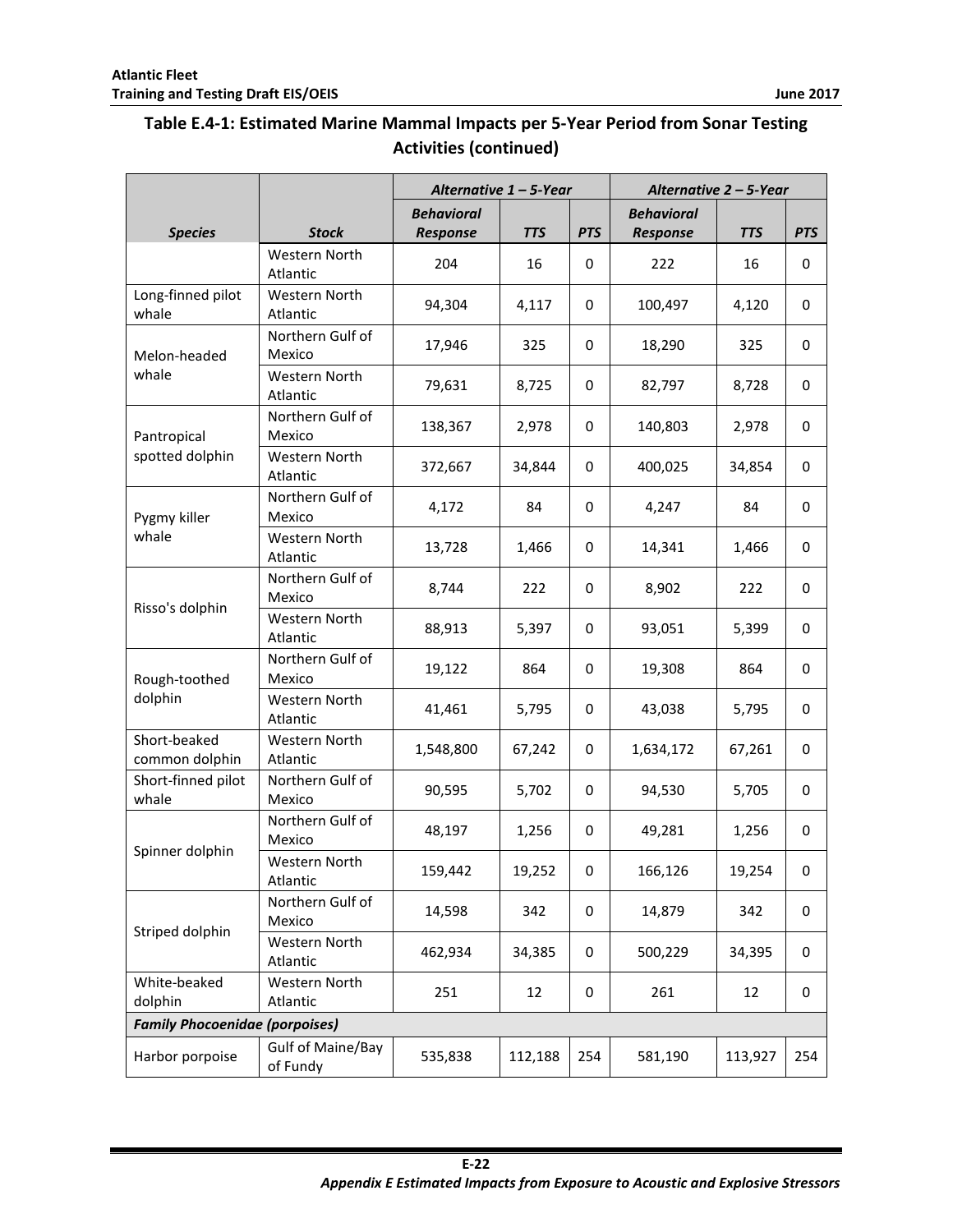## Table E.4-1: Estimated Marine Mammal Impacts per 5-Year Period from Sonar Testing Activities (continued)

| | | *Alternative 1 – 5-Year* | | | *Alternative 2 – 5-Year* | | |
|---|---|---|---|---|---|---|---|
| ***Species*** | ***Stock*** | ***Behavioral Response*** | ***TTS*** | ***PTS*** | ***Behavioral Response*** | ***TTS*** | ***PTS*** |
| | Western North Atlantic | 204 | 16 | 0 | 222 | 16 | 0 |
| Long-finned pilot whale | Western North Atlantic | 94,304 | 4,117 | 0 | 100,497 | 4,120 | 0 |
| Melon-headed whale | Northern Gulf of Mexico | 17,946 | 325 | 0 | 18,290 | 325 | 0 |
| | Western North Atlantic | 79,631 | 8,725 | 0 | 82,797 | 8,728 | 0 |
| Pantropical spotted dolphin | Northern Gulf of Mexico | 138,367 | 2,978 | 0 | 140,803 | 2,978 | 0 |
| | Western North Atlantic | 372,667 | 34,844 | 0 | 400,025 | 34,854 | 0 |
| Pygmy killer whale | Northern Gulf of Mexico | 4,172 | 84 | 0 | 4,247 | 84 | 0 |
| | Western North Atlantic | 13,728 | 1,466 | 0 | 14,341 | 1,466 | 0 |
| Risso's dolphin | Northern Gulf of Mexico | 8,744 | 222 | 0 | 8,902 | 222 | 0 |
| | Western North Atlantic | 88,913 | 5,397 | 0 | 93,051 | 5,399 | 0 |
| Rough-toothed dolphin | Northern Gulf of Mexico | 19,122 | 864 | 0 | 19,308 | 864 | 0 |
| | Western North Atlantic | 41,461 | 5,795 | 0 | 43,038 | 5,795 | 0 |
| Short-beaked common dolphin | Western North Atlantic | 1,548,800 | 67,242 | 0 | 1,634,172 | 67,261 | 0 |
| Short-finned pilot whale | Northern Gulf of Mexico | 90,595 | 5,702 | 0 | 94,530 | 5,705 | 0 |
| Spinner dolphin | Northern Gulf of Mexico | 48,197 | 1,256 | 0 | 49,281 | 1,256 | 0 |
| | Western North Atlantic | 159,442 | 19,252 | 0 | 166,126 | 19,254 | 0 |
| Striped dolphin | Northern Gulf of Mexico | 14,598 | 342 | 0 | 14,879 | 342 | 0 |
| | Western North Atlantic | 462,934 | 34,385 | 0 | 500,229 | 34,395 | 0 |
| White-beaked dolphin | Western North Atlantic | 251 | 12 | 0 | 261 | 12 | 0 |
| ***Family Phocoenidae (porpoises)*** | | | | | | | |
| Harbor porpoise | Gulf of Maine/Bay of Fundy | 535,838 | 112,188 | 254 | 581,190 | 113,927 | 254 |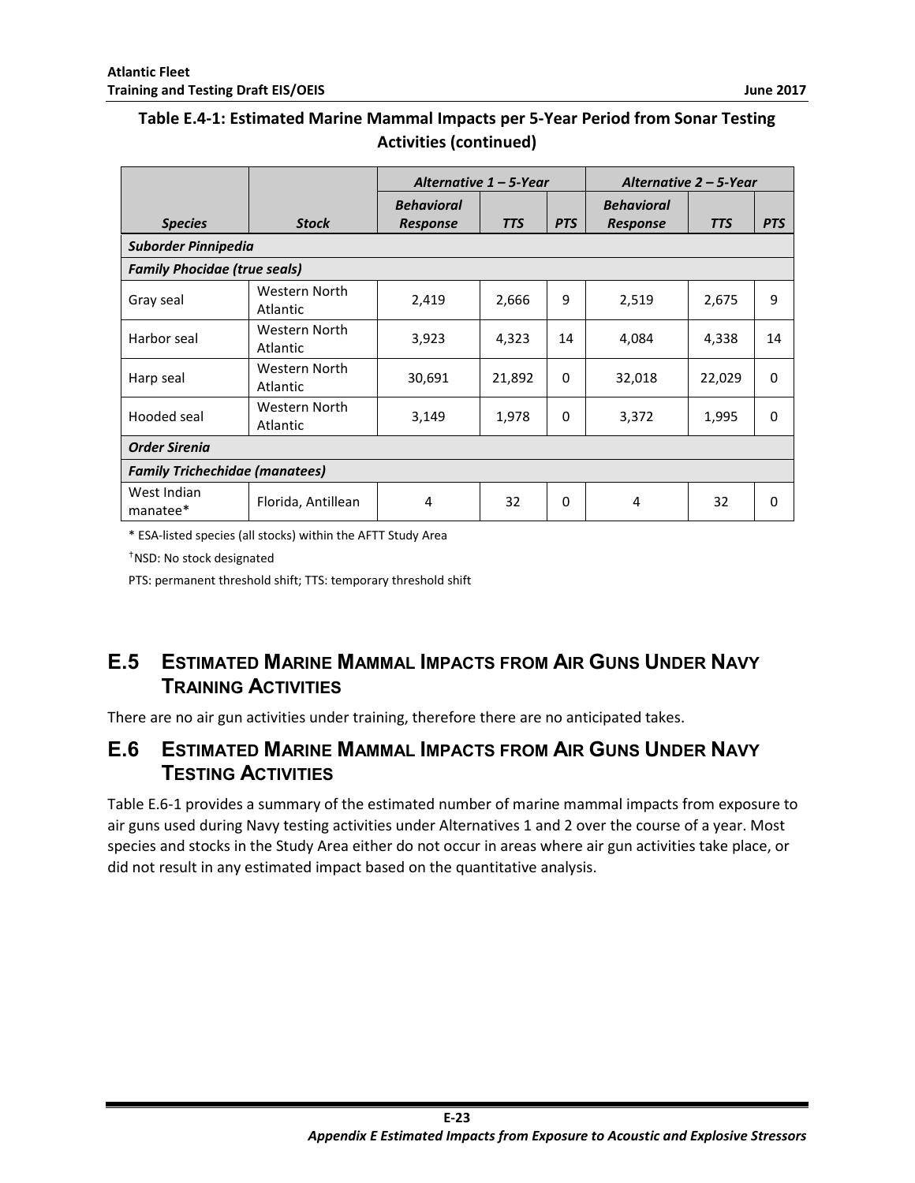**Table E.4-1: Estimated Marine Mammal Impacts per 5-Year Period from Sonar Testing Activities (continued)**

| | | *Alternative 1 – 5-Year* | | | *Alternative 2 – 5-Year* | | |
|---|---|---|---|---|---|---|---|
| ***Species*** | ***Stock*** | ***Behavioral Response*** | ***TTS*** | ***PTS*** | ***Behavioral Response*** | ***TTS*** | ***PTS*** |
| ***Suborder Pinnipedia*** | | | | | | | |
| ***Family Phocidae (true seals)*** | | | | | | | |
| Gray seal | Western North Atlantic | 2,419 | 2,666 | 9 | 2,519 | 2,675 | 9 |
| Harbor seal | Western North Atlantic | 3,923 | 4,323 | 14 | 4,084 | 4,338 | 14 |
| Harp seal | Western North Atlantic | 30,691 | 21,892 | 0 | 32,018 | 22,029 | 0 |
| Hooded seal | Western North Atlantic | 3,149 | 1,978 | 0 | 3,372 | 1,995 | 0 |
| ***Order Sirenia*** | | | | | | | |
| ***Family Trichechidae (manatees)*** | | | | | | | |
| West Indian manatee* | Florida, Antillean | 4 | 32 | 0 | 4 | 32 | 0 |

\* ESA-listed species (all stocks) within the AFTT Study Area

†NSD: No stock designated

PTS: permanent threshold shift; TTS: temporary threshold shift

## E.5 Estimated Marine Mammal Impacts from Air Guns Under Navy Training Activities

There are no air gun activities under training, therefore there are no anticipated takes.

## E.6 Estimated Marine Mammal Impacts from Air Guns Under Navy Testing Activities

Table E.6-1 provides a summary of the estimated number of marine mammal impacts from exposure to air guns used during Navy testing activities under Alternatives 1 and 2 over the course of a year. Most species and stocks in the Study Area either do not occur in areas where air gun activities take place, or did not result in any estimated impact based on the quantitative analysis.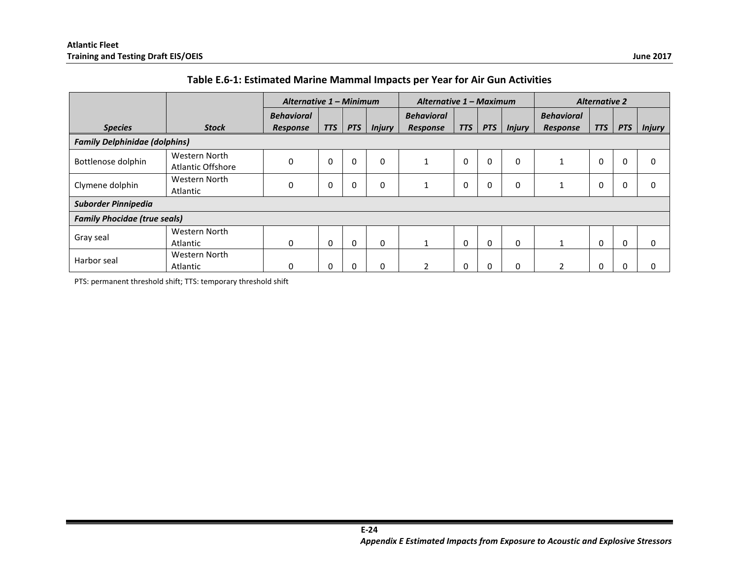### Table E.6-1: Estimated Marine Mammal Impacts per Year for Air Gun Activities

| Species | Stock | Alternative 1 – Minimum | | | | Alternative 1 – Maximum | | | | Alternative 2 | | | |
|---|---|---|---|---|---|---|---|---|---|---|---|---|---|
| | | Behavioral Response | TTS | PTS | Injury | Behavioral Response | TTS | PTS | Injury | Behavioral Response | TTS | PTS | Injury |
| ***Family Delphinidae (dolphins)*** | | | | | | | | | | | | | |
| Bottlenose dolphin | Western North Atlantic Offshore | 0 | 0 | 0 | 0 | 1 | 0 | 0 | 0 | 1 | 0 | 0 | 0 |
| Clymene dolphin | Western North Atlantic | 0 | 0 | 0 | 0 | 1 | 0 | 0 | 0 | 1 | 0 | 0 | 0 |
| ***Suborder Pinnipedia*** | | | | | | | | | | | | | |
| ***Family Phocidae (true seals)*** | | | | | | | | | | | | | |
| Gray seal | Western North Atlantic | 0 | 0 | 0 | 0 | 1 | 0 | 0 | 0 | 1 | 0 | 0 | 0 |
| Harbor seal | Western North Atlantic | 0 | 0 | 0 | 0 | 2 | 0 | 0 | 0 | 2 | 0 | 0 | 0 |

PTS: permanent threshold shift; TTS: temporary threshold shift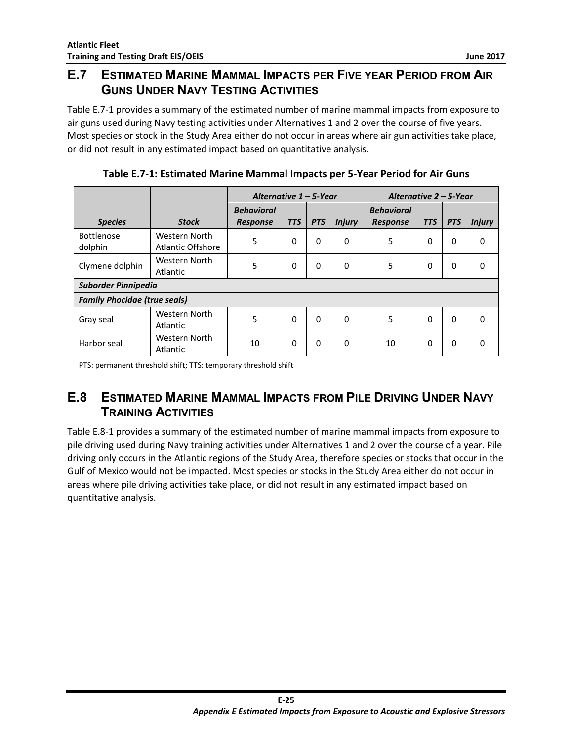## E.7 Estimated Marine Mammal Impacts per Five year Period from Air Guns Under Navy Testing Activities

Table E.7-1 provides a summary of the estimated number of marine mammal impacts from exposure to air guns used during Navy testing activities under Alternatives 1 and 2 over the course of five years. Most species or stock in the Study Area either do not occur in areas where air gun activities take place, or did not result in any estimated impact based on quantitative analysis.

**Table E.7-1: Estimated Marine Mammal Impacts per 5-Year Period for Air Guns**

| | | *Alternative 1 – 5-Year* | | | | *Alternative 2 – 5-Year* | | | |
|---|---|---|---|---|---|---|---|---|---|
| ***Species*** | ***Stock*** | ***Behavioral Response*** | ***TTS*** | ***PTS*** | ***Injury*** | ***Behavioral Response*** | ***TTS*** | ***PTS*** | ***Injury*** |
| Bottlenose dolphin | Western North Atlantic Offshore | 5 | 0 | 0 | 0 | 5 | 0 | 0 | 0 |
| Clymene dolphin | Western North Atlantic | 5 | 0 | 0 | 0 | 5 | 0 | 0 | 0 |
| ***Suborder Pinnipedia*** | | | | | | | | | |
| ***Family Phocidae (true seals)*** | | | | | | | | | |
| Gray seal | Western North Atlantic | 5 | 0 | 0 | 0 | 5 | 0 | 0 | 0 |
| Harbor seal | Western North Atlantic | 10 | 0 | 0 | 0 | 10 | 0 | 0 | 0 |

PTS: permanent threshold shift; TTS: temporary threshold shift

## E.8 Estimated Marine Mammal Impacts from Pile Driving Under Navy Training Activities

Table E.8-1 provides a summary of the estimated number of marine mammal impacts from exposure to pile driving used during Navy training activities under Alternatives 1 and 2 over the course of a year. Pile driving only occurs in the Atlantic regions of the Study Area, therefore species or stocks that occur in the Gulf of Mexico would not be impacted. Most species or stocks in the Study Area either do not occur in areas where pile driving activities take place, or did not result in any estimated impact based on quantitative analysis.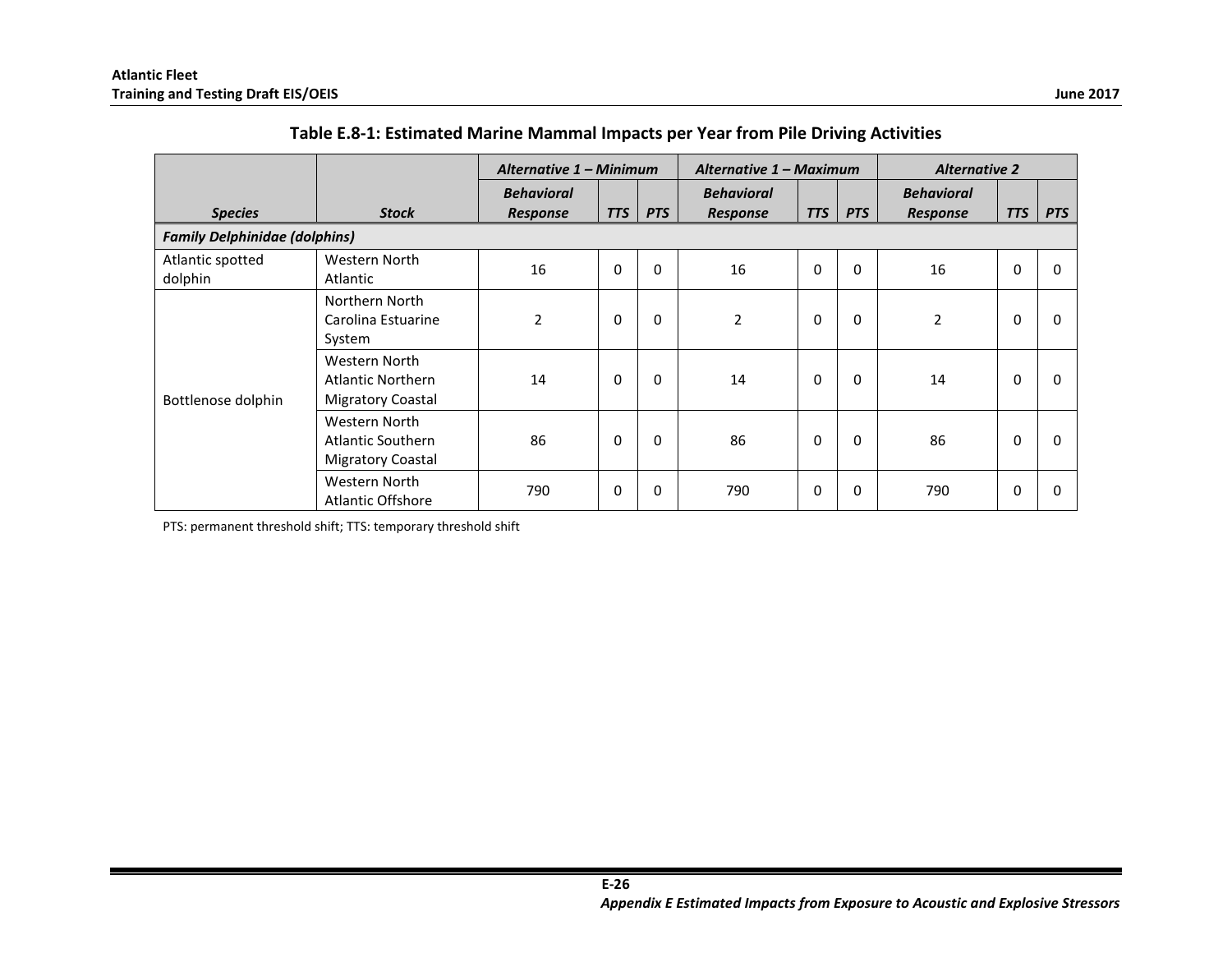**Table E.8-1: Estimated Marine Mammal Impacts per Year from Pile Driving Activities**

| Species | Stock | Alternative 1 – Minimum | | | Alternative 1 – Maximum | | | Alternative 2 | | |
|---|---|---|---|---|---|---|---|---|---|---|
| | | Behavioral Response | TTS | PTS | Behavioral Response | TTS | PTS | Behavioral Response | TTS | PTS |
| ***Family Delphinidae (dolphins)*** | | | | | | | | | | |
| Atlantic spotted dolphin | Western North Atlantic | 16 | 0 | 0 | 16 | 0 | 0 | 16 | 0 | 0 |
| Bottlenose dolphin | Northern North Carolina Estuarine System | 2 | 0 | 0 | 2 | 0 | 0 | 2 | 0 | 0 |
| | Western North Atlantic Northern Migratory Coastal | 14 | 0 | 0 | 14 | 0 | 0 | 14 | 0 | 0 |
| | Western North Atlantic Southern Migratory Coastal | 86 | 0 | 0 | 86 | 0 | 0 | 86 | 0 | 0 |
| | Western North Atlantic Offshore | 790 | 0 | 0 | 790 | 0 | 0 | 790 | 0 | 0 |

PTS: permanent threshold shift; TTS: temporary threshold shift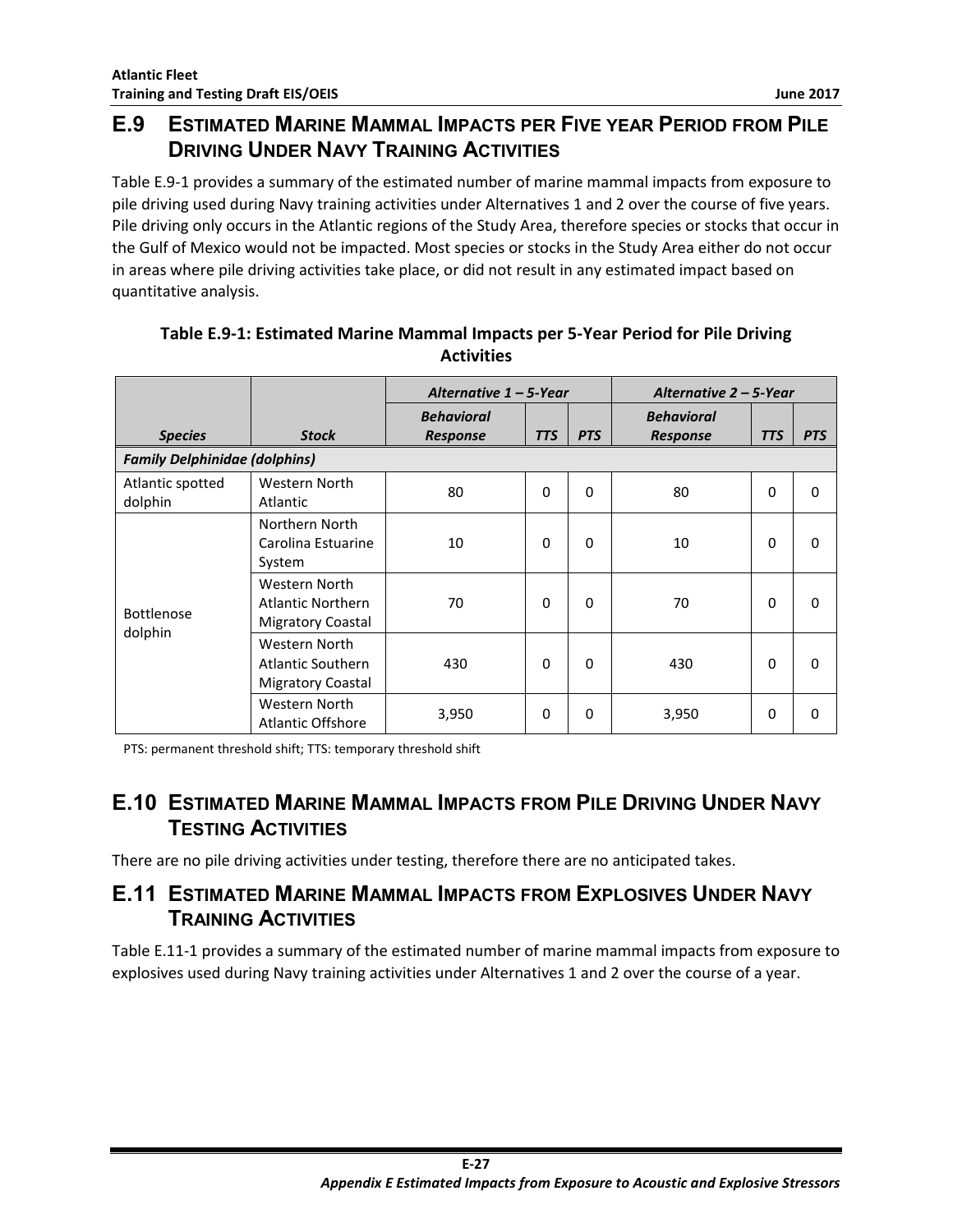## E.9 Estimated Marine Mammal Impacts per Five year Period from Pile Driving Under Navy Training Activities

Table E.9-1 provides a summary of the estimated number of marine mammal impacts from exposure to pile driving used during Navy training activities under Alternatives 1 and 2 over the course of five years. Pile driving only occurs in the Atlantic regions of the Study Area, therefore species or stocks that occur in the Gulf of Mexico would not be impacted. Most species or stocks in the Study Area either do not occur in areas where pile driving activities take place, or did not result in any estimated impact based on quantitative analysis.

**Table E.9-1: Estimated Marine Mammal Impacts per 5-Year Period for Pile Driving Activities**

| | | *Alternative 1 – 5-Year* | | | *Alternative 2 – 5-Year* | | |
|---|---|---|---|---|---|---|---|
| ***Species*** | ***Stock*** | ***Behavioral Response*** | ***TTS*** | ***PTS*** | ***Behavioral Response*** | ***TTS*** | ***PTS*** |
| ***Family Delphinidae (dolphins)*** | | | | | | | |
| Atlantic spotted dolphin | Western North Atlantic | 80 | 0 | 0 | 80 | 0 | 0 |
| Bottlenose dolphin | Northern North Carolina Estuarine System | 10 | 0 | 0 | 10 | 0 | 0 |
| | Western North Atlantic Northern Migratory Coastal | 70 | 0 | 0 | 70 | 0 | 0 |
| | Western North Atlantic Southern Migratory Coastal | 430 | 0 | 0 | 430 | 0 | 0 |
| | Western North Atlantic Offshore | 3,950 | 0 | 0 | 3,950 | 0 | 0 |

PTS: permanent threshold shift; TTS: temporary threshold shift

## E.10 Estimated Marine Mammal Impacts from Pile Driving Under Navy Testing Activities

There are no pile driving activities under testing, therefore there are no anticipated takes.

## E.11 Estimated Marine Mammal Impacts from Explosives Under Navy Training Activities

Table E.11-1 provides a summary of the estimated number of marine mammal impacts from exposure to explosives used during Navy training activities under Alternatives 1 and 2 over the course of a year.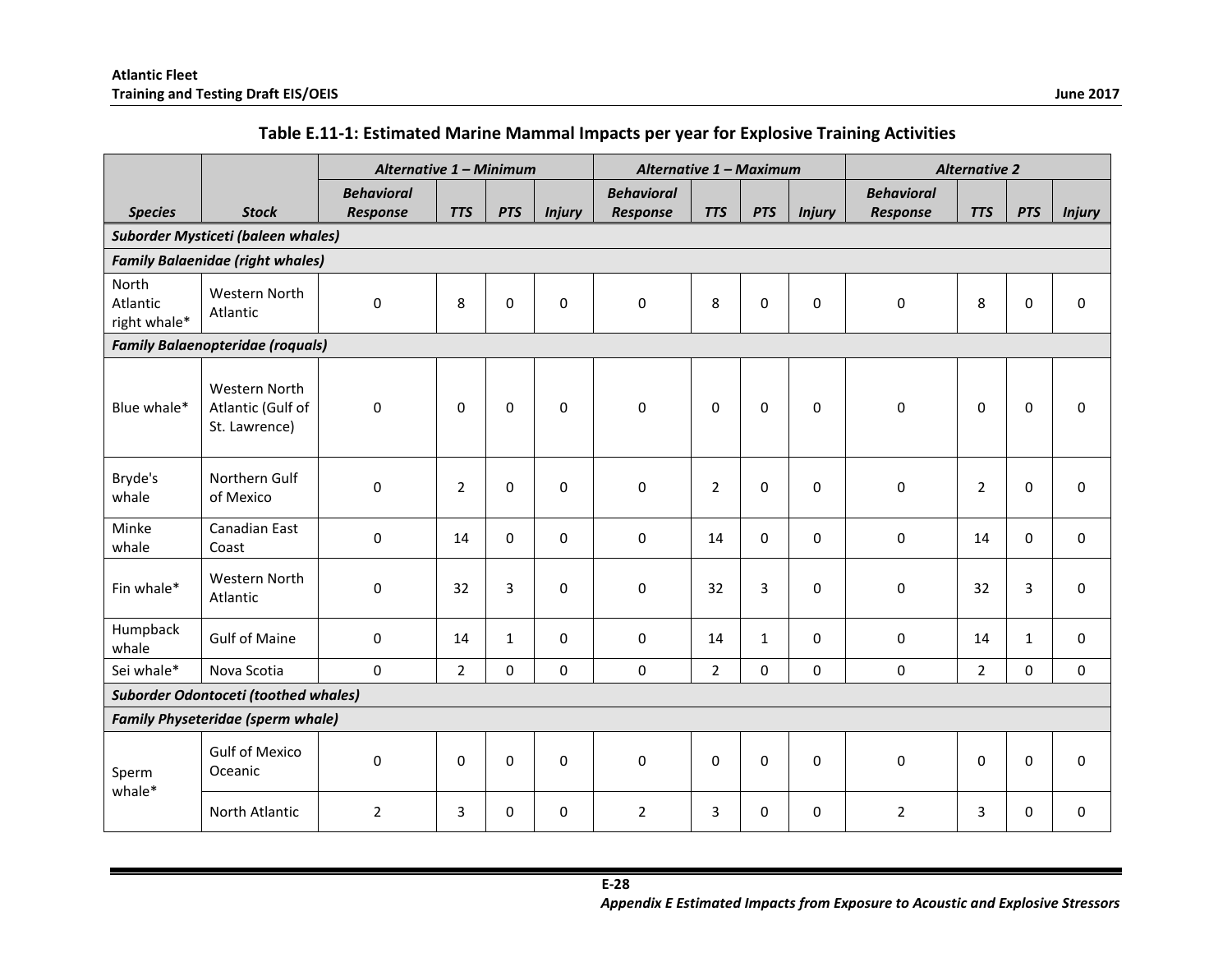**Table E.11-1: Estimated Marine Mammal Impacts per year for Explosive Training Activities**

| Species | Stock | Alternative 1 – Minimum | | | | Alternative 1 – Maximum | | | | Alternative 2 | | | |
|---|---|---|---|---|---|---|---|---|---|---|---|---|---|
| | | Behavioral Response | TTS | PTS | Injury | Behavioral Response | TTS | PTS | Injury | Behavioral Response | TTS | PTS | Injury |
| ***Suborder Mysticeti (baleen whales)*** | | | | | | | | | | | | | |
| ***Family Balaenidae (right whales)*** | | | | | | | | | | | | | |
| North Atlantic right whale* | Western North Atlantic | 0 | 8 | 0 | 0 | 0 | 8 | 0 | 0 | 0 | 8 | 0 | 0 |
| ***Family Balaenopteridae (roquals)*** | | | | | | | | | | | | | |
| Blue whale* | Western North Atlantic (Gulf of St. Lawrence) | 0 | 0 | 0 | 0 | 0 | 0 | 0 | 0 | 0 | 0 | 0 | 0 |
| Bryde's whale | Northern Gulf of Mexico | 0 | 2 | 0 | 0 | 0 | 2 | 0 | 0 | 0 | 2 | 0 | 0 |
| Minke whale | Canadian East Coast | 0 | 14 | 0 | 0 | 0 | 14 | 0 | 0 | 0 | 14 | 0 | 0 |
| Fin whale* | Western North Atlantic | 0 | 32 | 3 | 0 | 0 | 32 | 3 | 0 | 0 | 32 | 3 | 0 |
| Humpback whale | Gulf of Maine | 0 | 14 | 1 | 0 | 0 | 14 | 1 | 0 | 0 | 14 | 1 | 0 |
| Sei whale* | Nova Scotia | 0 | 2 | 0 | 0 | 0 | 2 | 0 | 0 | 0 | 2 | 0 | 0 |
| ***Suborder Odontoceti (toothed whales)*** | | | | | | | | | | | | | |
| ***Family Physeteridae (sperm whale)*** | | | | | | | | | | | | | |
| Sperm whale* | Gulf of Mexico Oceanic | 0 | 0 | 0 | 0 | 0 | 0 | 0 | 0 | 0 | 0 | 0 | 0 |
| | North Atlantic | 2 | 3 | 0 | 0 | 2 | 3 | 0 | 0 | 2 | 3 | 0 | 0 |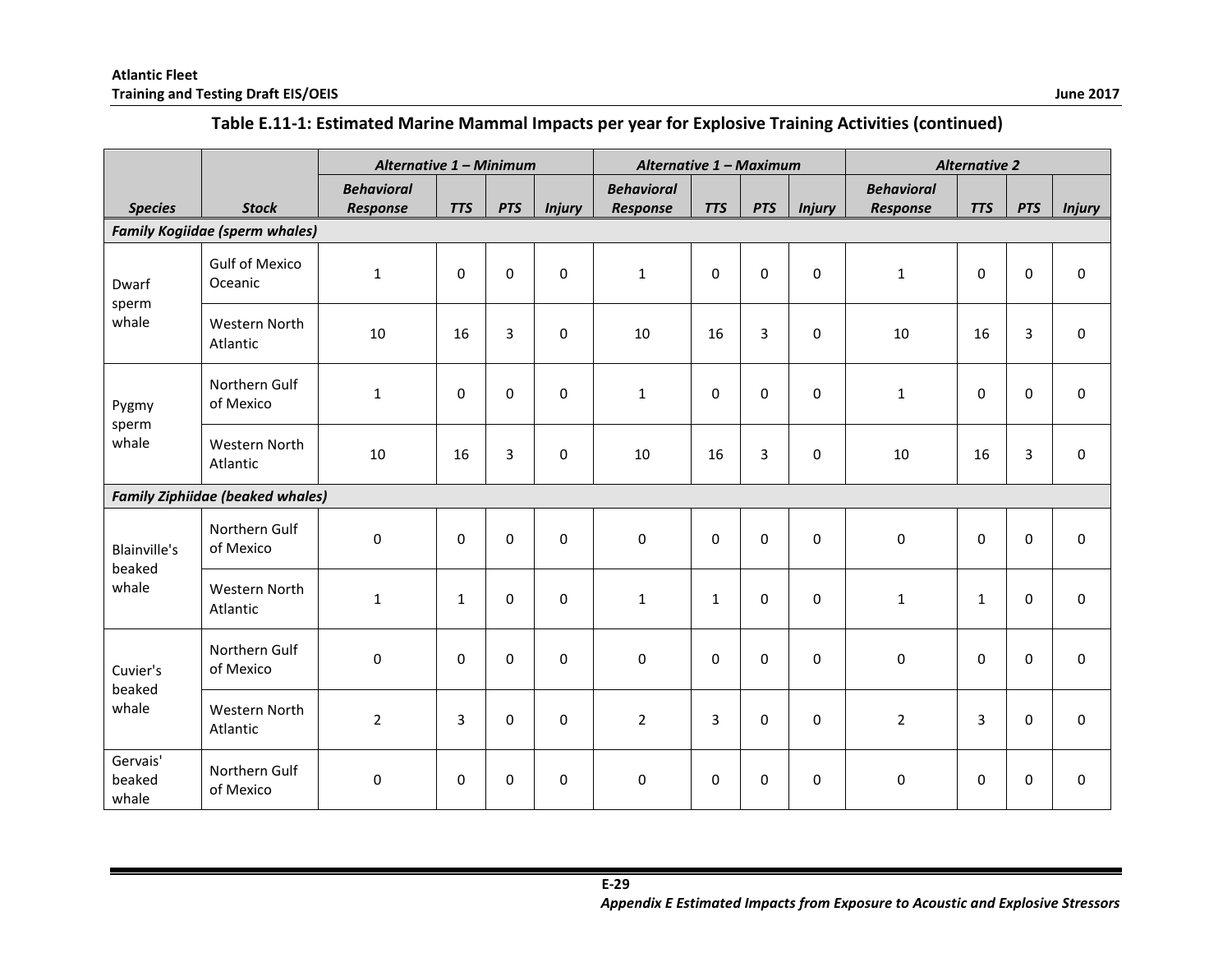**Table E.11-1: Estimated Marine Mammal Impacts per year for Explosive Training Activities (continued)**

| | | *Alternative 1 – Minimum* | | | | *Alternative 1 – Maximum* | | | | *Alternative 2* | | | |
|---|---|---|---|---|---|---|---|---|---|---|---|---|---|
| ***Species*** | ***Stock*** | ***Behavioral Response*** | ***TTS*** | ***PTS*** | ***Injury*** | ***Behavioral Response*** | ***TTS*** | ***PTS*** | ***Injury*** | ***Behavioral Response*** | ***TTS*** | ***PTS*** | ***Injury*** |
| ***Family Kogiidae (sperm whales)*** | | | | | | | | | | | | | |
| Dwarf sperm whale | Gulf of Mexico Oceanic | 1 | 0 | 0 | 0 | 1 | 0 | 0 | 0 | 1 | 0 | 0 | 0 |
| | Western North Atlantic | 10 | 16 | 3 | 0 | 10 | 16 | 3 | 0 | 10 | 16 | 3 | 0 |
| Pygmy sperm whale | Northern Gulf of Mexico | 1 | 0 | 0 | 0 | 1 | 0 | 0 | 0 | 1 | 0 | 0 | 0 |
| | Western North Atlantic | 10 | 16 | 3 | 0 | 10 | 16 | 3 | 0 | 10 | 16 | 3 | 0 |
| ***Family Ziphiidae (beaked whales)*** | | | | | | | | | | | | | |
| Blainville's beaked whale | Northern Gulf of Mexico | 0 | 0 | 0 | 0 | 0 | 0 | 0 | 0 | 0 | 0 | 0 | 0 |
| | Western North Atlantic | 1 | 1 | 0 | 0 | 1 | 1 | 0 | 0 | 1 | 1 | 0 | 0 |
| Cuvier's beaked whale | Northern Gulf of Mexico | 0 | 0 | 0 | 0 | 0 | 0 | 0 | 0 | 0 | 0 | 0 | 0 |
| | Western North Atlantic | 2 | 3 | 0 | 0 | 2 | 3 | 0 | 0 | 2 | 3 | 0 | 0 |
| Gervais' beaked whale | Northern Gulf of Mexico | 0 | 0 | 0 | 0 | 0 | 0 | 0 | 0 | 0 | 0 | 0 | 0 |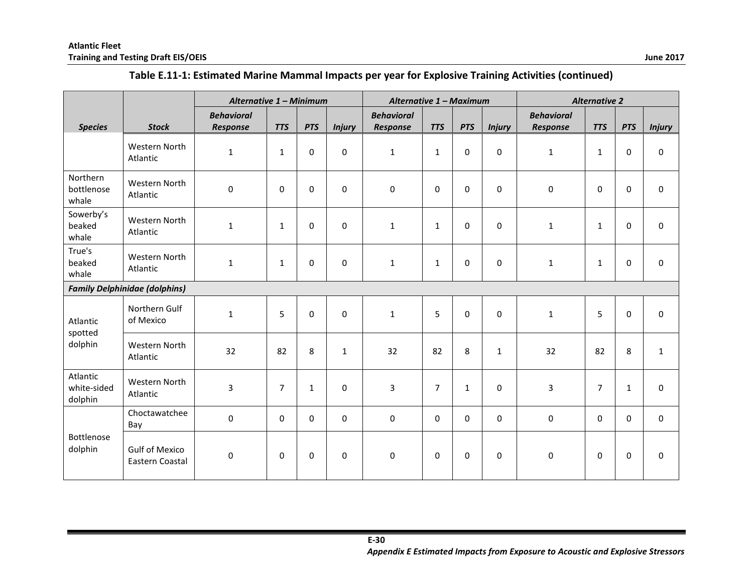**Table E.11-1: Estimated Marine Mammal Impacts per year for Explosive Training Activities (continued)**

| | | *Alternative 1 – Minimum* | | | | *Alternative 1 – Maximum* | | | | *Alternative 2* | | | |
|---|---|---|---|---|---|---|---|---|---|---|---|---|---|
| ***Species*** | ***Stock*** | ***Behavioral Response*** | ***TTS*** | ***PTS*** | ***Injury*** | ***Behavioral Response*** | ***TTS*** | ***PTS*** | ***Injury*** | ***Behavioral Response*** | ***TTS*** | ***PTS*** | ***Injury*** |
| | Western North Atlantic | 1 | 1 | 0 | 0 | 1 | 1 | 0 | 0 | 1 | 1 | 0 | 0 |
| Northern bottlenose whale | Western North Atlantic | 0 | 0 | 0 | 0 | 0 | 0 | 0 | 0 | 0 | 0 | 0 | 0 |
| Sowerby's beaked whale | Western North Atlantic | 1 | 1 | 0 | 0 | 1 | 1 | 0 | 0 | 1 | 1 | 0 | 0 |
| True's beaked whale | Western North Atlantic | 1 | 1 | 0 | 0 | 1 | 1 | 0 | 0 | 1 | 1 | 0 | 0 |
| ***Family Delphinidae (dolphins)*** | | | | | | | | | | | | | |
| Atlantic spotted dolphin | Northern Gulf of Mexico | 1 | 5 | 0 | 0 | 1 | 5 | 0 | 0 | 1 | 5 | 0 | 0 |
| | Western North Atlantic | 32 | 82 | 8 | 1 | 32 | 82 | 8 | 1 | 32 | 82 | 8 | 1 |
| Atlantic white-sided dolphin | Western North Atlantic | 3 | 7 | 1 | 0 | 3 | 7 | 1 | 0 | 3 | 7 | 1 | 0 |
| Bottlenose dolphin | Choctawatchee Bay | 0 | 0 | 0 | 0 | 0 | 0 | 0 | 0 | 0 | 0 | 0 | 0 |
| | Gulf of Mexico Eastern Coastal | 0 | 0 | 0 | 0 | 0 | 0 | 0 | 0 | 0 | 0 | 0 | 0 |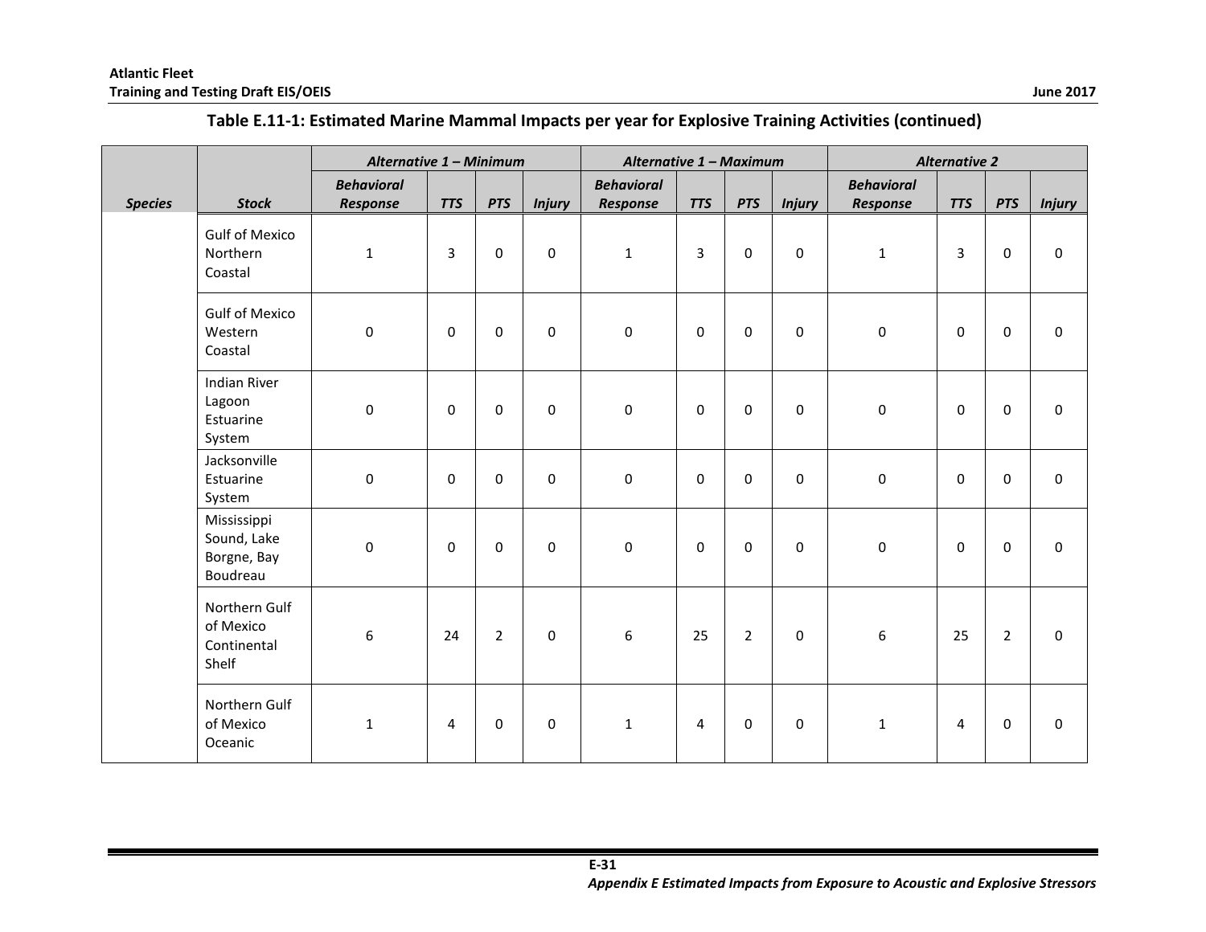**Table E.11-1: Estimated Marine Mammal Impacts per year for Explosive Training Activities (continued)**

| | | *Alternative 1 – Minimum* | | | | *Alternative 1 – Maximum* | | | | *Alternative 2* | | | |
|---|---|---|---|---|---|---|---|---|---|---|---|---|---|
| ***Species*** | ***Stock*** | ***Behavioral Response*** | ***TTS*** | ***PTS*** | ***Injury*** | ***Behavioral Response*** | ***TTS*** | ***PTS*** | ***Injury*** | ***Behavioral Response*** | ***TTS*** | ***PTS*** | ***Injury*** |
| | Gulf of Mexico Northern Coastal | 1 | 3 | 0 | 0 | 1 | 3 | 0 | 0 | 1 | 3 | 0 | 0 |
| | Gulf of Mexico Western Coastal | 0 | 0 | 0 | 0 | 0 | 0 | 0 | 0 | 0 | 0 | 0 | 0 |
| | Indian River Lagoon Estuarine System | 0 | 0 | 0 | 0 | 0 | 0 | 0 | 0 | 0 | 0 | 0 | 0 |
| | Jacksonville Estuarine System | 0 | 0 | 0 | 0 | 0 | 0 | 0 | 0 | 0 | 0 | 0 | 0 |
| | Mississippi Sound, Lake Borgne, Bay Boudreau | 0 | 0 | 0 | 0 | 0 | 0 | 0 | 0 | 0 | 0 | 0 | 0 |
| | Northern Gulf of Mexico Continental Shelf | 6 | 24 | 2 | 0 | 6 | 25 | 2 | 0 | 6 | 25 | 2 | 0 |
| | Northern Gulf of Mexico Oceanic | 1 | 4 | 0 | 0 | 1 | 4 | 0 | 0 | 1 | 4 | 0 | 0 |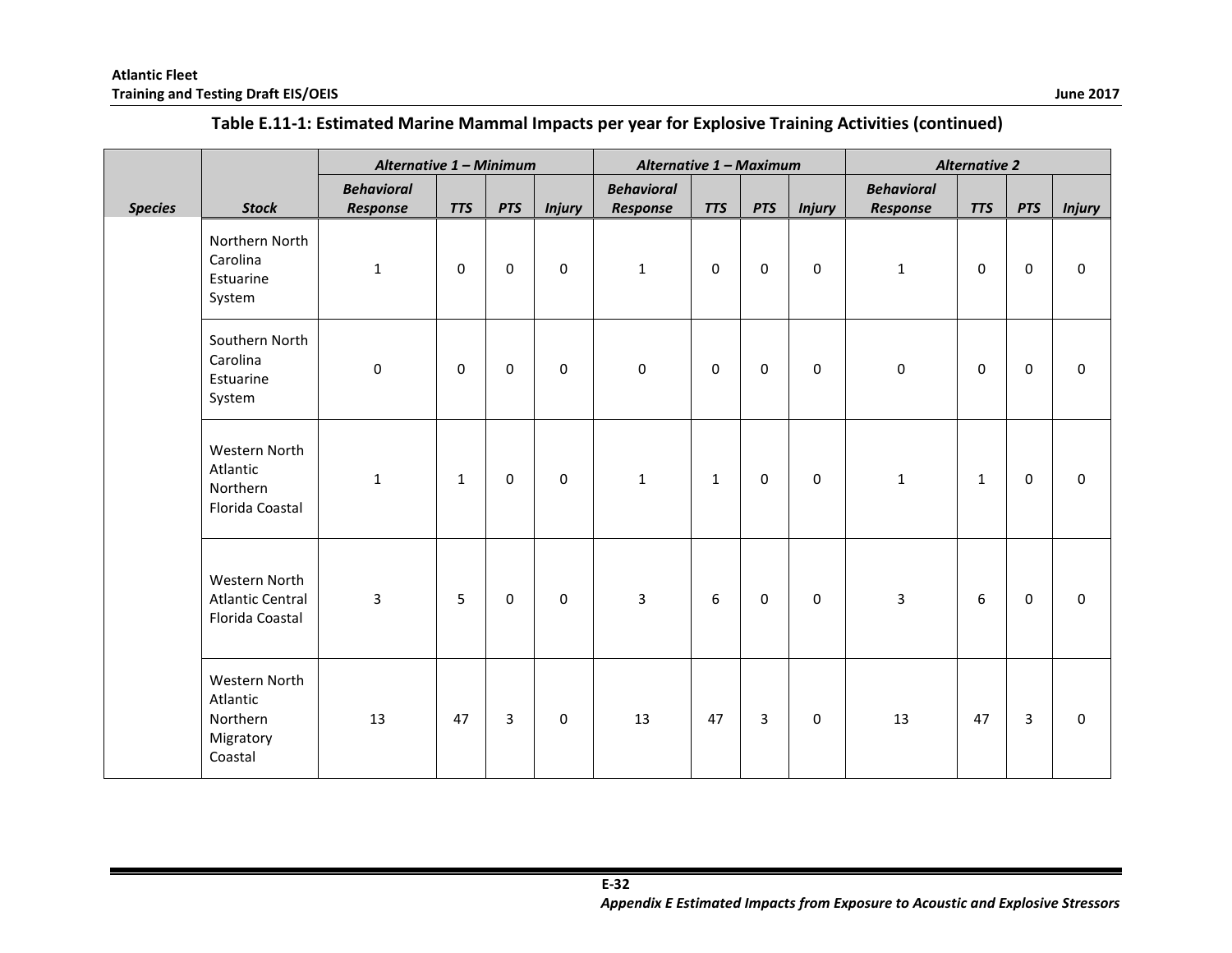**Table E.11-1: Estimated Marine Mammal Impacts per year for Explosive Training Activities (continued)**

| | | *Alternative 1 – Minimum* | | | | *Alternative 1 – Maximum* | | | | *Alternative 2* | | | |
|---|---|---|---|---|---|---|---|---|---|---|---|---|---|
| *Species* | *Stock* | *Behavioral Response* | *TTS* | *PTS* | *Injury* | *Behavioral Response* | *TTS* | *PTS* | *Injury* | *Behavioral Response* | *TTS* | *PTS* | *Injury* |
| | Northern North Carolina Estuarine System | 1 | 0 | 0 | 0 | 1 | 0 | 0 | 0 | 1 | 0 | 0 | 0 |
| | Southern North Carolina Estuarine System | 0 | 0 | 0 | 0 | 0 | 0 | 0 | 0 | 0 | 0 | 0 | 0 |
| | Western North Atlantic Northern Florida Coastal | 1 | 1 | 0 | 0 | 1 | 1 | 0 | 0 | 1 | 1 | 0 | 0 |
| | Western North Atlantic Central Florida Coastal | 3 | 5 | 0 | 0 | 3 | 6 | 0 | 0 | 3 | 6 | 0 | 0 |
| | Western North Atlantic Northern Migratory Coastal | 13 | 47 | 3 | 0 | 13 | 47 | 3 | 0 | 13 | 47 | 3 | 0 |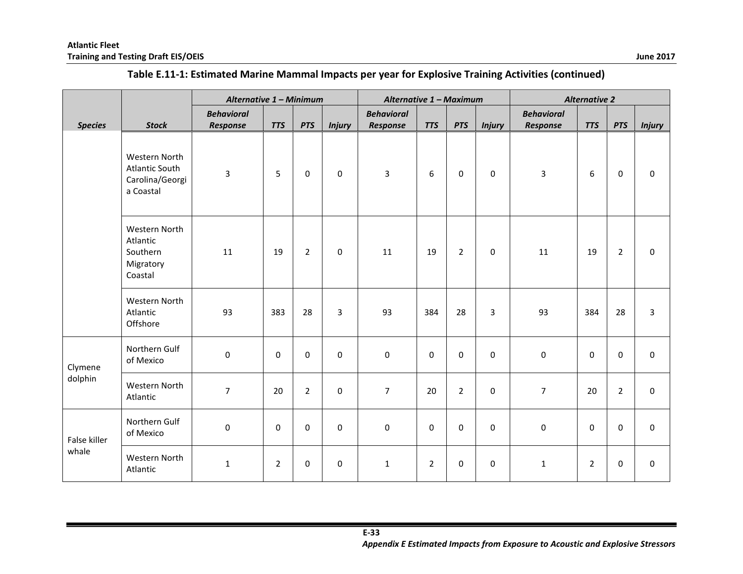**Table E.11-1: Estimated Marine Mammal Impacts per year for Explosive Training Activities (continued)**

| | | *Alternative 1 – Minimum* | | | | *Alternative 1 – Maximum* | | | | *Alternative 2* | | | |
|---|---|---|---|---|---|---|---|---|---|---|---|---|---|
| *Species* | *Stock* | *Behavioral Response* | *TTS* | *PTS* | *Injury* | *Behavioral Response* | *TTS* | *PTS* | *Injury* | *Behavioral Response* | *TTS* | *PTS* | *Injury* |
| | Western North Atlantic South Carolina/Georgia Coastal | 3 | 5 | 0 | 0 | 3 | 6 | 0 | 0 | 3 | 6 | 0 | 0 |
| | Western North Atlantic Southern Migratory Coastal | 11 | 19 | 2 | 0 | 11 | 19 | 2 | 0 | 11 | 19 | 2 | 0 |
| | Western North Atlantic Offshore | 93 | 383 | 28 | 3 | 93 | 384 | 28 | 3 | 93 | 384 | 28 | 3 |
| Clymene dolphin | Northern Gulf of Mexico | 0 | 0 | 0 | 0 | 0 | 0 | 0 | 0 | 0 | 0 | 0 | 0 |
| | Western North Atlantic | 7 | 20 | 2 | 0 | 7 | 20 | 2 | 0 | 7 | 20 | 2 | 0 |
| False killer whale | Northern Gulf of Mexico | 0 | 0 | 0 | 0 | 0 | 0 | 0 | 0 | 0 | 0 | 0 | 0 |
| | Western North Atlantic | 1 | 2 | 0 | 0 | 1 | 2 | 0 | 0 | 1 | 2 | 0 | 0 |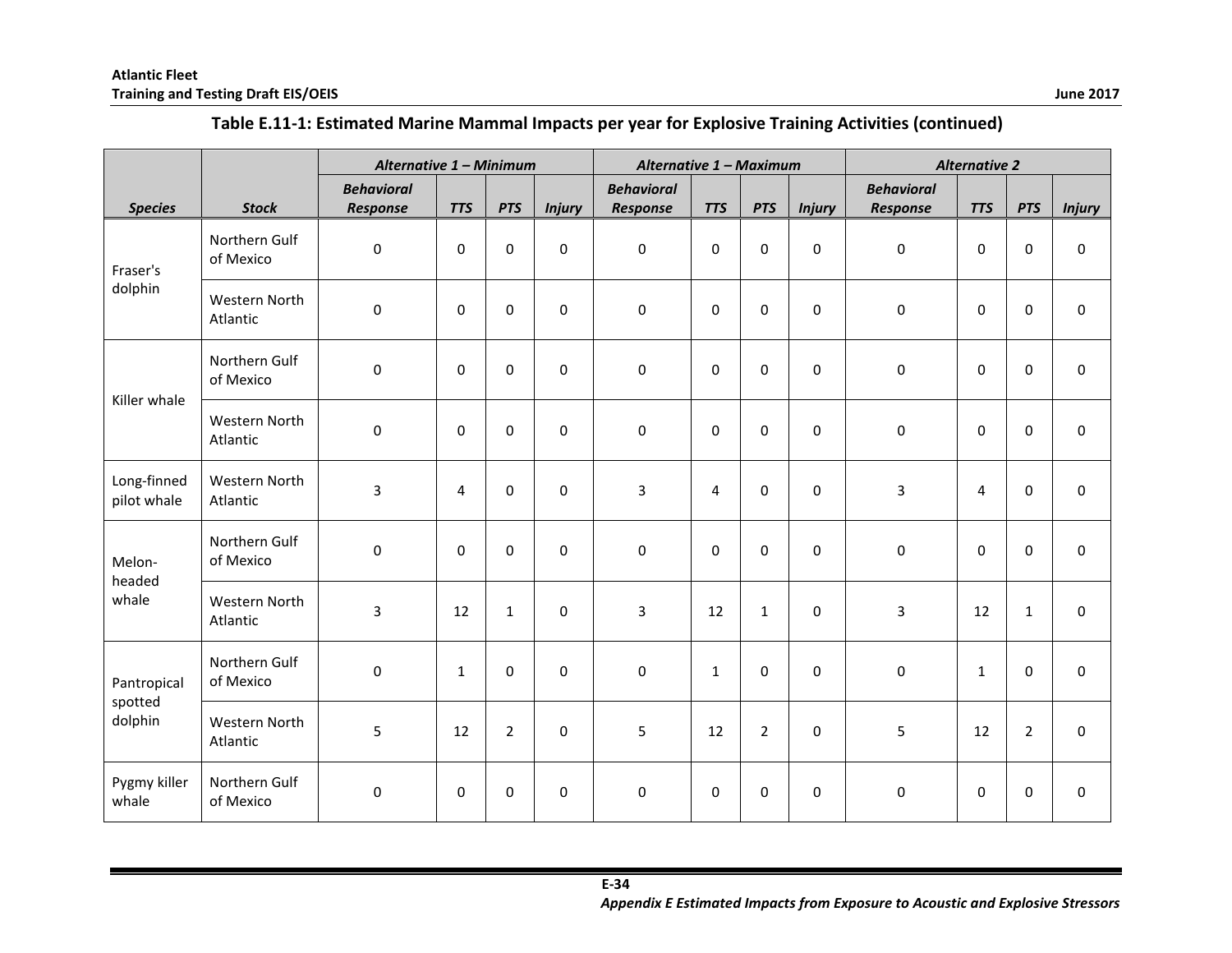**Table E.11-1: Estimated Marine Mammal Impacts per year for Explosive Training Activities (continued)**

| | | *Alternative 1 – Minimum* | | | | *Alternative 1 – Maximum* | | | | *Alternative 2* | | | |
|---|---|---|---|---|---|---|---|---|---|---|---|---|---|
| ***Species*** | ***Stock*** | ***Behavioral Response*** | ***TTS*** | ***PTS*** | ***Injury*** | ***Behavioral Response*** | ***TTS*** | ***PTS*** | ***Injury*** | ***Behavioral Response*** | ***TTS*** | ***PTS*** | ***Injury*** |
| Fraser's dolphin | Northern Gulf of Mexico | 0 | 0 | 0 | 0 | 0 | 0 | 0 | 0 | 0 | 0 | 0 | 0 |
| | Western North Atlantic | 0 | 0 | 0 | 0 | 0 | 0 | 0 | 0 | 0 | 0 | 0 | 0 |
| Killer whale | Northern Gulf of Mexico | 0 | 0 | 0 | 0 | 0 | 0 | 0 | 0 | 0 | 0 | 0 | 0 |
| | Western North Atlantic | 0 | 0 | 0 | 0 | 0 | 0 | 0 | 0 | 0 | 0 | 0 | 0 |
| Long-finned pilot whale | Western North Atlantic | 3 | 4 | 0 | 0 | 3 | 4 | 0 | 0 | 3 | 4 | 0 | 0 |
| Melon-headed whale | Northern Gulf of Mexico | 0 | 0 | 0 | 0 | 0 | 0 | 0 | 0 | 0 | 0 | 0 | 0 |
| | Western North Atlantic | 3 | 12 | 1 | 0 | 3 | 12 | 1 | 0 | 3 | 12 | 1 | 0 |
| Pantropical spotted dolphin | Northern Gulf of Mexico | 0 | 1 | 0 | 0 | 0 | 1 | 0 | 0 | 0 | 1 | 0 | 0 |
| | Western North Atlantic | 5 | 12 | 2 | 0 | 5 | 12 | 2 | 0 | 5 | 12 | 2 | 0 |
| Pygmy killer whale | Northern Gulf of Mexico | 0 | 0 | 0 | 0 | 0 | 0 | 0 | 0 | 0 | 0 | 0 | 0 |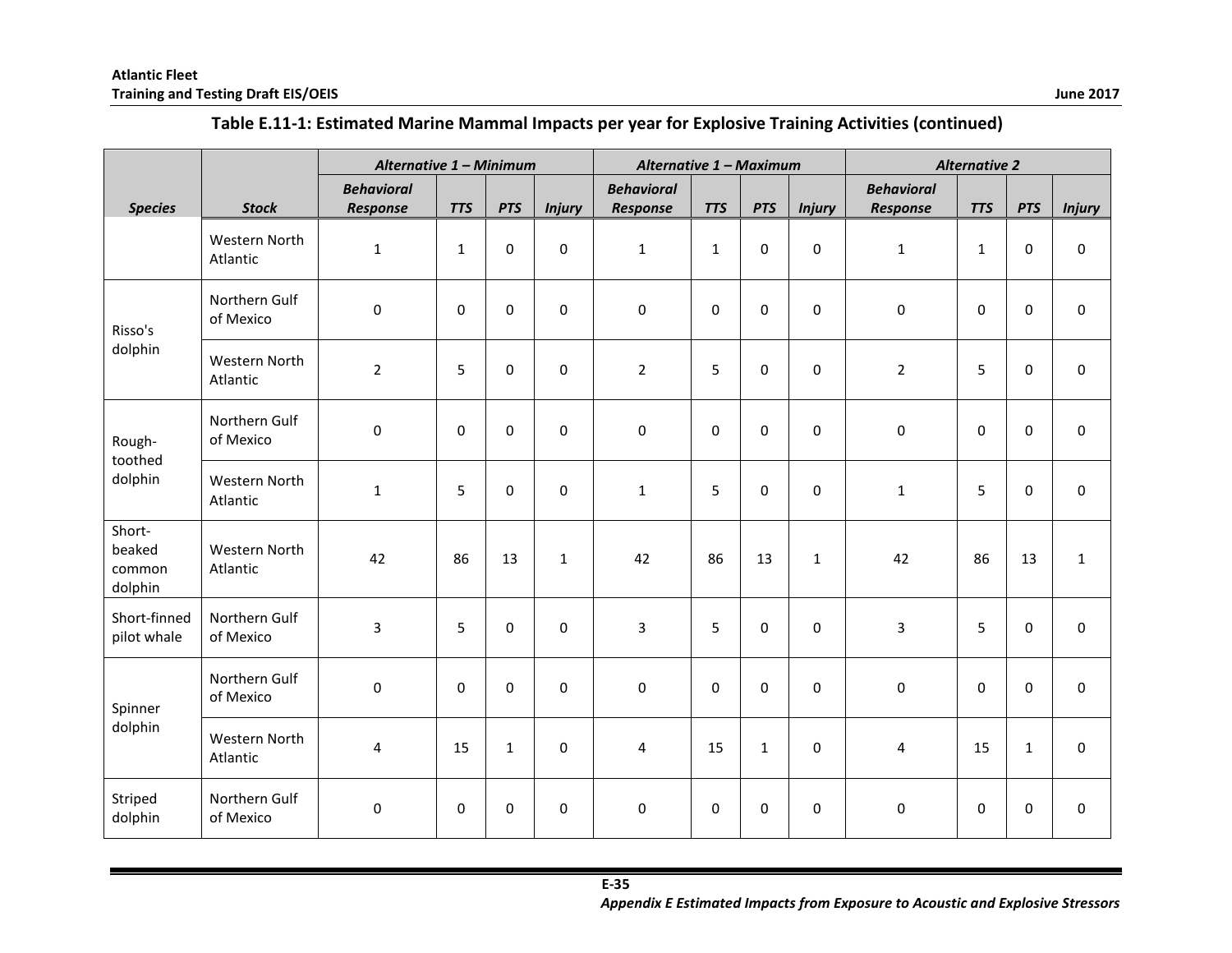**Table E.11-1: Estimated Marine Mammal Impacts per year for Explosive Training Activities (continued)**

| | | *Alternative 1 – Minimum* | | | | *Alternative 1 – Maximum* | | | | *Alternative 2* | | | |
|---|---|---|---|---|---|---|---|---|---|---|---|---|---|
| ***Species*** | ***Stock*** | ***Behavioral Response*** | ***TTS*** | ***PTS*** | ***Injury*** | ***Behavioral Response*** | ***TTS*** | ***PTS*** | ***Injury*** | ***Behavioral Response*** | ***TTS*** | ***PTS*** | ***Injury*** |
| | Western North Atlantic | 1 | 1 | 0 | 0 | 1 | 1 | 0 | 0 | 1 | 1 | 0 | 0 |
| Risso's dolphin | Northern Gulf of Mexico | 0 | 0 | 0 | 0 | 0 | 0 | 0 | 0 | 0 | 0 | 0 | 0 |
| | Western North Atlantic | 2 | 5 | 0 | 0 | 2 | 5 | 0 | 0 | 2 | 5 | 0 | 0 |
| Rough-toothed dolphin | Northern Gulf of Mexico | 0 | 0 | 0 | 0 | 0 | 0 | 0 | 0 | 0 | 0 | 0 | 0 |
| | Western North Atlantic | 1 | 5 | 0 | 0 | 1 | 5 | 0 | 0 | 1 | 5 | 0 | 0 |
| Short-beaked common dolphin | Western North Atlantic | 42 | 86 | 13 | 1 | 42 | 86 | 13 | 1 | 42 | 86 | 13 | 1 |
| Short-finned pilot whale | Northern Gulf of Mexico | 3 | 5 | 0 | 0 | 3 | 5 | 0 | 0 | 3 | 5 | 0 | 0 |
| Spinner dolphin | Northern Gulf of Mexico | 0 | 0 | 0 | 0 | 0 | 0 | 0 | 0 | 0 | 0 | 0 | 0 |
| | Western North Atlantic | 4 | 15 | 1 | 0 | 4 | 15 | 1 | 0 | 4 | 15 | 1 | 0 |
| Striped dolphin | Northern Gulf of Mexico | 0 | 0 | 0 | 0 | 0 | 0 | 0 | 0 | 0 | 0 | 0 | 0 |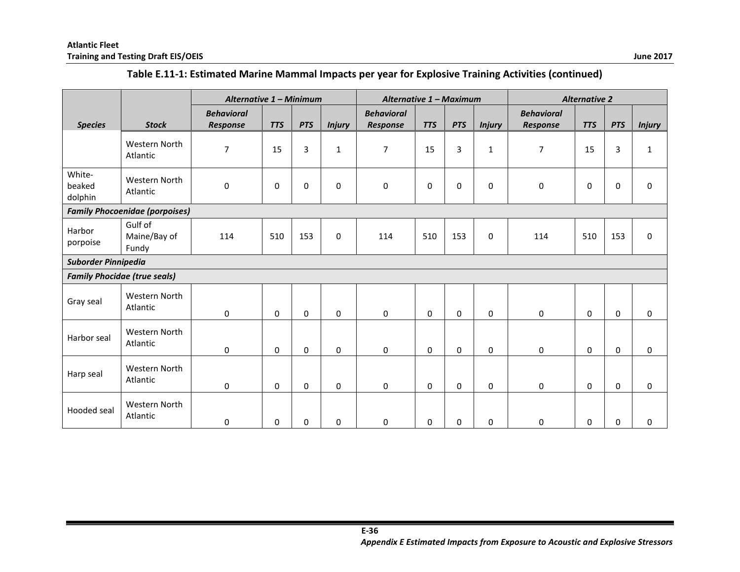## Table E.11-1: Estimated Marine Mammal Impacts per year for Explosive Training Activities (continued)

| Species | Stock | *Alternative 1 – Minimum* | | | | *Alternative 1 – Maximum* | | | | *Alternative 2* | | | |
|---|---|---|---|---|---|---|---|---|---|---|---|---|---|
| | | *Behavioral Response* | *TTS* | *PTS* | *Injury* | *Behavioral Response* | *TTS* | *PTS* | *Injury* | *Behavioral Response* | *TTS* | *PTS* | *Injury* |
| | Western North Atlantic | 7 | 15 | 3 | 1 | 7 | 15 | 3 | 1 | 7 | 15 | 3 | 1 |
| White-beaked dolphin | Western North Atlantic | 0 | 0 | 0 | 0 | 0 | 0 | 0 | 0 | 0 | 0 | 0 | 0 |
| ***Family Phocoenidae (porpoises)*** | | | | | | | | | | | | | |
| Harbor porpoise | Gulf of Maine/Bay of Fundy | 114 | 510 | 153 | 0 | 114 | 510 | 153 | 0 | 114 | 510 | 153 | 0 |
| ***Suborder Pinnipedia*** | | | | | | | | | | | | | |
| ***Family Phocidae (true seals)*** | | | | | | | | | | | | | |
| Gray seal | Western North Atlantic | 0 | 0 | 0 | 0 | 0 | 0 | 0 | 0 | 0 | 0 | 0 | 0 |
| Harbor seal | Western North Atlantic | 0 | 0 | 0 | 0 | 0 | 0 | 0 | 0 | 0 | 0 | 0 | 0 |
| Harp seal | Western North Atlantic | 0 | 0 | 0 | 0 | 0 | 0 | 0 | 0 | 0 | 0 | 0 | 0 |
| Hooded seal | Western North Atlantic | 0 | 0 | 0 | 0 | 0 | 0 | 0 | 0 | 0 | 0 | 0 | 0 |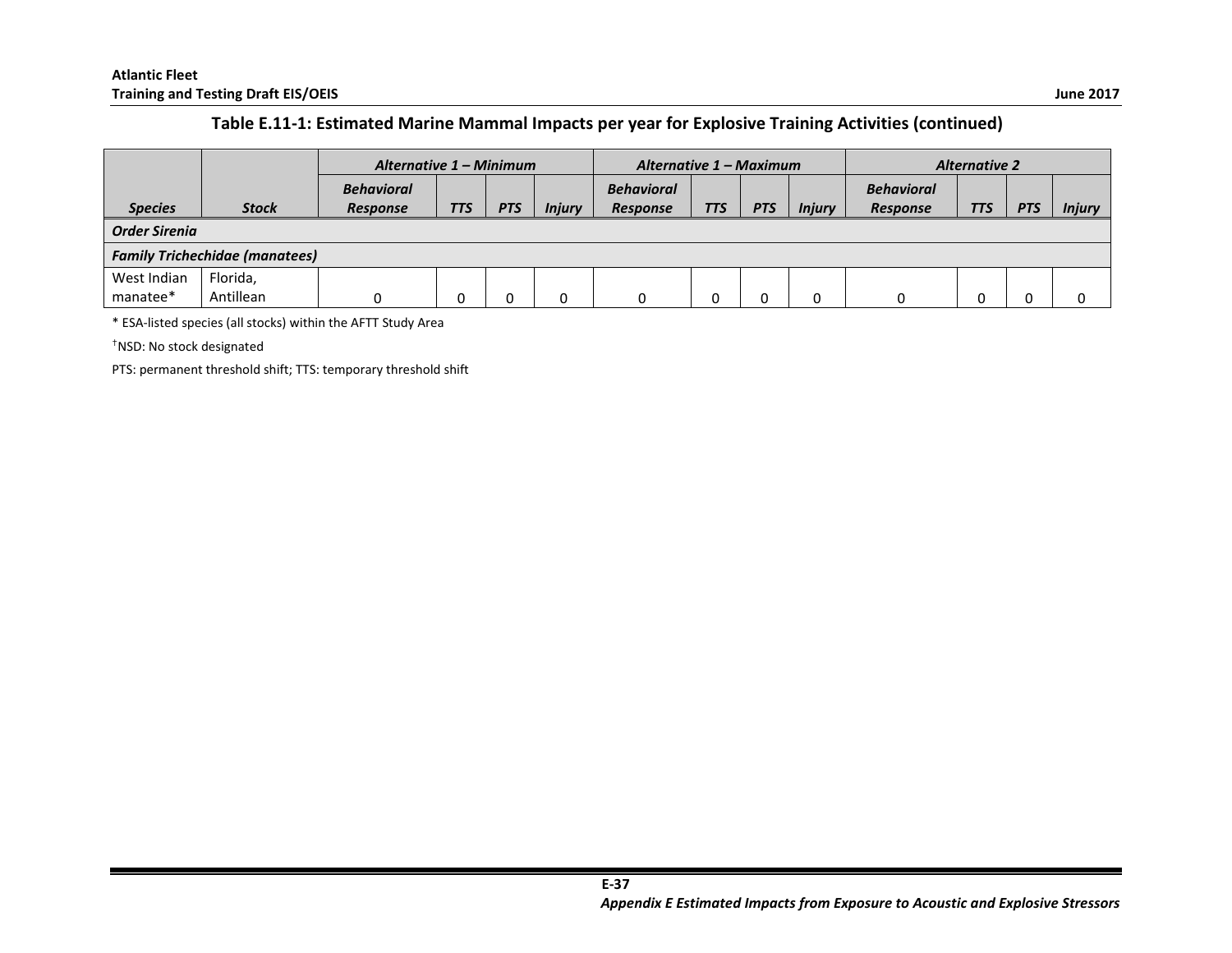**Table E.11-1: Estimated Marine Mammal Impacts per year for Explosive Training Activities (continued)**

| | | *Alternative 1 – Minimum* | | | | *Alternative 1 – Maximum* | | | | *Alternative 2* | | | |
|---|---|---|---|---|---|---|---|---|---|---|---|---|---|
| ***Species*** | ***Stock*** | ***Behavioral Response*** | ***TTS*** | ***PTS*** | ***Injury*** | ***Behavioral Response*** | ***TTS*** | ***PTS*** | ***Injury*** | ***Behavioral Response*** | ***TTS*** | ***PTS*** | ***Injury*** |
| ***Order Sirenia*** | | | | | | | | | | | | | |
| ***Family Trichechidae (manatees)*** | | | | | | | | | | | | | |
| West Indian manatee* | Florida, Antillean | 0 | 0 | 0 | 0 | 0 | 0 | 0 | 0 | 0 | 0 | 0 | 0 |

* ESA-listed species (all stocks) within the AFTT Study Area

†NSD: No stock designated

PTS: permanent threshold shift; TTS: temporary threshold shift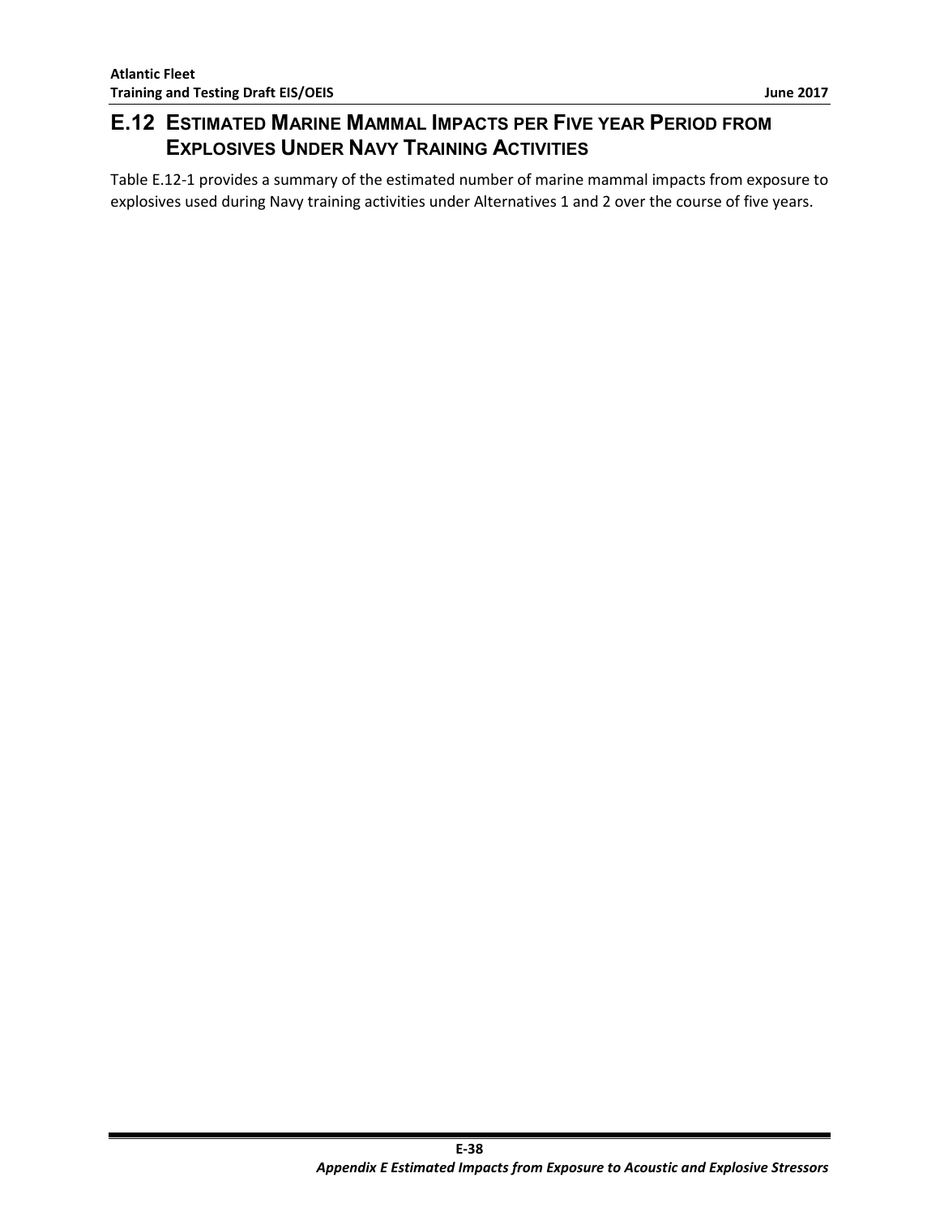## E.12 Estimated Marine Mammal Impacts per Five year Period from Explosives Under Navy Training Activities

Table E.12-1 provides a summary of the estimated number of marine mammal impacts from exposure to explosives used during Navy training activities under Alternatives 1 and 2 over the course of five years.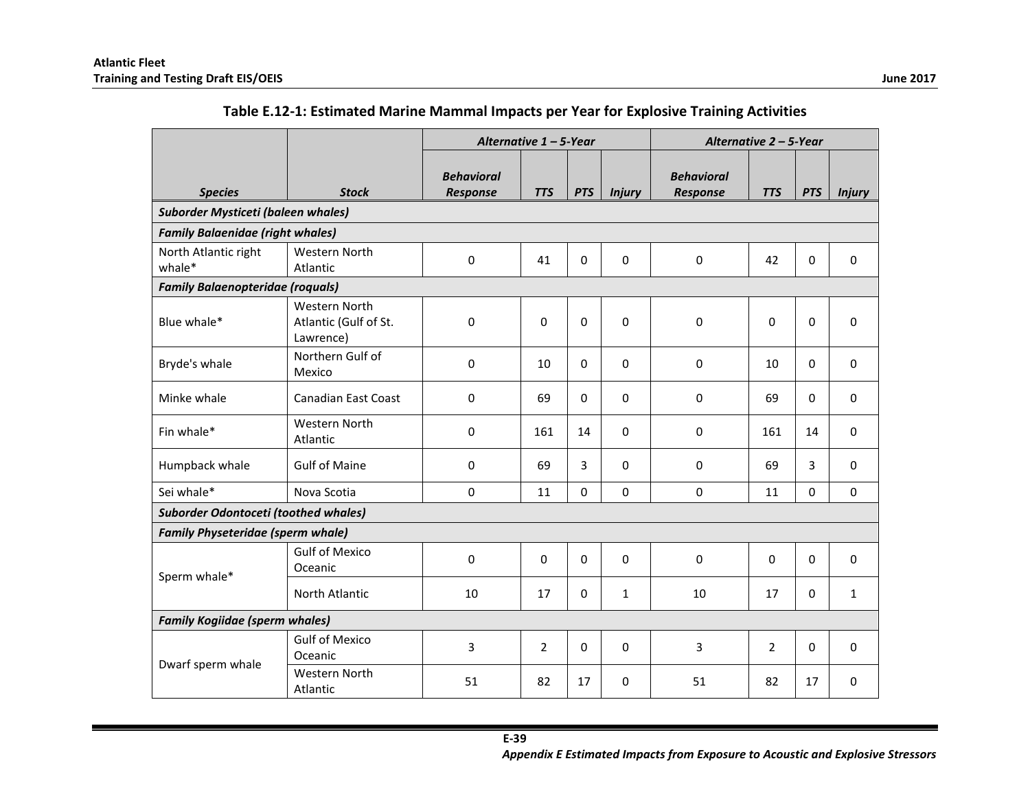**Table E.12-1: Estimated Marine Mammal Impacts per Year for Explosive Training Activities**

| Species | Stock | *Alternative 1 – 5-Year* | | | | *Alternative 2 – 5-Year* | | | |
|---|---|---|---|---|---|---|---|---|---|
| | | *Behavioral Response* | *TTS* | *PTS* | *Injury* | *Behavioral Response* | *TTS* | *PTS* | *Injury* |
| ***Suborder Mysticeti (baleen whales)*** | | | | | | | | | |
| ***Family Balaenidae (right whales)*** | | | | | | | | | |
| North Atlantic right whale* | Western North Atlantic | 0 | 41 | 0 | 0 | 0 | 42 | 0 | 0 |
| ***Family Balaenopteridae (roquals)*** | | | | | | | | | |
| Blue whale* | Western North Atlantic (Gulf of St. Lawrence) | 0 | 0 | 0 | 0 | 0 | 0 | 0 | 0 |
| Bryde's whale | Northern Gulf of Mexico | 0 | 10 | 0 | 0 | 0 | 10 | 0 | 0 |
| Minke whale | Canadian East Coast | 0 | 69 | 0 | 0 | 0 | 69 | 0 | 0 |
| Fin whale* | Western North Atlantic | 0 | 161 | 14 | 0 | 0 | 161 | 14 | 0 |
| Humpback whale | Gulf of Maine | 0 | 69 | 3 | 0 | 0 | 69 | 3 | 0 |
| Sei whale* | Nova Scotia | 0 | 11 | 0 | 0 | 0 | 11 | 0 | 0 |
| ***Suborder Odontoceti (toothed whales)*** | | | | | | | | | |
| ***Family Physeteridae (sperm whale)*** | | | | | | | | | |
| Sperm whale* | Gulf of Mexico Oceanic | 0 | 0 | 0 | 0 | 0 | 0 | 0 | 0 |
| | North Atlantic | 10 | 17 | 0 | 1 | 10 | 17 | 0 | 1 |
| ***Family Kogiidae (sperm whales)*** | | | | | | | | | |
| Dwarf sperm whale | Gulf of Mexico Oceanic | 3 | 2 | 0 | 0 | 3 | 2 | 0 | 0 |
| | Western North Atlantic | 51 | 82 | 17 | 0 | 51 | 82 | 17 | 0 |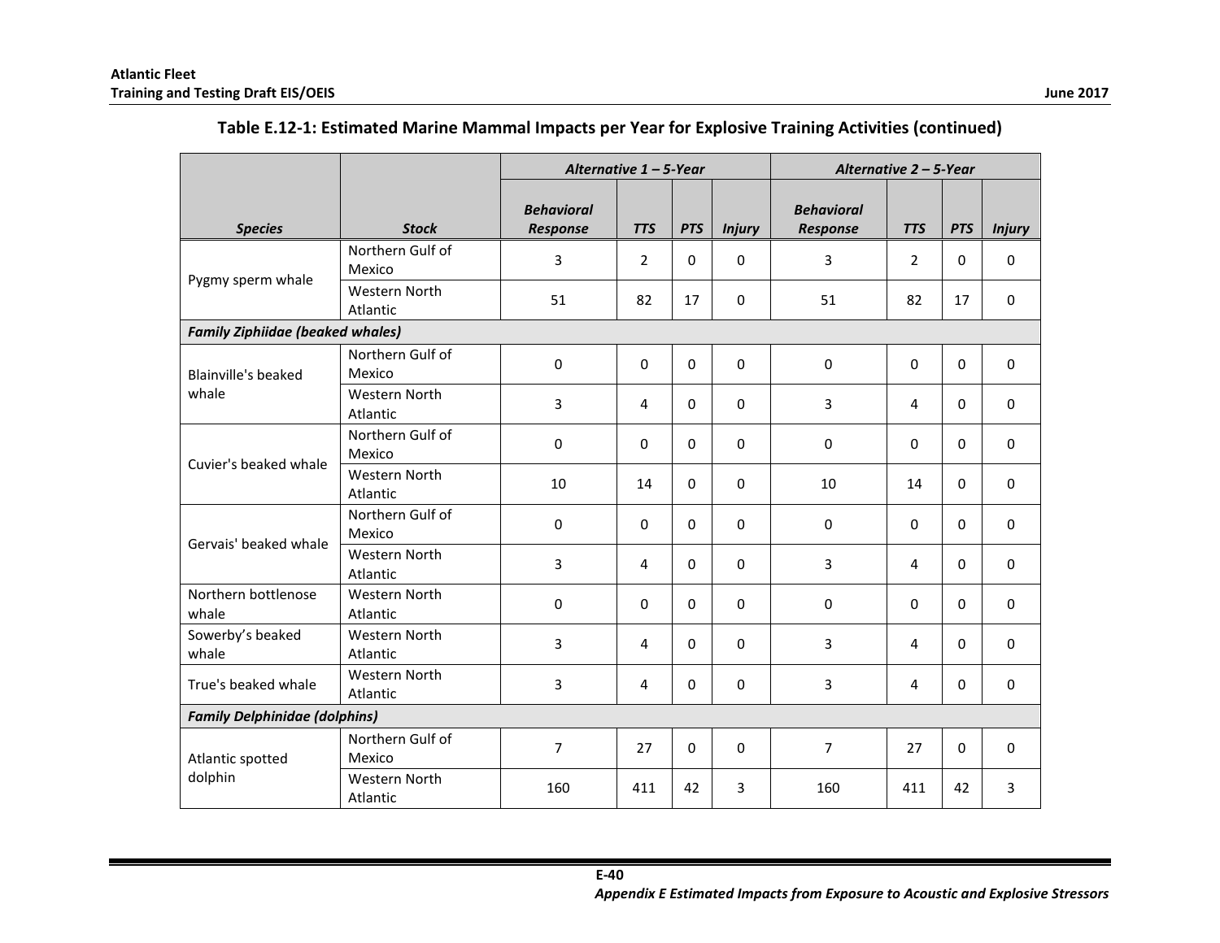## Table E.12-1: Estimated Marine Mammal Impacts per Year for Explosive Training Activities (continued)

| | | *Alternative 1 – 5-Year* | | | | *Alternative 2 – 5-Year* | | | |
|---|---|---|---|---|---|---|---|---|---|
| ***Species*** | ***Stock*** | ***Behavioral Response*** | ***TTS*** | ***PTS*** | ***Injury*** | ***Behavioral Response*** | ***TTS*** | ***PTS*** | ***Injury*** |
| Pygmy sperm whale | Northern Gulf of Mexico | 3 | 2 | 0 | 0 | 3 | 2 | 0 | 0 |
| | Western North Atlantic | 51 | 82 | 17 | 0 | 51 | 82 | 17 | 0 |
| ***Family Ziphiidae (beaked whales)*** | | | | | | | | | |
| Blainville's beaked whale | Northern Gulf of Mexico | 0 | 0 | 0 | 0 | 0 | 0 | 0 | 0 |
| | Western North Atlantic | 3 | 4 | 0 | 0 | 3 | 4 | 0 | 0 |
| Cuvier's beaked whale | Northern Gulf of Mexico | 0 | 0 | 0 | 0 | 0 | 0 | 0 | 0 |
| | Western North Atlantic | 10 | 14 | 0 | 0 | 10 | 14 | 0 | 0 |
| Gervais' beaked whale | Northern Gulf of Mexico | 0 | 0 | 0 | 0 | 0 | 0 | 0 | 0 |
| | Western North Atlantic | 3 | 4 | 0 | 0 | 3 | 4 | 0 | 0 |
| Northern bottlenose whale | Western North Atlantic | 0 | 0 | 0 | 0 | 0 | 0 | 0 | 0 |
| Sowerby's beaked whale | Western North Atlantic | 3 | 4 | 0 | 0 | 3 | 4 | 0 | 0 |
| True's beaked whale | Western North Atlantic | 3 | 4 | 0 | 0 | 3 | 4 | 0 | 0 |
| ***Family Delphinidae (dolphins)*** | | | | | | | | | |
| Atlantic spotted dolphin | Northern Gulf of Mexico | 7 | 27 | 0 | 0 | 7 | 27 | 0 | 0 |
| | Western North Atlantic | 160 | 411 | 42 | 3 | 160 | 411 | 42 | 3 |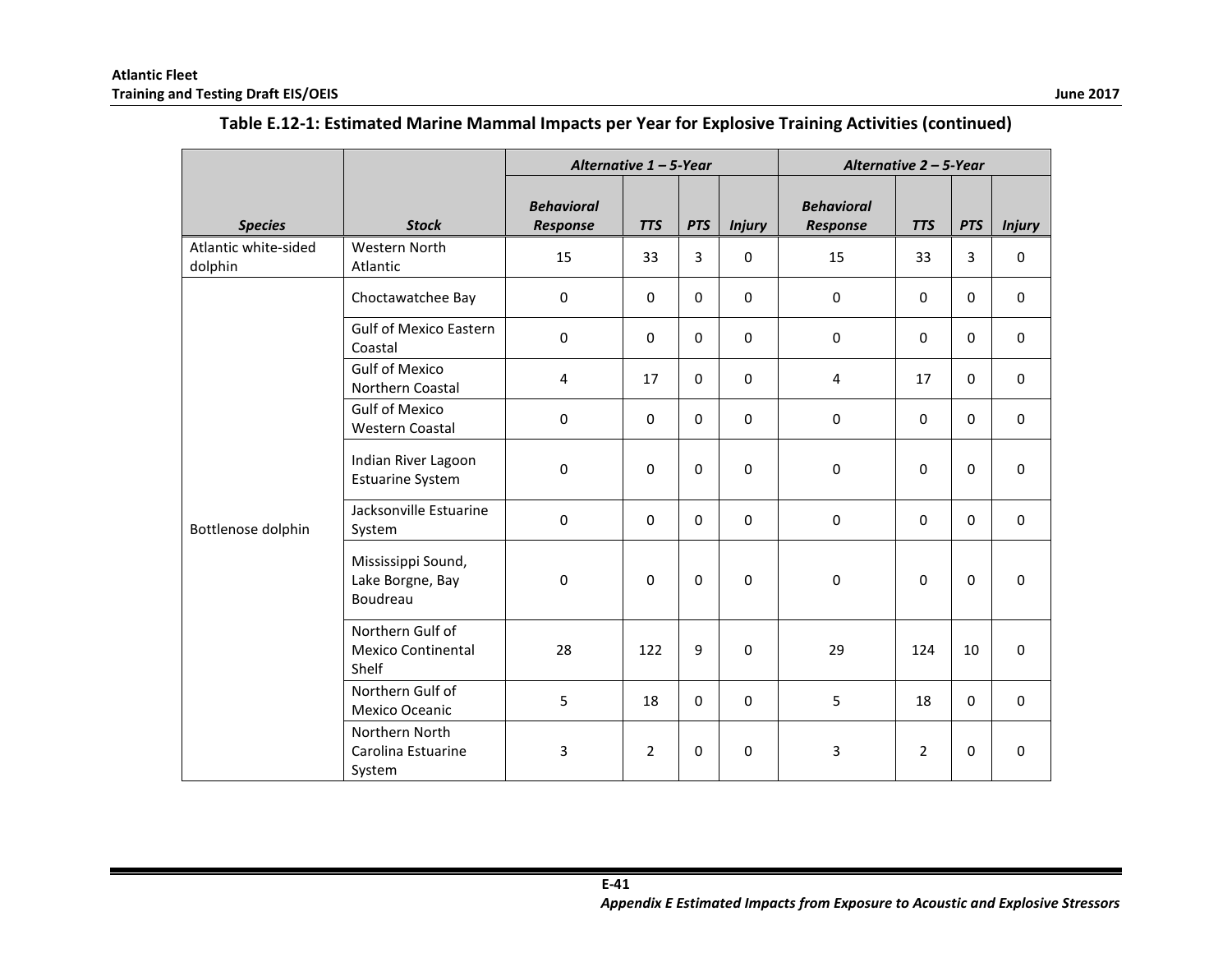**Table E.12-1: Estimated Marine Mammal Impacts per Year for Explosive Training Activities (continued)**

| *Species* | *Stock* | *Alternative 1 – 5-Year* | | | | *Alternative 2 – 5-Year* | | | |
|---|---|---|---|---|---|---|---|---|---|
| | | *Behavioral Response* | *TTS* | *PTS* | *Injury* | *Behavioral Response* | *TTS* | *PTS* | *Injury* |
| Atlantic white-sided dolphin | Western North Atlantic | 15 | 33 | 3 | 0 | 15 | 33 | 3 | 0 |
| Bottlenose dolphin | Choctawatchee Bay | 0 | 0 | 0 | 0 | 0 | 0 | 0 | 0 |
| | Gulf of Mexico Eastern Coastal | 0 | 0 | 0 | 0 | 0 | 0 | 0 | 0 |
| | Gulf of Mexico Northern Coastal | 4 | 17 | 0 | 0 | 4 | 17 | 0 | 0 |
| | Gulf of Mexico Western Coastal | 0 | 0 | 0 | 0 | 0 | 0 | 0 | 0 |
| | Indian River Lagoon Estuarine System | 0 | 0 | 0 | 0 | 0 | 0 | 0 | 0 |
| | Jacksonville Estuarine System | 0 | 0 | 0 | 0 | 0 | 0 | 0 | 0 |
| | Mississippi Sound, Lake Borgne, Bay Boudreau | 0 | 0 | 0 | 0 | 0 | 0 | 0 | 0 |
| | Northern Gulf of Mexico Continental Shelf | 28 | 122 | 9 | 0 | 29 | 124 | 10 | 0 |
| | Northern Gulf of Mexico Oceanic | 5 | 18 | 0 | 0 | 5 | 18 | 0 | 0 |
| | Northern North Carolina Estuarine System | 3 | 2 | 0 | 0 | 3 | 2 | 0 | 0 |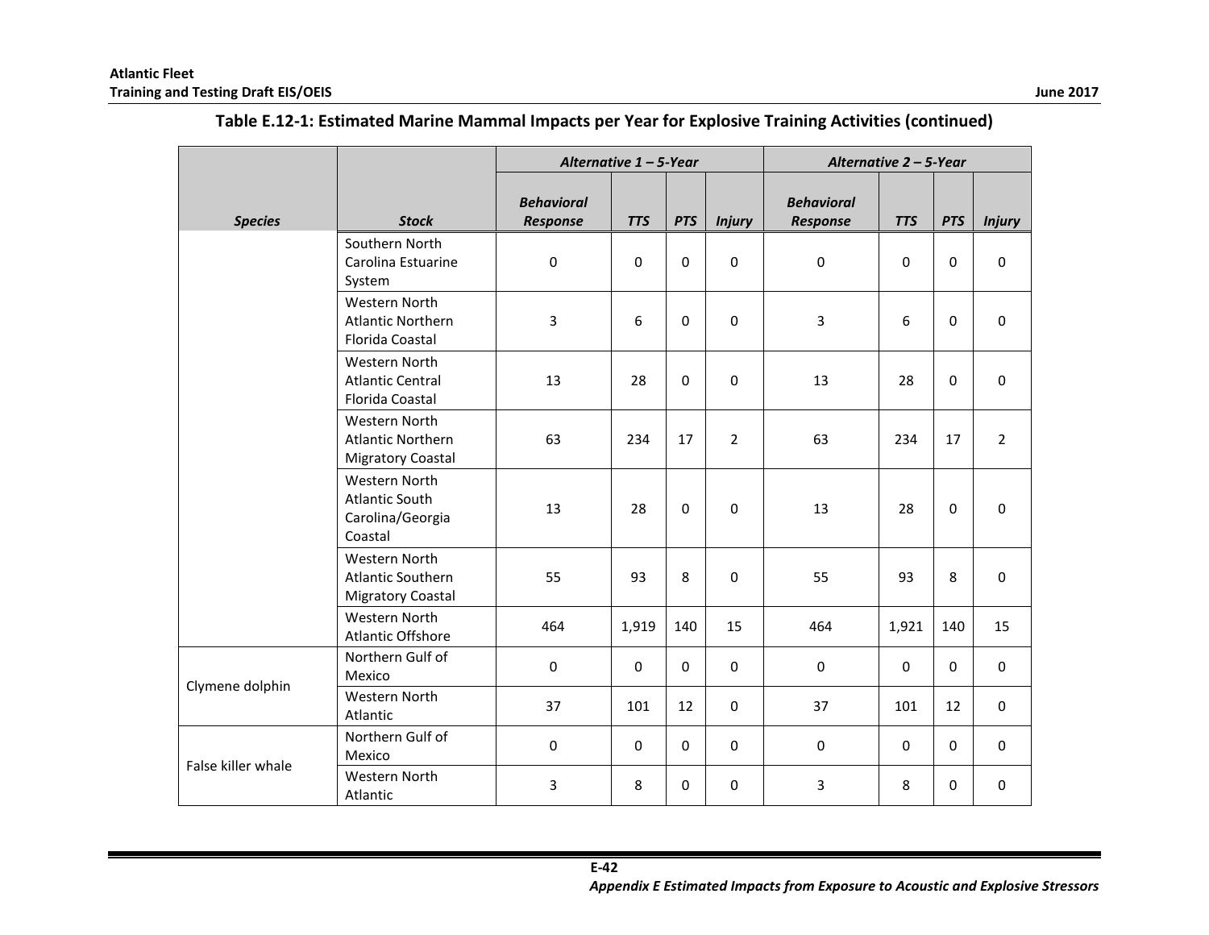**Table E.12-1: Estimated Marine Mammal Impacts per Year for Explosive Training Activities (continued)**

| | | *Alternative 1 – 5-Year* | | | | *Alternative 2 – 5-Year* | | | |
|---|---|---|---|---|---|---|---|---|---|
| ***Species*** | ***Stock*** | ***Behavioral Response*** | ***TTS*** | ***PTS*** | ***Injury*** | ***Behavioral Response*** | ***TTS*** | ***PTS*** | ***Injury*** |
| | Southern North Carolina Estuarine System | 0 | 0 | 0 | 0 | 0 | 0 | 0 | 0 |
| | Western North Atlantic Northern Florida Coastal | 3 | 6 | 0 | 0 | 3 | 6 | 0 | 0 |
| | Western North Atlantic Central Florida Coastal | 13 | 28 | 0 | 0 | 13 | 28 | 0 | 0 |
| | Western North Atlantic Northern Migratory Coastal | 63 | 234 | 17 | 2 | 63 | 234 | 17 | 2 |
| | Western North Atlantic South Carolina/Georgia Coastal | 13 | 28 | 0 | 0 | 13 | 28 | 0 | 0 |
| | Western North Atlantic Southern Migratory Coastal | 55 | 93 | 8 | 0 | 55 | 93 | 8 | 0 |
| | Western North Atlantic Offshore | 464 | 1,919 | 140 | 15 | 464 | 1,921 | 140 | 15 |
| Clymene dolphin | Northern Gulf of Mexico | 0 | 0 | 0 | 0 | 0 | 0 | 0 | 0 |
| | Western North Atlantic | 37 | 101 | 12 | 0 | 37 | 101 | 12 | 0 |
| False killer whale | Northern Gulf of Mexico | 0 | 0 | 0 | 0 | 0 | 0 | 0 | 0 |
| | Western North Atlantic | 3 | 8 | 0 | 0 | 3 | 8 | 0 | 0 |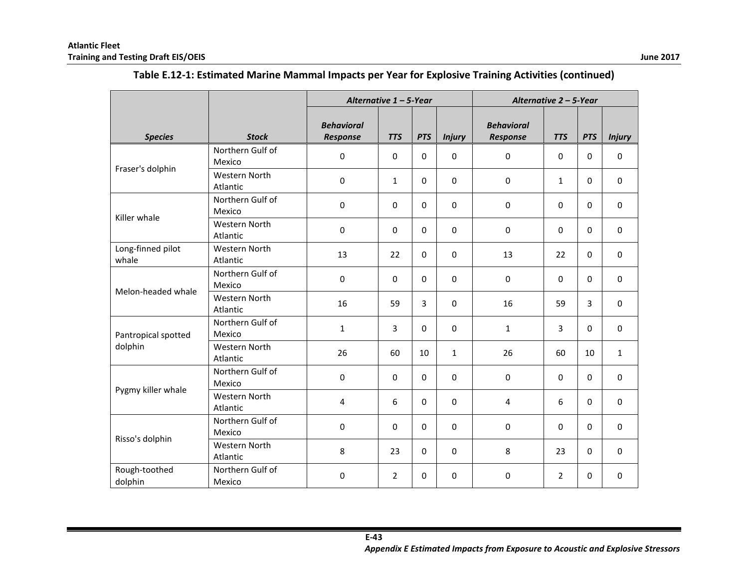### Table E.12-1: Estimated Marine Mammal Impacts per Year for Explosive Training Activities (continued)

| | | *Alternative 1 – 5-Year* | | | | *Alternative 2 – 5-Year* | | | |
|---|---|---|---|---|---|---|---|---|---|
| ***Species*** | ***Stock*** | ***Behavioral Response*** | ***TTS*** | ***PTS*** | ***Injury*** | ***Behavioral Response*** | ***TTS*** | ***PTS*** | ***Injury*** |
| Fraser's dolphin | Northern Gulf of Mexico | 0 | 0 | 0 | 0 | 0 | 0 | 0 | 0 |
| | Western North Atlantic | 0 | 1 | 0 | 0 | 0 | 1 | 0 | 0 |
| Killer whale | Northern Gulf of Mexico | 0 | 0 | 0 | 0 | 0 | 0 | 0 | 0 |
| | Western North Atlantic | 0 | 0 | 0 | 0 | 0 | 0 | 0 | 0 |
| Long-finned pilot whale | Western North Atlantic | 13 | 22 | 0 | 0 | 13 | 22 | 0 | 0 |
| Melon-headed whale | Northern Gulf of Mexico | 0 | 0 | 0 | 0 | 0 | 0 | 0 | 0 |
| | Western North Atlantic | 16 | 59 | 3 | 0 | 16 | 59 | 3 | 0 |
| Pantropical spotted dolphin | Northern Gulf of Mexico | 1 | 3 | 0 | 0 | 1 | 3 | 0 | 0 |
| | Western North Atlantic | 26 | 60 | 10 | 1 | 26 | 60 | 10 | 1 |
| Pygmy killer whale | Northern Gulf of Mexico | 0 | 0 | 0 | 0 | 0 | 0 | 0 | 0 |
| | Western North Atlantic | 4 | 6 | 0 | 0 | 4 | 6 | 0 | 0 |
| Risso's dolphin | Northern Gulf of Mexico | 0 | 0 | 0 | 0 | 0 | 0 | 0 | 0 |
| | Western North Atlantic | 8 | 23 | 0 | 0 | 8 | 23 | 0 | 0 |
| Rough-toothed dolphin | Northern Gulf of Mexico | 0 | 2 | 0 | 0 | 0 | 2 | 0 | 0 |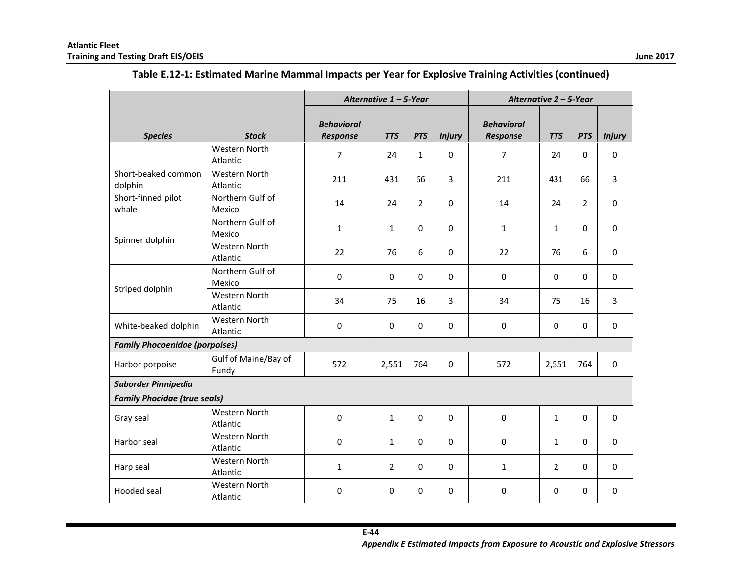## Table E.12-1: Estimated Marine Mammal Impacts per Year for Explosive Training Activities (continued)

| Species | Stock | Alternative 1 – 5-Year | | | | Alternative 2 – 5-Year | | | |
|---|---|---|---|---|---|---|---|---|---|
| | | ***Behavioral Response*** | ***TTS*** | ***PTS*** | ***Injury*** | ***Behavioral Response*** | ***TTS*** | ***PTS*** | ***Injury*** |
| | Western North Atlantic | 7 | 24 | 1 | 0 | 7 | 24 | 0 | 0 |
| Short-beaked common dolphin | Western North Atlantic | 211 | 431 | 66 | 3 | 211 | 431 | 66 | 3 |
| Short-finned pilot whale | Northern Gulf of Mexico | 14 | 24 | 2 | 0 | 14 | 24 | 2 | 0 |
| Spinner dolphin | Northern Gulf of Mexico | 1 | 1 | 0 | 0 | 1 | 1 | 0 | 0 |
| | Western North Atlantic | 22 | 76 | 6 | 0 | 22 | 76 | 6 | 0 |
| Striped dolphin | Northern Gulf of Mexico | 0 | 0 | 0 | 0 | 0 | 0 | 0 | 0 |
| | Western North Atlantic | 34 | 75 | 16 | 3 | 34 | 75 | 16 | 3 |
| White-beaked dolphin | Western North Atlantic | 0 | 0 | 0 | 0 | 0 | 0 | 0 | 0 |
| ***Family Phocoenidae (porpoises)*** | | | | | | | | | |
| Harbor porpoise | Gulf of Maine/Bay of Fundy | 572 | 2,551 | 764 | 0 | 572 | 2,551 | 764 | 0 |
| ***Suborder Pinnipedia*** | | | | | | | | | |
| ***Family Phocidae (true seals)*** | | | | | | | | | |
| Gray seal | Western North Atlantic | 0 | 1 | 0 | 0 | 0 | 1 | 0 | 0 |
| Harbor seal | Western North Atlantic | 0 | 1 | 0 | 0 | 0 | 1 | 0 | 0 |
| Harp seal | Western North Atlantic | 1 | 2 | 0 | 0 | 1 | 2 | 0 | 0 |
| Hooded seal | Western North Atlantic | 0 | 0 | 0 | 0 | 0 | 0 | 0 | 0 |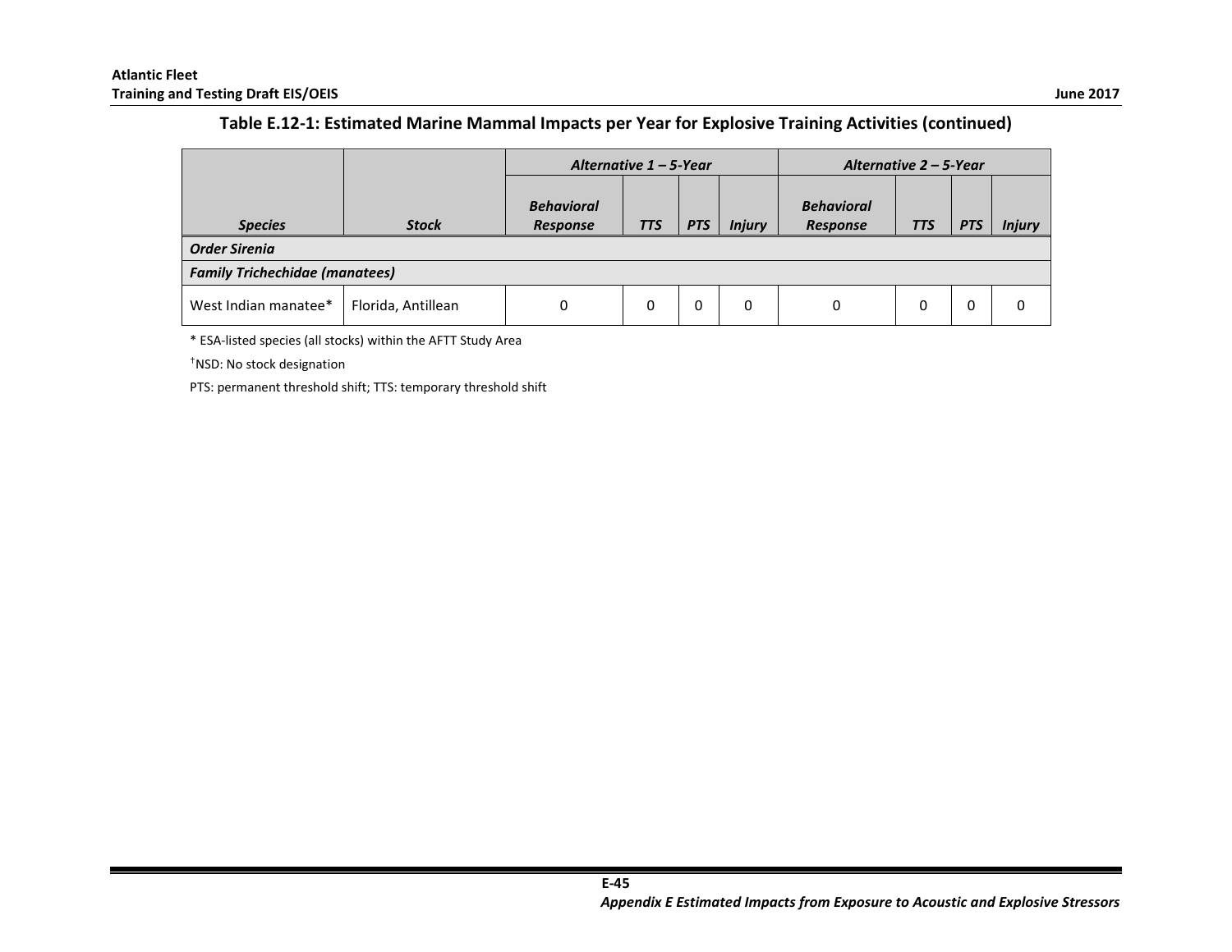**Table E.12-1: Estimated Marine Mammal Impacts per Year for Explosive Training Activities (continued)**

| Species | Stock | Alternative 1 – 5-Year | | | | Alternative 2 – 5-Year | | | |
|---|---|---|---|---|---|---|---|---|---|
| | | Behavioral Response | TTS | PTS | Injury | Behavioral Response | TTS | PTS | Injury |
| ***Order Sirenia*** | | | | | | | | | |
| ***Family Trichechidae (manatees)*** | | | | | | | | | |
| West Indian manatee* | Florida, Antillean | 0 | 0 | 0 | 0 | 0 | 0 | 0 | 0 |

* ESA-listed species (all stocks) within the AFTT Study Area

†NSD: No stock designation

PTS: permanent threshold shift; TTS: temporary threshold shift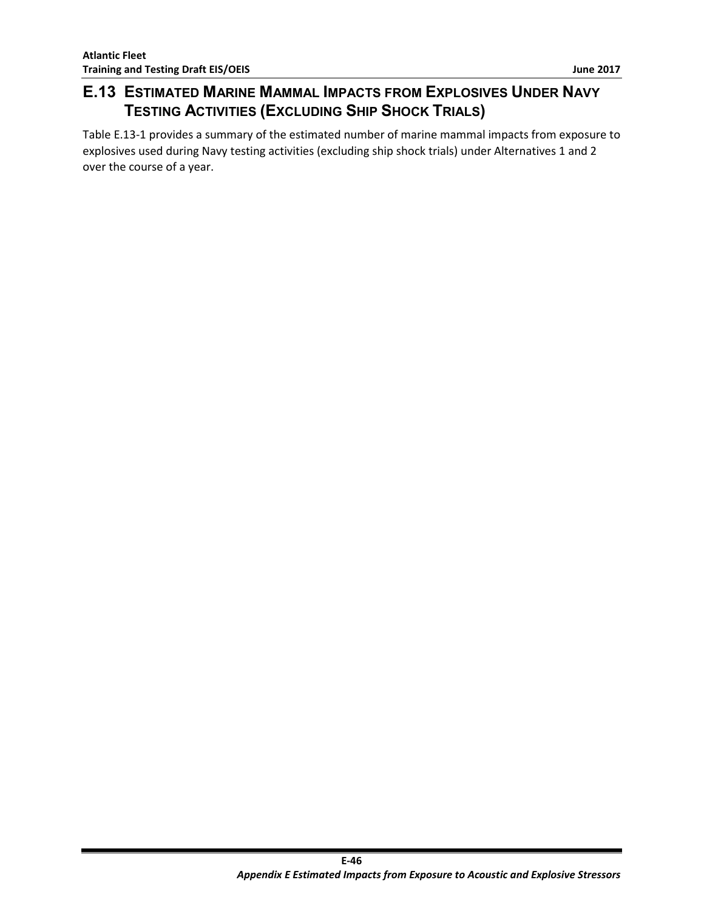## E.13 Estimated Marine Mammal Impacts from Explosives Under Navy Testing Activities (Excluding Ship Shock Trials)

Table E.13-1 provides a summary of the estimated number of marine mammal impacts from exposure to explosives used during Navy testing activities (excluding ship shock trials) under Alternatives 1 and 2 over the course of a year.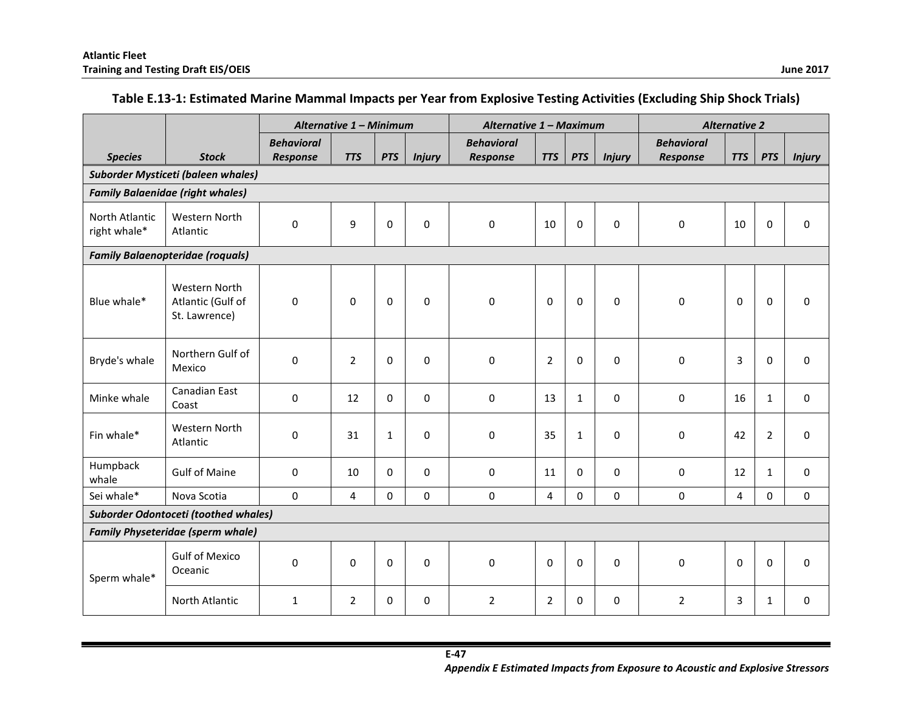### Table E.13-1: Estimated Marine Mammal Impacts per Year from Explosive Testing Activities (Excluding Ship Shock Trials)

| | | *Alternative 1 – Minimum* | | | | *Alternative 1 – Maximum* | | | | *Alternative 2* | | | |
|---|---|---|---|---|---|---|---|---|---|---|---|---|---|
| *Species* | *Stock* | *Behavioral Response* | *TTS* | *PTS* | *Injury* | *Behavioral Response* | *TTS* | *PTS* | *Injury* | *Behavioral Response* | *TTS* | *PTS* | *Injury* |
| ***Suborder Mysticeti (baleen whales)*** | | | | | | | | | | | | | |
| ***Family Balaenidae (right whales)*** | | | | | | | | | | | | | |
| North Atlantic right whale* | Western North Atlantic | 0 | 9 | 0 | 0 | 0 | 10 | 0 | 0 | 0 | 10 | 0 | 0 |
| ***Family Balaenopteridae (roquals)*** | | | | | | | | | | | | | |
| Blue whale* | Western North Atlantic (Gulf of St. Lawrence) | 0 | 0 | 0 | 0 | 0 | 0 | 0 | 0 | 0 | 0 | 0 | 0 |
| Bryde's whale | Northern Gulf of Mexico | 0 | 2 | 0 | 0 | 0 | 2 | 0 | 0 | 0 | 3 | 0 | 0 |
| Minke whale | Canadian East Coast | 0 | 12 | 0 | 0 | 0 | 13 | 1 | 0 | 0 | 16 | 1 | 0 |
| Fin whale* | Western North Atlantic | 0 | 31 | 1 | 0 | 0 | 35 | 1 | 0 | 0 | 42 | 2 | 0 |
| Humpback whale | Gulf of Maine | 0 | 10 | 0 | 0 | 0 | 11 | 0 | 0 | 0 | 12 | 1 | 0 |
| Sei whale* | Nova Scotia | 0 | 4 | 0 | 0 | 0 | 4 | 0 | 0 | 0 | 4 | 0 | 0 |
| ***Suborder Odontoceti (toothed whales)*** | | | | | | | | | | | | | |
| ***Family Physeteridae (sperm whale)*** | | | | | | | | | | | | | |
| Sperm whale* | Gulf of Mexico Oceanic | 0 | 0 | 0 | 0 | 0 | 0 | 0 | 0 | 0 | 0 | 0 | 0 |
| | North Atlantic | 1 | 2 | 0 | 0 | 2 | 2 | 0 | 0 | 2 | 3 | 1 | 0 |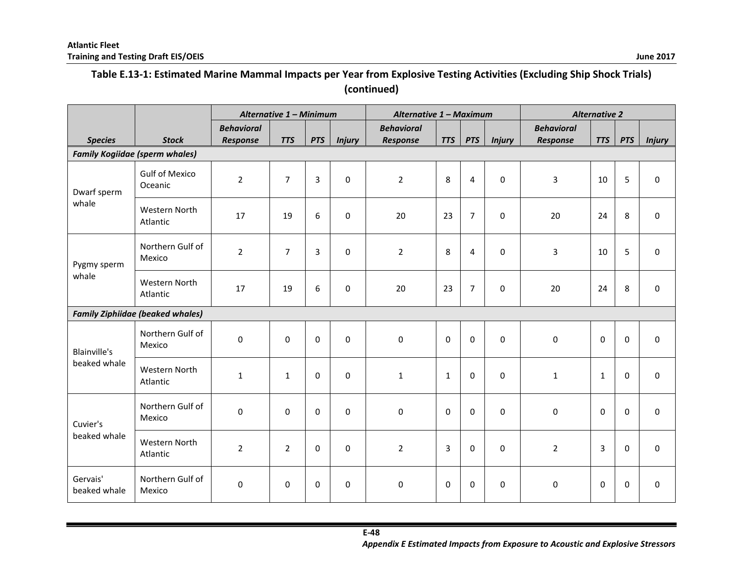**Table E.13-1: Estimated Marine Mammal Impacts per Year from Explosive Testing Activities (Excluding Ship Shock Trials) (continued)**

| | | Alternative 1 – Minimum | | | | Alternative 1 – Maximum | | | | Alternative 2 | | | |
|---|---|---|---|---|---|---|---|---|---|---|---|---|---|
| ***Species*** | ***Stock*** | ***Behavioral Response*** | ***TTS*** | ***PTS*** | ***Injury*** | ***Behavioral Response*** | ***TTS*** | ***PTS*** | ***Injury*** | ***Behavioral Response*** | ***TTS*** | ***PTS*** | ***Injury*** |
| ***Family Kogiidae (sperm whales)*** | | | | | | | | | | | | | |
| Dwarf sperm whale | Gulf of Mexico Oceanic | 2 | 7 | 3 | 0 | 2 | 8 | 4 | 0 | 3 | 10 | 5 | 0 |
| | Western North Atlantic | 17 | 19 | 6 | 0 | 20 | 23 | 7 | 0 | 20 | 24 | 8 | 0 |
| Pygmy sperm whale | Northern Gulf of Mexico | 2 | 7 | 3 | 0 | 2 | 8 | 4 | 0 | 3 | 10 | 5 | 0 |
| | Western North Atlantic | 17 | 19 | 6 | 0 | 20 | 23 | 7 | 0 | 20 | 24 | 8 | 0 |
| ***Family Ziphiidae (beaked whales)*** | | | | | | | | | | | | | |
| Blainville's beaked whale | Northern Gulf of Mexico | 0 | 0 | 0 | 0 | 0 | 0 | 0 | 0 | 0 | 0 | 0 | 0 |
| | Western North Atlantic | 1 | 1 | 0 | 0 | 1 | 1 | 0 | 0 | 1 | 1 | 0 | 0 |
| Cuvier's beaked whale | Northern Gulf of Mexico | 0 | 0 | 0 | 0 | 0 | 0 | 0 | 0 | 0 | 0 | 0 | 0 |
| | Western North Atlantic | 2 | 2 | 0 | 0 | 2 | 3 | 0 | 0 | 2 | 3 | 0 | 0 |
| Gervais' beaked whale | Northern Gulf of Mexico | 0 | 0 | 0 | 0 | 0 | 0 | 0 | 0 | 0 | 0 | 0 | 0 |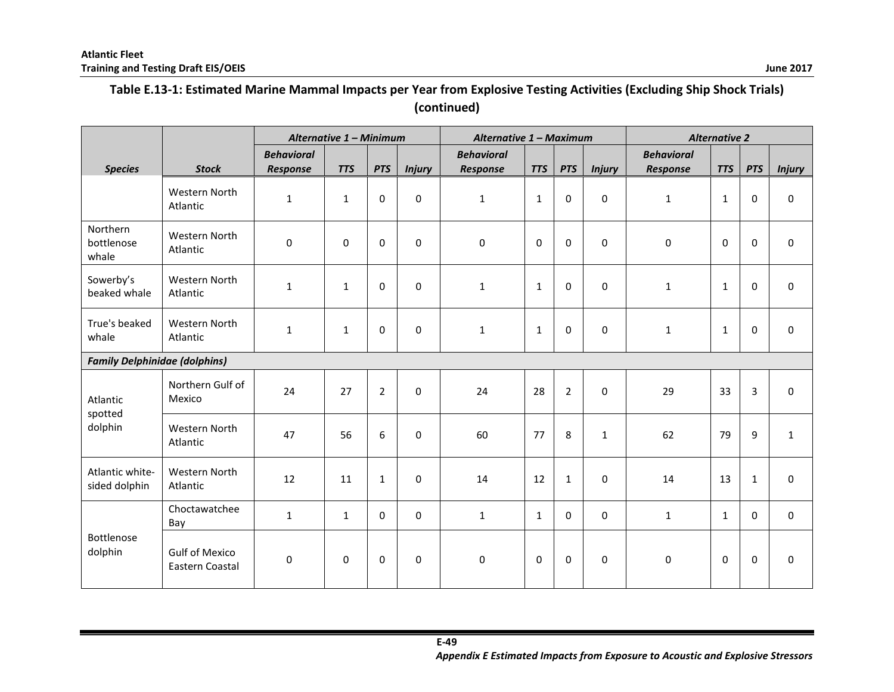## Table E.13-1: Estimated Marine Mammal Impacts per Year from Explosive Testing Activities (Excluding Ship Shock Trials) (continued)

| | | *Alternative 1 – Minimum* | | | | *Alternative 1 – Maximum* | | | | *Alternative 2* | | | |
|---|---|---|---|---|---|---|---|---|---|---|---|---|---|
| ***Species*** | ***Stock*** | ***Behavioral Response*** | ***TTS*** | ***PTS*** | ***Injury*** | ***Behavioral Response*** | ***TTS*** | ***PTS*** | ***Injury*** | ***Behavioral Response*** | ***TTS*** | ***PTS*** | ***Injury*** |
| | Western North Atlantic | 1 | 1 | 0 | 0 | 1 | 1 | 0 | 0 | 1 | 1 | 0 | 0 |
| Northern bottlenose whale | Western North Atlantic | 0 | 0 | 0 | 0 | 0 | 0 | 0 | 0 | 0 | 0 | 0 | 0 |
| Sowerby's beaked whale | Western North Atlantic | 1 | 1 | 0 | 0 | 1 | 1 | 0 | 0 | 1 | 1 | 0 | 0 |
| True's beaked whale | Western North Atlantic | 1 | 1 | 0 | 0 | 1 | 1 | 0 | 0 | 1 | 1 | 0 | 0 |
| ***Family Delphinidae (dolphins)*** | | | | | | | | | | | | | |
| Atlantic spotted dolphin | Northern Gulf of Mexico | 24 | 27 | 2 | 0 | 24 | 28 | 2 | 0 | 29 | 33 | 3 | 0 |
| | Western North Atlantic | 47 | 56 | 6 | 0 | 60 | 77 | 8 | 1 | 62 | 79 | 9 | 1 |
| Atlantic white-sided dolphin | Western North Atlantic | 12 | 11 | 1 | 0 | 14 | 12 | 1 | 0 | 14 | 13 | 1 | 0 |
| Bottlenose dolphin | Choctawatchee Bay | 1 | 1 | 0 | 0 | 1 | 1 | 0 | 0 | 1 | 1 | 0 | 0 |
| | Gulf of Mexico Eastern Coastal | 0 | 0 | 0 | 0 | 0 | 0 | 0 | 0 | 0 | 0 | 0 | 0 |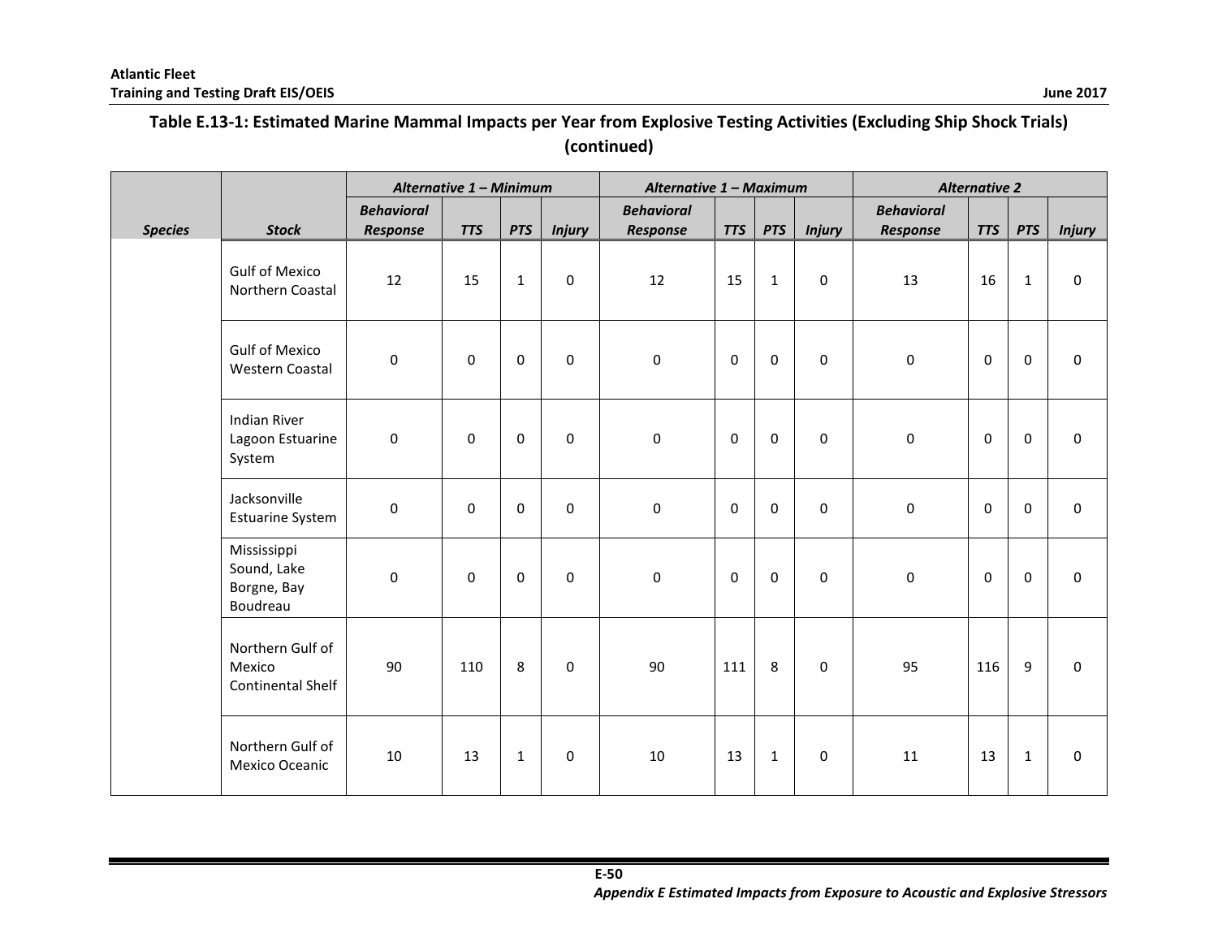## Table E.13-1: Estimated Marine Mammal Impacts per Year from Explosive Testing Activities (Excluding Ship Shock Trials) (continued)

| | | Alternative 1 – Minimum | | | | Alternative 1 – Maximum | | | | Alternative 2 | | | |
|---|---|---|---|---|---|---|---|---|---|---|---|---|---|
| Species | Stock | Behavioral Response | TTS | PTS | Injury | Behavioral Response | TTS | PTS | Injury | Behavioral Response | TTS | PTS | Injury |
| | Gulf of Mexico Northern Coastal | 12 | 15 | 1 | 0 | 12 | 15 | 1 | 0 | 13 | 16 | 1 | 0 |
| | Gulf of Mexico Western Coastal | 0 | 0 | 0 | 0 | 0 | 0 | 0 | 0 | 0 | 0 | 0 | 0 |
| | Indian River Lagoon Estuarine System | 0 | 0 | 0 | 0 | 0 | 0 | 0 | 0 | 0 | 0 | 0 | 0 |
| | Jacksonville Estuarine System | 0 | 0 | 0 | 0 | 0 | 0 | 0 | 0 | 0 | 0 | 0 | 0 |
| | Mississippi Sound, Lake Borgne, Bay Boudreau | 0 | 0 | 0 | 0 | 0 | 0 | 0 | 0 | 0 | 0 | 0 | 0 |
| | Northern Gulf of Mexico Continental Shelf | 90 | 110 | 8 | 0 | 90 | 111 | 8 | 0 | 95 | 116 | 9 | 0 |
| | Northern Gulf of Mexico Oceanic | 10 | 13 | 1 | 0 | 10 | 13 | 1 | 0 | 11 | 13 | 1 | 0 |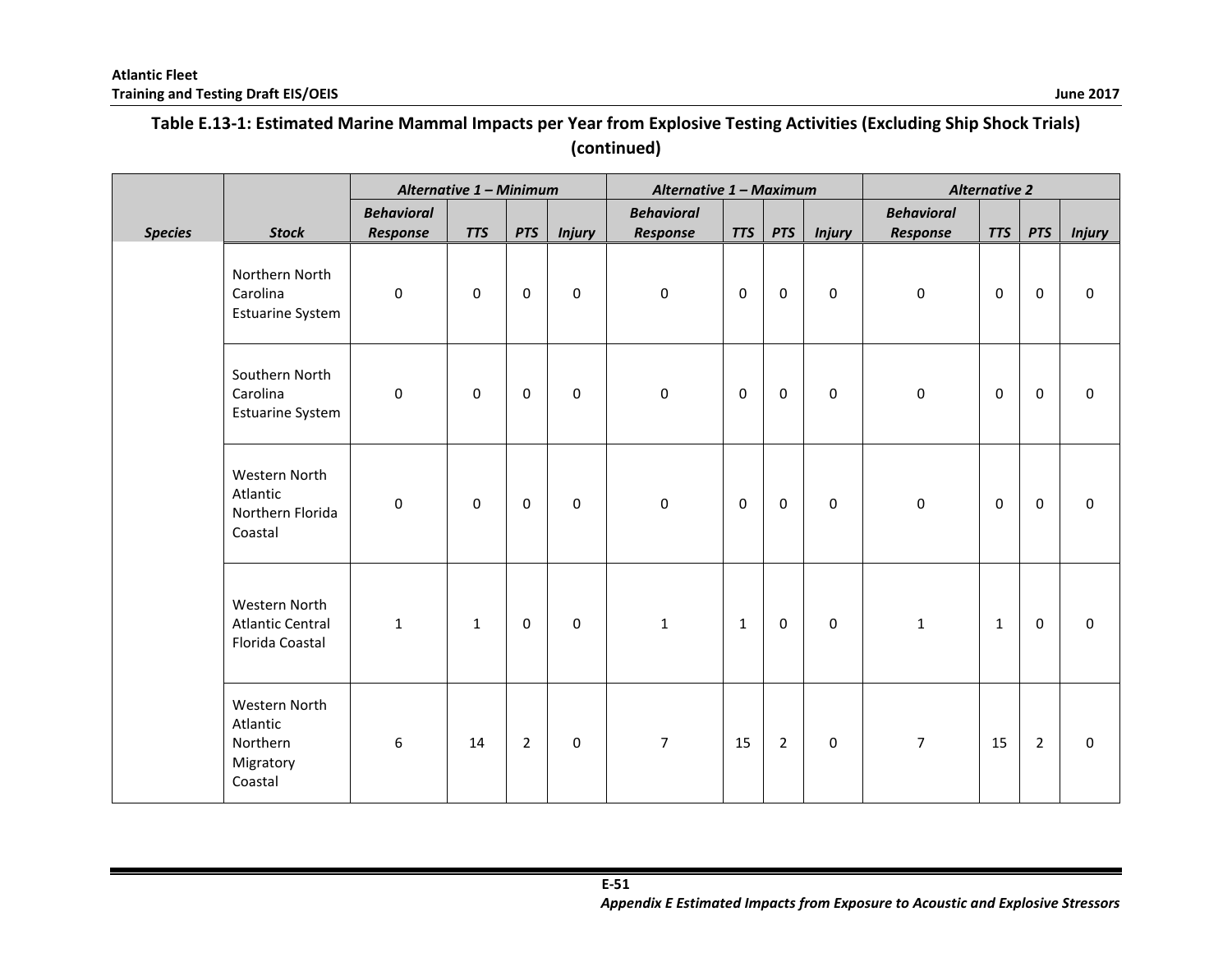## Table E.13-1: Estimated Marine Mammal Impacts per Year from Explosive Testing Activities (Excluding Ship Shock Trials) (continued)

| Species | Stock | Alternative 1 – Minimum | | | | Alternative 1 – Maximum | | | | Alternative 2 | | | |
|---|---|---|---|---|---|---|---|---|---|---|---|---|---|
| | | Behavioral Response | TTS | PTS | Injury | Behavioral Response | TTS | PTS | Injury | Behavioral Response | TTS | PTS | Injury |
| | Northern North Carolina Estuarine System | 0 | 0 | 0 | 0 | 0 | 0 | 0 | 0 | 0 | 0 | 0 | 0 |
| | Southern North Carolina Estuarine System | 0 | 0 | 0 | 0 | 0 | 0 | 0 | 0 | 0 | 0 | 0 | 0 |
| | Western North Atlantic Northern Florida Coastal | 0 | 0 | 0 | 0 | 0 | 0 | 0 | 0 | 0 | 0 | 0 | 0 |
| | Western North Atlantic Central Florida Coastal | 1 | 1 | 0 | 0 | 1 | 1 | 0 | 0 | 1 | 1 | 0 | 0 |
| | Western North Atlantic Northern Migratory Coastal | 6 | 14 | 2 | 0 | 7 | 15 | 2 | 0 | 7 | 15 | 2 | 0 |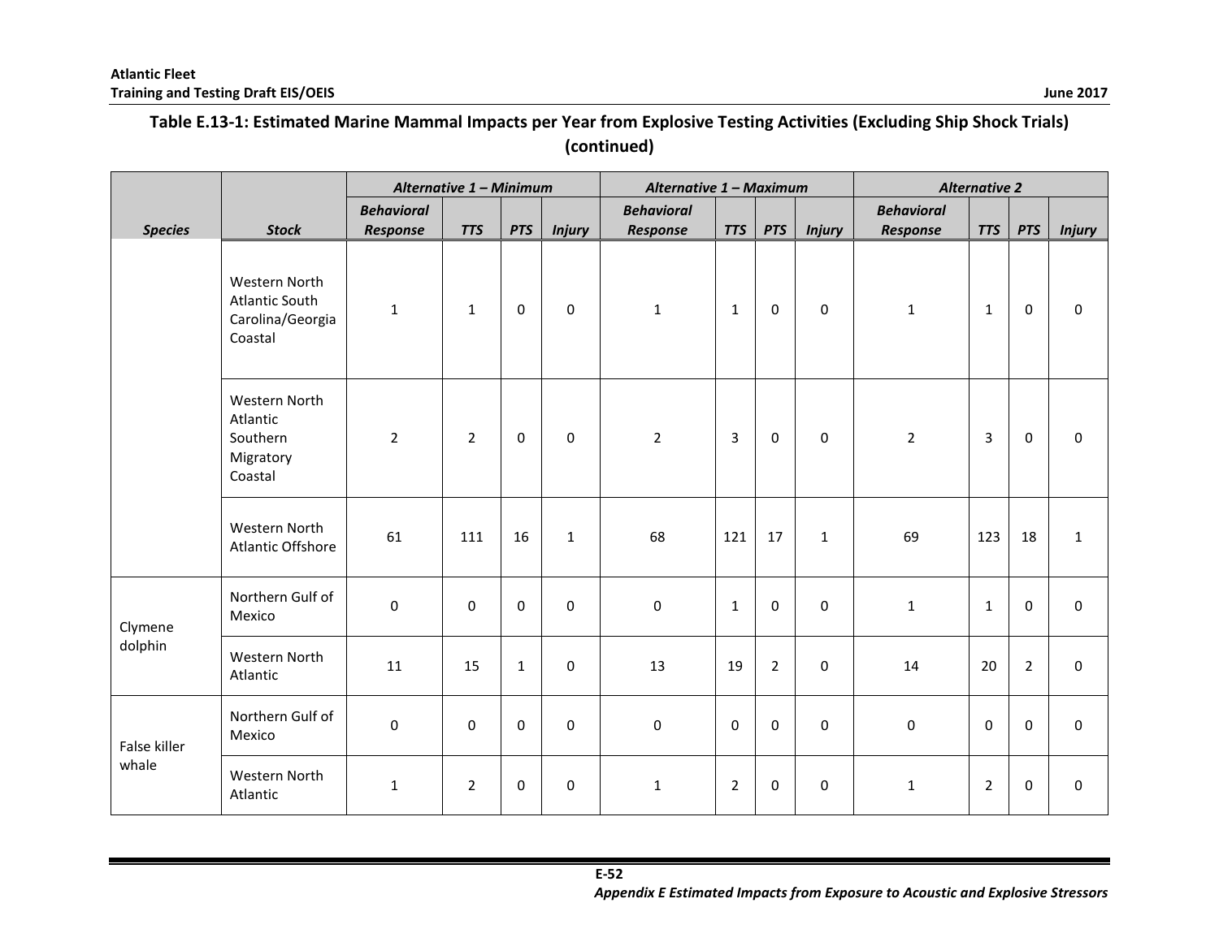**Table E.13-1: Estimated Marine Mammal Impacts per Year from Explosive Testing Activities (Excluding Ship Shock Trials) (continued)**

| Species | Stock | Alternative 1 – Minimum | | | | Alternative 1 – Maximum | | | | Alternative 2 | | | |
|---|---|---|---|---|---|---|---|---|---|---|---|---|---|
| | | Behavioral Response | TTS | PTS | Injury | Behavioral Response | TTS | PTS | Injury | Behavioral Response | TTS | PTS | Injury |
| | Western North Atlantic South Carolina/Georgia Coastal | 1 | 1 | 0 | 0 | 1 | 1 | 0 | 0 | 1 | 1 | 0 | 0 |
| | Western North Atlantic Southern Migratory Coastal | 2 | 2 | 0 | 0 | 2 | 3 | 0 | 0 | 2 | 3 | 0 | 0 |
| | Western North Atlantic Offshore | 61 | 111 | 16 | 1 | 68 | 121 | 17 | 1 | 69 | 123 | 18 | 1 |
| Clymene dolphin | Northern Gulf of Mexico | 0 | 0 | 0 | 0 | 0 | 1 | 0 | 0 | 1 | 1 | 0 | 0 |
| | Western North Atlantic | 11 | 15 | 1 | 0 | 13 | 19 | 2 | 0 | 14 | 20 | 2 | 0 |
| False killer whale | Northern Gulf of Mexico | 0 | 0 | 0 | 0 | 0 | 0 | 0 | 0 | 0 | 0 | 0 | 0 |
| | Western North Atlantic | 1 | 2 | 0 | 0 | 1 | 2 | 0 | 0 | 1 | 2 | 0 | 0 |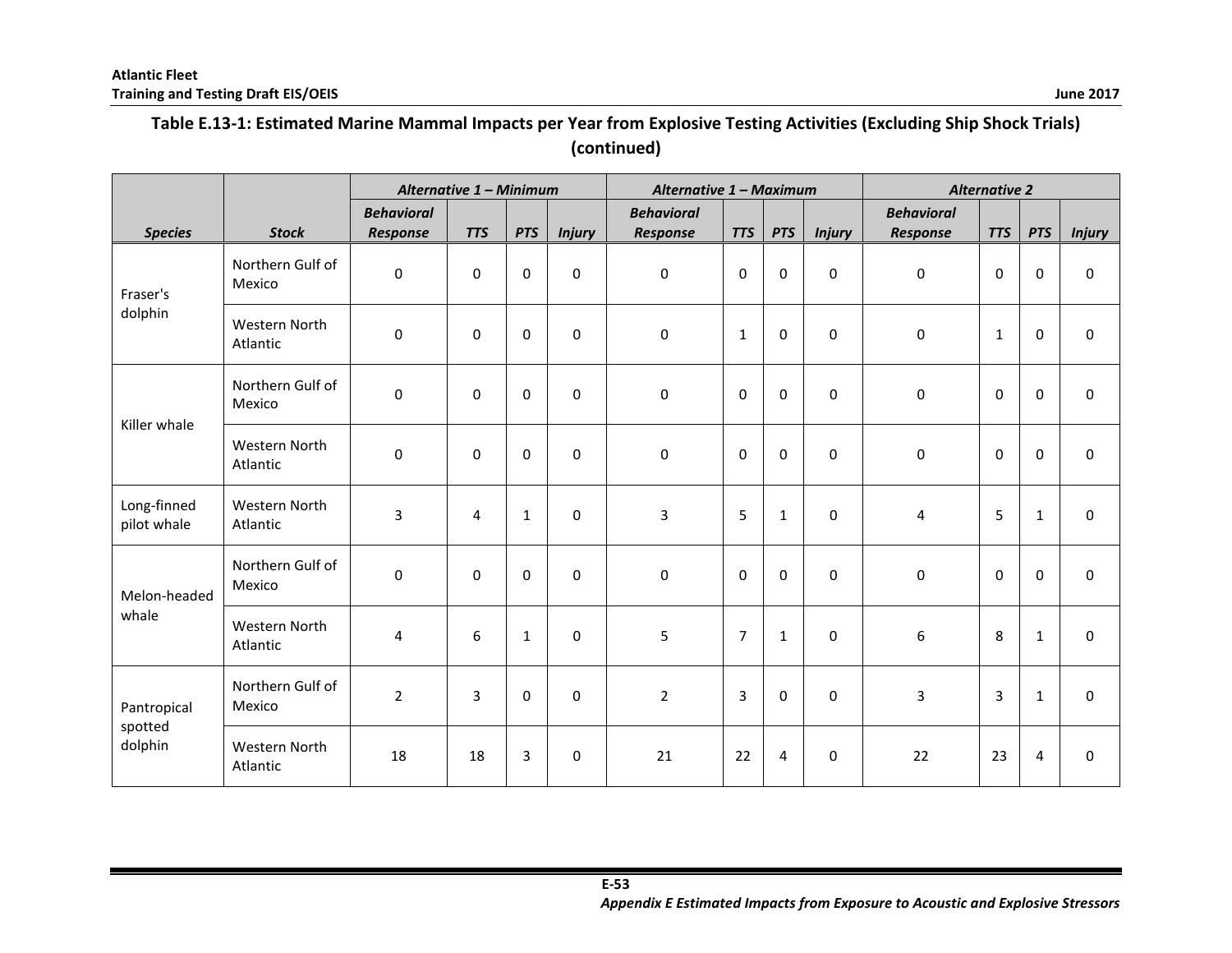## Table E.13-1: Estimated Marine Mammal Impacts per Year from Explosive Testing Activities (Excluding Ship Shock Trials) (continued)

| | | *Alternative 1 – Minimum* | | | | *Alternative 1 – Maximum* | | | | *Alternative 2* | | | |
|---|---|---|---|---|---|---|---|---|---|---|---|---|---|
| ***Species*** | ***Stock*** | ***Behavioral Response*** | ***TTS*** | ***PTS*** | ***Injury*** | ***Behavioral Response*** | ***TTS*** | ***PTS*** | ***Injury*** | ***Behavioral Response*** | ***TTS*** | ***PTS*** | ***Injury*** |
| Fraser's dolphin | Northern Gulf of Mexico | 0 | 0 | 0 | 0 | 0 | 0 | 0 | 0 | 0 | 0 | 0 | 0 |
| | Western North Atlantic | 0 | 0 | 0 | 0 | 0 | 1 | 0 | 0 | 0 | 1 | 0 | 0 |
| Killer whale | Northern Gulf of Mexico | 0 | 0 | 0 | 0 | 0 | 0 | 0 | 0 | 0 | 0 | 0 | 0 |
| | Western North Atlantic | 0 | 0 | 0 | 0 | 0 | 0 | 0 | 0 | 0 | 0 | 0 | 0 |
| Long-finned pilot whale | Western North Atlantic | 3 | 4 | 1 | 0 | 3 | 5 | 1 | 0 | 4 | 5 | 1 | 0 |
| Melon-headed whale | Northern Gulf of Mexico | 0 | 0 | 0 | 0 | 0 | 0 | 0 | 0 | 0 | 0 | 0 | 0 |
| | Western North Atlantic | 4 | 6 | 1 | 0 | 5 | 7 | 1 | 0 | 6 | 8 | 1 | 0 |
| Pantropical spotted dolphin | Northern Gulf of Mexico | 2 | 3 | 0 | 0 | 2 | 3 | 0 | 0 | 3 | 3 | 1 | 0 |
| | Western North Atlantic | 18 | 18 | 3 | 0 | 21 | 22 | 4 | 0 | 22 | 23 | 4 | 0 |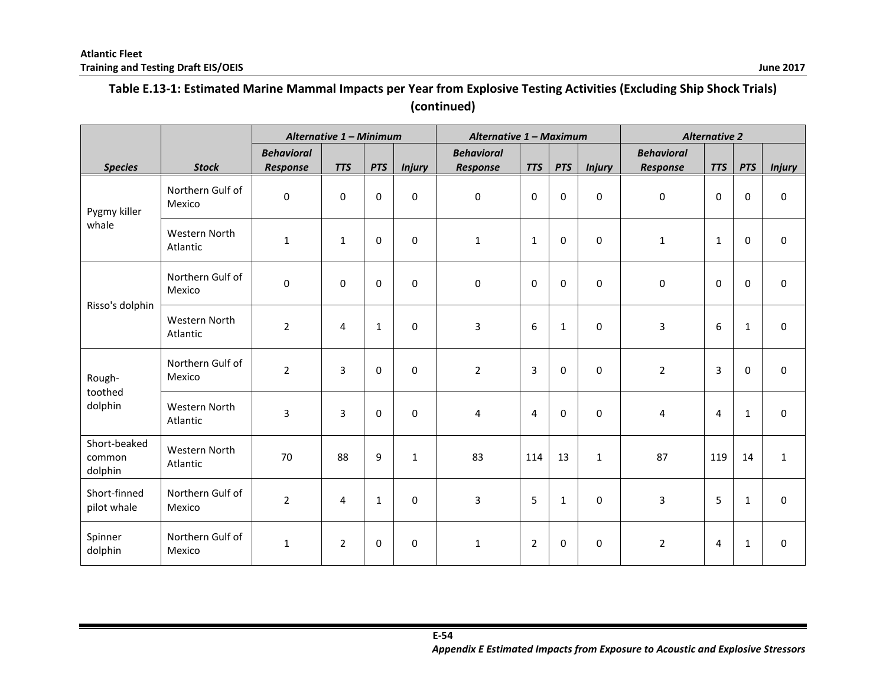## Table E.13-1: Estimated Marine Mammal Impacts per Year from Explosive Testing Activities (Excluding Ship Shock Trials) (continued)

| *Species* | *Stock* | *Alternative 1 – Minimum* | | | | *Alternative 1 – Maximum* | | | | *Alternative 2* | | | |
|---|---|---|---|---|---|---|---|---|---|---|---|---|---|
| | | *Behavioral Response* | *TTS* | *PTS* | *Injury* | *Behavioral Response* | *TTS* | *PTS* | *Injury* | *Behavioral Response* | *TTS* | *PTS* | *Injury* |
| Pygmy killer whale | Northern Gulf of Mexico | 0 | 0 | 0 | 0 | 0 | 0 | 0 | 0 | 0 | 0 | 0 | 0 |
| | Western North Atlantic | 1 | 1 | 0 | 0 | 1 | 1 | 0 | 0 | 1 | 1 | 0 | 0 |
| Risso's dolphin | Northern Gulf of Mexico | 0 | 0 | 0 | 0 | 0 | 0 | 0 | 0 | 0 | 0 | 0 | 0 |
| | Western North Atlantic | 2 | 4 | 1 | 0 | 3 | 6 | 1 | 0 | 3 | 6 | 1 | 0 |
| Rough-toothed dolphin | Northern Gulf of Mexico | 2 | 3 | 0 | 0 | 2 | 3 | 0 | 0 | 2 | 3 | 0 | 0 |
| | Western North Atlantic | 3 | 3 | 0 | 0 | 4 | 4 | 0 | 0 | 4 | 4 | 1 | 0 |
| Short-beaked common dolphin | Western North Atlantic | 70 | 88 | 9 | 1 | 83 | 114 | 13 | 1 | 87 | 119 | 14 | 1 |
| Short-finned pilot whale | Northern Gulf of Mexico | 2 | 4 | 1 | 0 | 3 | 5 | 1 | 0 | 3 | 5 | 1 | 0 |
| Spinner dolphin | Northern Gulf of Mexico | 1 | 2 | 0 | 0 | 1 | 2 | 0 | 0 | 2 | 4 | 1 | 0 |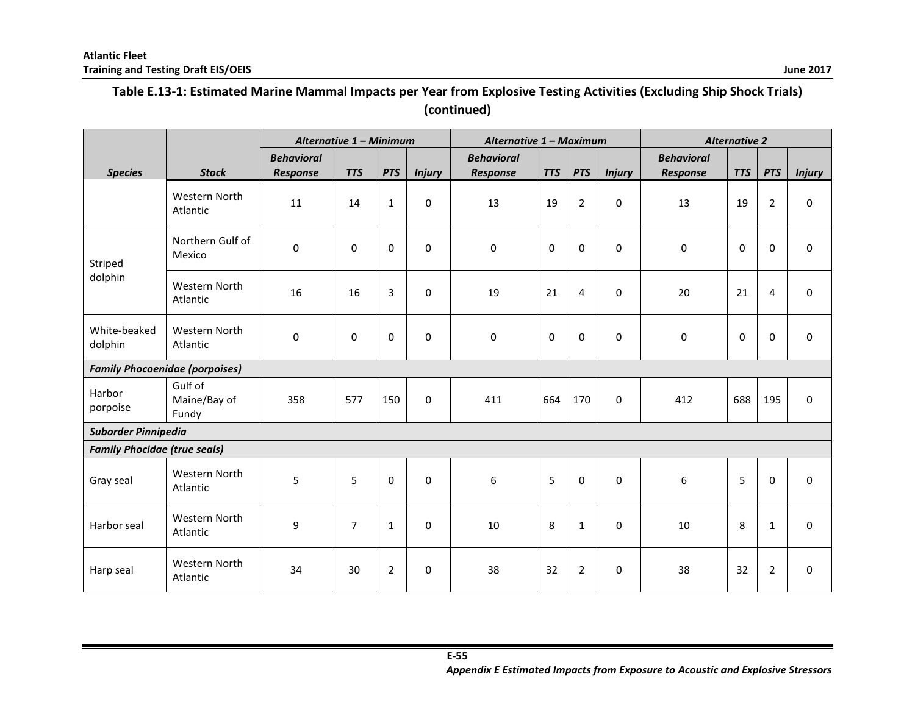**Table E.13-1: Estimated Marine Mammal Impacts per Year from Explosive Testing Activities (Excluding Ship Shock Trials) (continued)**

| Species | Stock | Alternative 1 – Minimum | | | | Alternative 1 – Maximum | | | | Alternative 2 | | | |
|---|---|---|---|---|---|---|---|---|---|---|---|---|---|
| | | Behavioral Response | TTS | PTS | Injury | Behavioral Response | TTS | PTS | Injury | Behavioral Response | TTS | PTS | Injury |
| | Western North Atlantic | 11 | 14 | 1 | 0 | 13 | 19 | 2 | 0 | 13 | 19 | 2 | 0 |
| Striped dolphin | Northern Gulf of Mexico | 0 | 0 | 0 | 0 | 0 | 0 | 0 | 0 | 0 | 0 | 0 | 0 |
| | Western North Atlantic | 16 | 16 | 3 | 0 | 19 | 21 | 4 | 0 | 20 | 21 | 4 | 0 |
| White-beaked dolphin | Western North Atlantic | 0 | 0 | 0 | 0 | 0 | 0 | 0 | 0 | 0 | 0 | 0 | 0 |
| ***Family Phocoenidae (porpoises)*** | | | | | | | | | | | | | |
| Harbor porpoise | Gulf of Maine/Bay of Fundy | 358 | 577 | 150 | 0 | 411 | 664 | 170 | 0 | 412 | 688 | 195 | 0 |
| ***Suborder Pinnipedia*** | | | | | | | | | | | | | |
| ***Family Phocidae (true seals)*** | | | | | | | | | | | | | |
| Gray seal | Western North Atlantic | 5 | 5 | 0 | 0 | 6 | 5 | 0 | 0 | 6 | 5 | 0 | 0 |
| Harbor seal | Western North Atlantic | 9 | 7 | 1 | 0 | 10 | 8 | 1 | 0 | 10 | 8 | 1 | 0 |
| Harp seal | Western North Atlantic | 34 | 30 | 2 | 0 | 38 | 32 | 2 | 0 | 38 | 32 | 2 | 0 |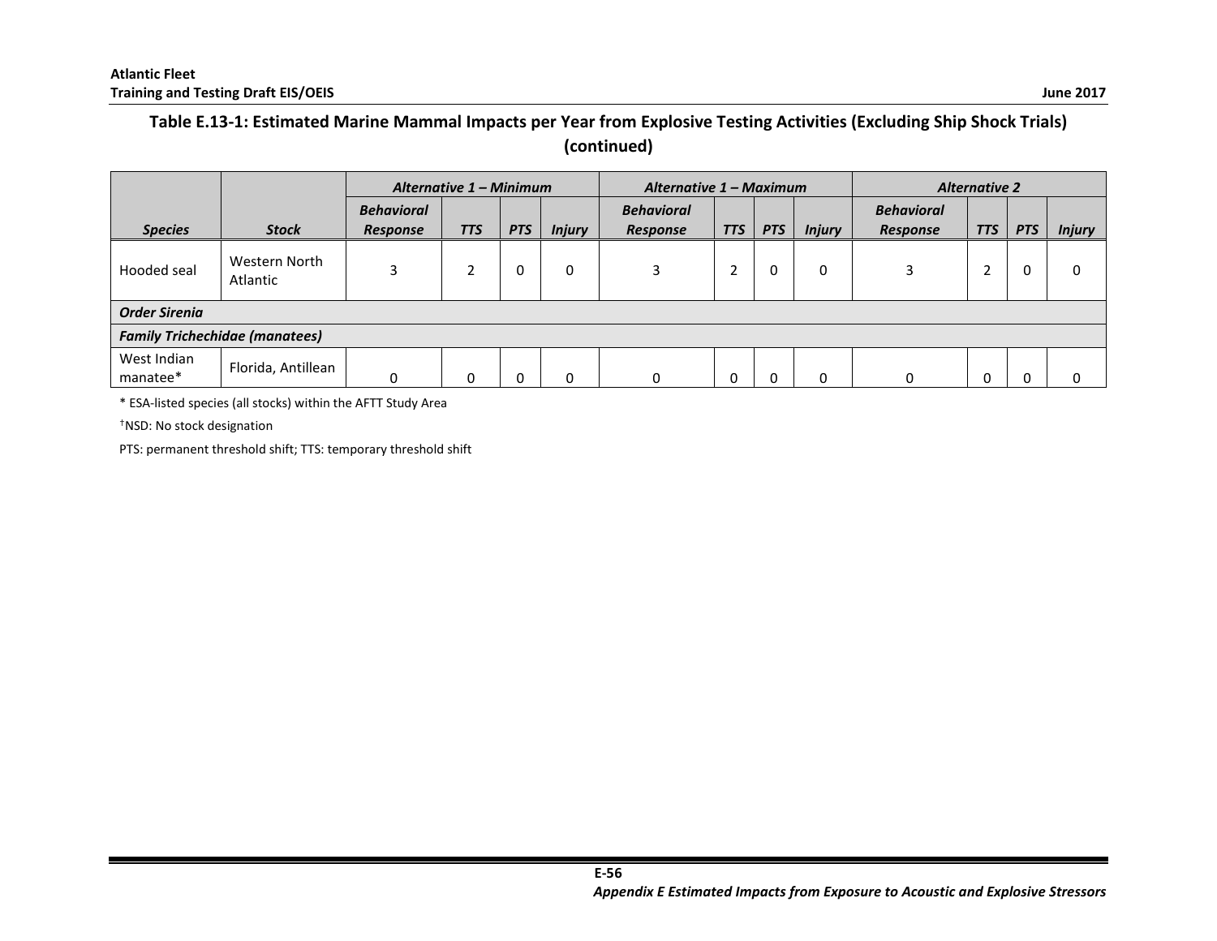**Table E.13-1: Estimated Marine Mammal Impacts per Year from Explosive Testing Activities (Excluding Ship Shock Trials) (continued)**

| | | *Alternative 1 – Minimum* | | | | *Alternative 1 – Maximum* | | | | *Alternative 2* | | | |
|---|---|---|---|---|---|---|---|---|---|---|---|---|---|
| ***Species*** | ***Stock*** | ***Behavioral Response*** | ***TTS*** | ***PTS*** | ***Injury*** | ***Behavioral Response*** | ***TTS*** | ***PTS*** | ***Injury*** | ***Behavioral Response*** | ***TTS*** | ***PTS*** | ***Injury*** |
| Hooded seal | Western North Atlantic | 3 | 2 | 0 | 0 | 3 | 2 | 0 | 0 | 3 | 2 | 0 | 0 |
| ***Order Sirenia*** | | | | | | | | | | | | | |
| ***Family Trichechidae (manatees)*** | | | | | | | | | | | | | |
| West Indian manatee* | Florida, Antillean | 0 | 0 | 0 | 0 | 0 | 0 | 0 | 0 | 0 | 0 | 0 | 0 |

\* ESA-listed species (all stocks) within the AFTT Study Area

†NSD: No stock designation

PTS: permanent threshold shift; TTS: temporary threshold shift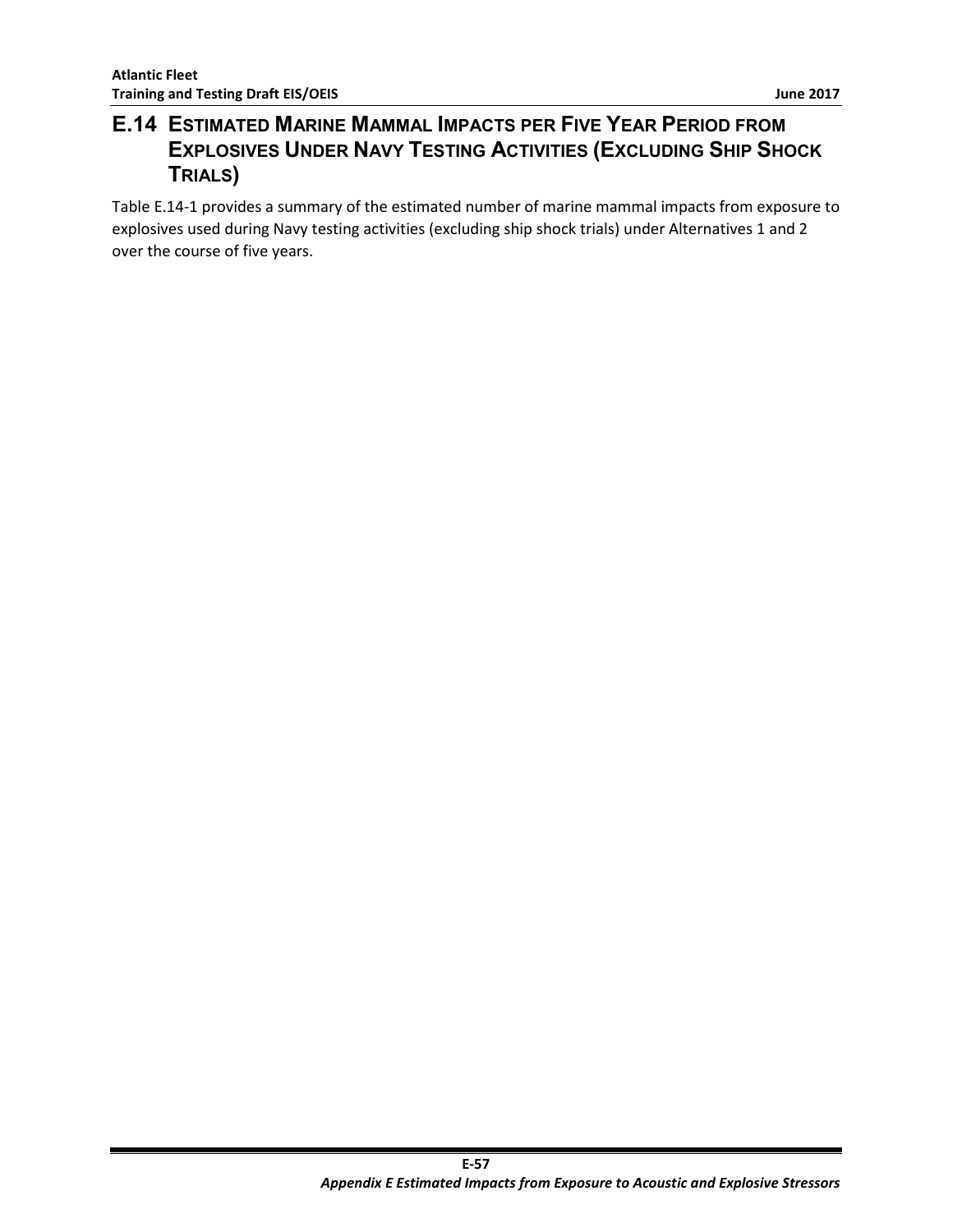## E.14 Estimated Marine Mammal Impacts per Five Year Period from Explosives Under Navy Testing Activities (Excluding Ship Shock Trials)

Table E.14-1 provides a summary of the estimated number of marine mammal impacts from exposure to explosives used during Navy testing activities (excluding ship shock trials) under Alternatives 1 and 2 over the course of five years.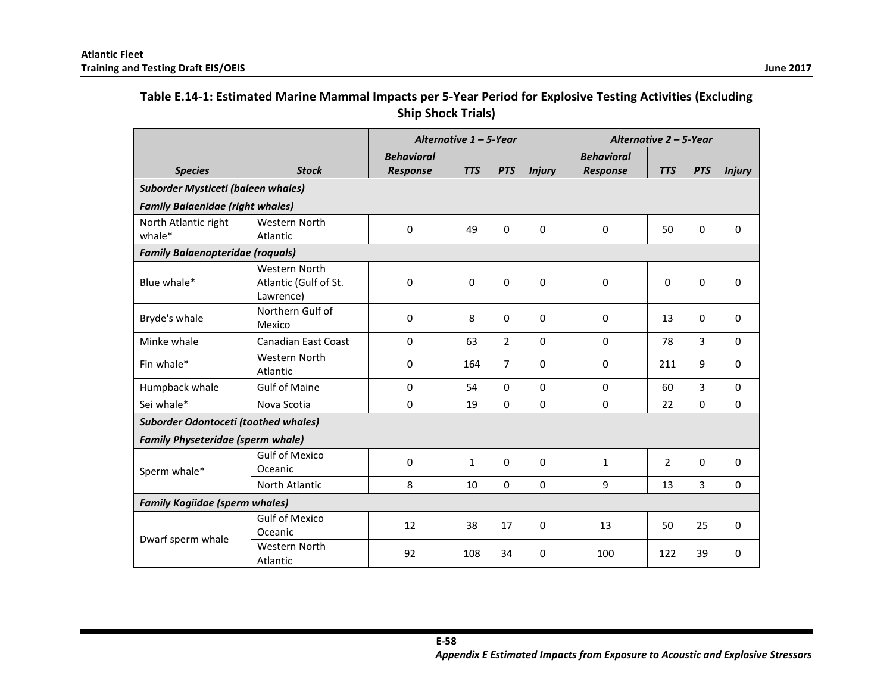**Table E.14-1: Estimated Marine Mammal Impacts per 5-Year Period for Explosive Testing Activities (Excluding Ship Shock Trials)**

| | | *Alternative 1 – 5-Year* | | | | *Alternative 2 – 5-Year* | | | |
|---|---|---|---|---|---|---|---|---|---|
| ***Species*** | ***Stock*** | ***Behavioral Response*** | ***TTS*** | ***PTS*** | ***Injury*** | ***Behavioral Response*** | ***TTS*** | ***PTS*** | ***Injury*** |
| ***Suborder Mysticeti (baleen whales)*** | | | | | | | | | |
| ***Family Balaenidae (right whales)*** | | | | | | | | | |
| North Atlantic right whale* | Western North Atlantic | 0 | 49 | 0 | 0 | 0 | 50 | 0 | 0 |
| ***Family Balaenopteridae (roquals)*** | | | | | | | | | |
| Blue whale* | Western North Atlantic (Gulf of St. Lawrence) | 0 | 0 | 0 | 0 | 0 | 0 | 0 | 0 |
| Bryde's whale | Northern Gulf of Mexico | 0 | 8 | 0 | 0 | 0 | 13 | 0 | 0 |
| Minke whale | Canadian East Coast | 0 | 63 | 2 | 0 | 0 | 78 | 3 | 0 |
| Fin whale* | Western North Atlantic | 0 | 164 | 7 | 0 | 0 | 211 | 9 | 0 |
| Humpback whale | Gulf of Maine | 0 | 54 | 0 | 0 | 0 | 60 | 3 | 0 |
| Sei whale* | Nova Scotia | 0 | 19 | 0 | 0 | 0 | 22 | 0 | 0 |
| ***Suborder Odontoceti (toothed whales)*** | | | | | | | | | |
| ***Family Physeteridae (sperm whale)*** | | | | | | | | | |
| Sperm whale* | Gulf of Mexico Oceanic | 0 | 1 | 0 | 0 | 1 | 2 | 0 | 0 |
| | North Atlantic | 8 | 10 | 0 | 0 | 9 | 13 | 3 | 0 |
| ***Family Kogiidae (sperm whales)*** | | | | | | | | | |
| Dwarf sperm whale | Gulf of Mexico Oceanic | 12 | 38 | 17 | 0 | 13 | 50 | 25 | 0 |
| | Western North Atlantic | 92 | 108 | 34 | 0 | 100 | 122 | 39 | 0 |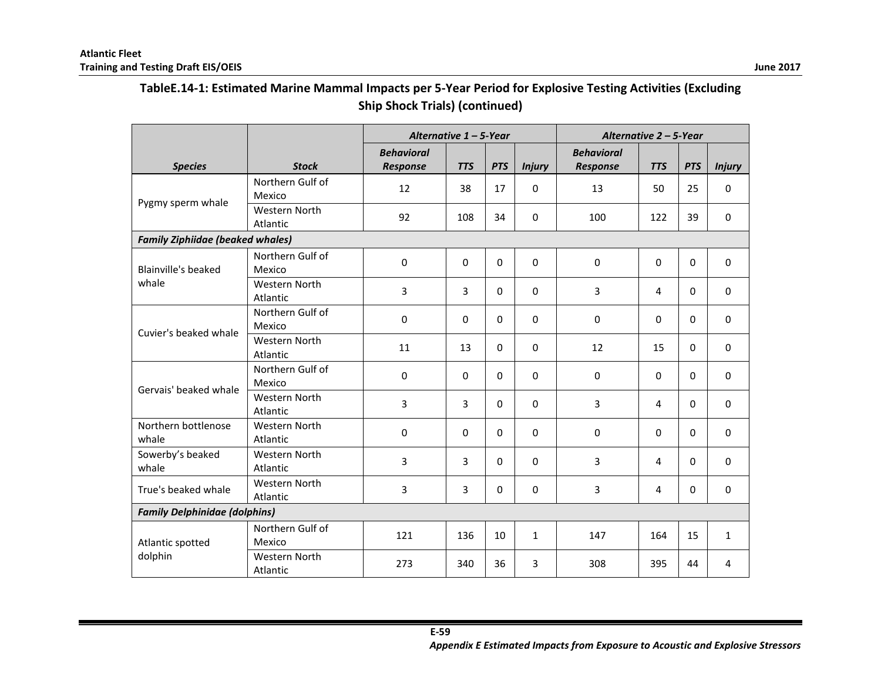## TableE.14-1: Estimated Marine Mammal Impacts per 5-Year Period for Explosive Testing Activities (Excluding Ship Shock Trials) (continued)

| | | *Alternative 1 – 5-Year* | | | | *Alternative 2 – 5-Year* | | | |
|---|---|---|---|---|---|---|---|---|---|
| ***Species*** | ***Stock*** | ***Behavioral Response*** | ***TTS*** | ***PTS*** | ***Injury*** | ***Behavioral Response*** | ***TTS*** | ***PTS*** | ***Injury*** |
| Pygmy sperm whale | Northern Gulf of Mexico | 12 | 38 | 17 | 0 | 13 | 50 | 25 | 0 |
| | Western North Atlantic | 92 | 108 | 34 | 0 | 100 | 122 | 39 | 0 |
| ***Family Ziphiidae (beaked whales)*** | | | | | | | | | |
| Blainville's beaked whale | Northern Gulf of Mexico | 0 | 0 | 0 | 0 | 0 | 0 | 0 | 0 |
| | Western North Atlantic | 3 | 3 | 0 | 0 | 3 | 4 | 0 | 0 |
| Cuvier's beaked whale | Northern Gulf of Mexico | 0 | 0 | 0 | 0 | 0 | 0 | 0 | 0 |
| | Western North Atlantic | 11 | 13 | 0 | 0 | 12 | 15 | 0 | 0 |
| Gervais' beaked whale | Northern Gulf of Mexico | 0 | 0 | 0 | 0 | 0 | 0 | 0 | 0 |
| | Western North Atlantic | 3 | 3 | 0 | 0 | 3 | 4 | 0 | 0 |
| Northern bottlenose whale | Western North Atlantic | 0 | 0 | 0 | 0 | 0 | 0 | 0 | 0 |
| Sowerby's beaked whale | Western North Atlantic | 3 | 3 | 0 | 0 | 3 | 4 | 0 | 0 |
| True's beaked whale | Western North Atlantic | 3 | 3 | 0 | 0 | 3 | 4 | 0 | 0 |
| ***Family Delphinidae (dolphins)*** | | | | | | | | | |
| Atlantic spotted dolphin | Northern Gulf of Mexico | 121 | 136 | 10 | 1 | 147 | 164 | 15 | 1 |
| | Western North Atlantic | 273 | 340 | 36 | 3 | 308 | 395 | 44 | 4 |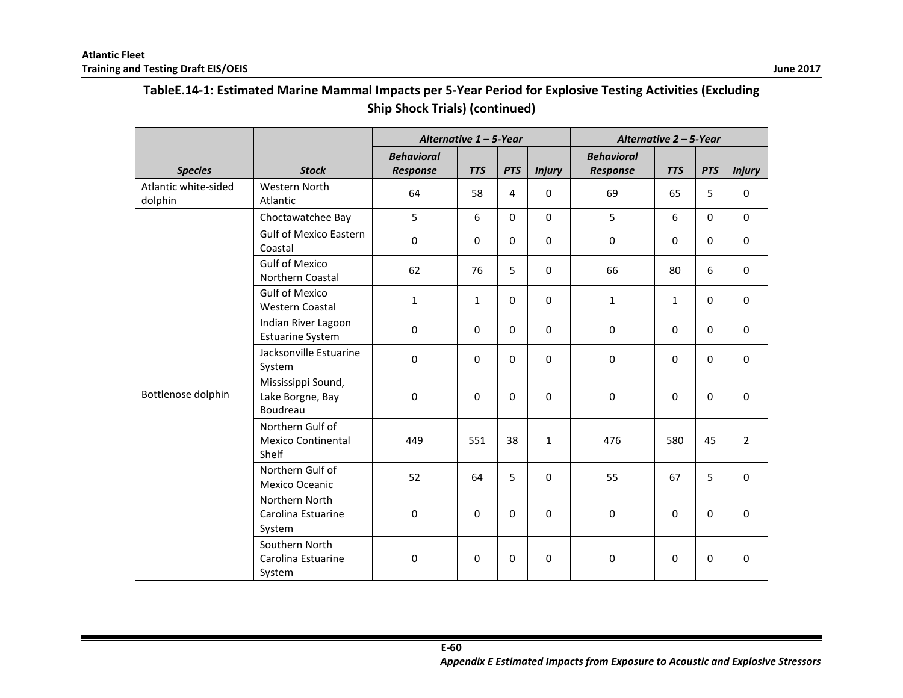**TableE.14-1: Estimated Marine Mammal Impacts per 5-Year Period for Explosive Testing Activities (Excluding Ship Shock Trials) (continued)**

| | | *Alternative 1 – 5-Year* | | | | *Alternative 2 – 5-Year* | | | |
|---|---|---|---|---|---|---|---|---|---|
| ***Species*** | ***Stock*** | ***Behavioral Response*** | ***TTS*** | ***PTS*** | ***Injury*** | ***Behavioral Response*** | ***TTS*** | ***PTS*** | ***Injury*** |
| Atlantic white-sided dolphin | Western North Atlantic | 64 | 58 | 4 | 0 | 69 | 65 | 5 | 0 |
| Bottlenose dolphin | Choctawatchee Bay | 5 | 6 | 0 | 0 | 5 | 6 | 0 | 0 |
| | Gulf of Mexico Eastern Coastal | 0 | 0 | 0 | 0 | 0 | 0 | 0 | 0 |
| | Gulf of Mexico Northern Coastal | 62 | 76 | 5 | 0 | 66 | 80 | 6 | 0 |
| | Gulf of Mexico Western Coastal | 1 | 1 | 0 | 0 | 1 | 1 | 0 | 0 |
| | Indian River Lagoon Estuarine System | 0 | 0 | 0 | 0 | 0 | 0 | 0 | 0 |
| | Jacksonville Estuarine System | 0 | 0 | 0 | 0 | 0 | 0 | 0 | 0 |
| | Mississippi Sound, Lake Borgne, Bay Boudreau | 0 | 0 | 0 | 0 | 0 | 0 | 0 | 0 |
| | Northern Gulf of Mexico Continental Shelf | 449 | 551 | 38 | 1 | 476 | 580 | 45 | 2 |
| | Northern Gulf of Mexico Oceanic | 52 | 64 | 5 | 0 | 55 | 67 | 5 | 0 |
| | Northern North Carolina Estuarine System | 0 | 0 | 0 | 0 | 0 | 0 | 0 | 0 |
| | Southern North Carolina Estuarine System | 0 | 0 | 0 | 0 | 0 | 0 | 0 | 0 |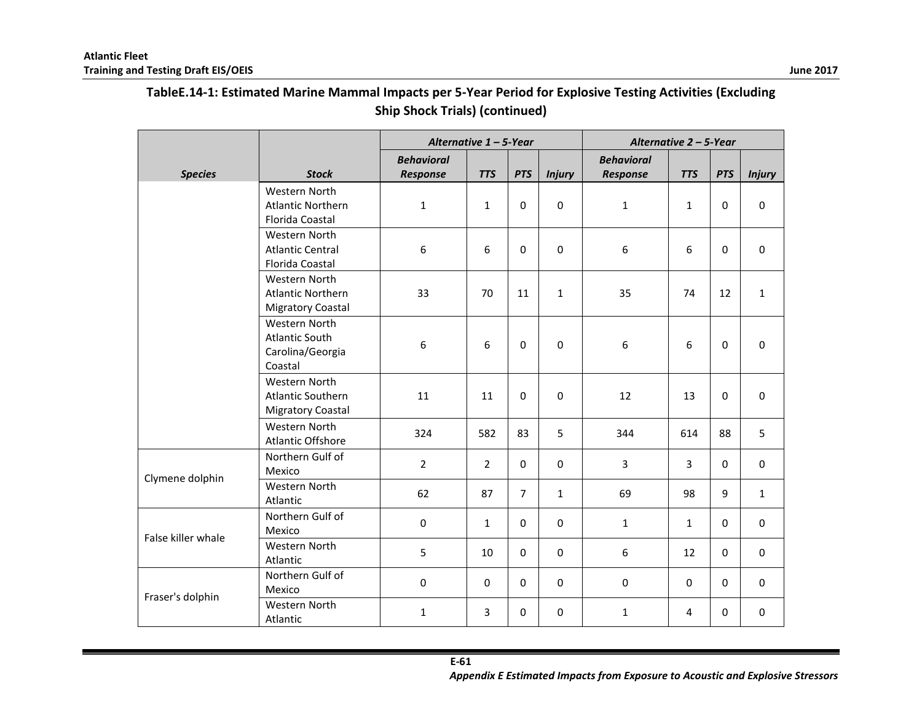**TableE.14-1: Estimated Marine Mammal Impacts per 5-Year Period for Explosive Testing Activities (Excluding Ship Shock Trials) (continued)**

| | | *Alternative 1 – 5-Year* | | | | *Alternative 2 – 5-Year* | | | |
|---|---|---|---|---|---|---|---|---|---|
| ***Species*** | ***Stock*** | ***Behavioral Response*** | ***TTS*** | ***PTS*** | ***Injury*** | ***Behavioral Response*** | ***TTS*** | ***PTS*** | ***Injury*** |
| | Western North Atlantic Northern Florida Coastal | 1 | 1 | 0 | 0 | 1 | 1 | 0 | 0 |
| | Western North Atlantic Central Florida Coastal | 6 | 6 | 0 | 0 | 6 | 6 | 0 | 0 |
| | Western North Atlantic Northern Migratory Coastal | 33 | 70 | 11 | 1 | 35 | 74 | 12 | 1 |
| | Western North Atlantic South Carolina/Georgia Coastal | 6 | 6 | 0 | 0 | 6 | 6 | 0 | 0 |
| | Western North Atlantic Southern Migratory Coastal | 11 | 11 | 0 | 0 | 12 | 13 | 0 | 0 |
| | Western North Atlantic Offshore | 324 | 582 | 83 | 5 | 344 | 614 | 88 | 5 |
| Clymene dolphin | Northern Gulf of Mexico | 2 | 2 | 0 | 0 | 3 | 3 | 0 | 0 |
| | Western North Atlantic | 62 | 87 | 7 | 1 | 69 | 98 | 9 | 1 |
| False killer whale | Northern Gulf of Mexico | 0 | 1 | 0 | 0 | 1 | 1 | 0 | 0 |
| | Western North Atlantic | 5 | 10 | 0 | 0 | 6 | 12 | 0 | 0 |
| Fraser's dolphin | Northern Gulf of Mexico | 0 | 0 | 0 | 0 | 0 | 0 | 0 | 0 |
| | Western North Atlantic | 1 | 3 | 0 | 0 | 1 | 4 | 0 | 0 |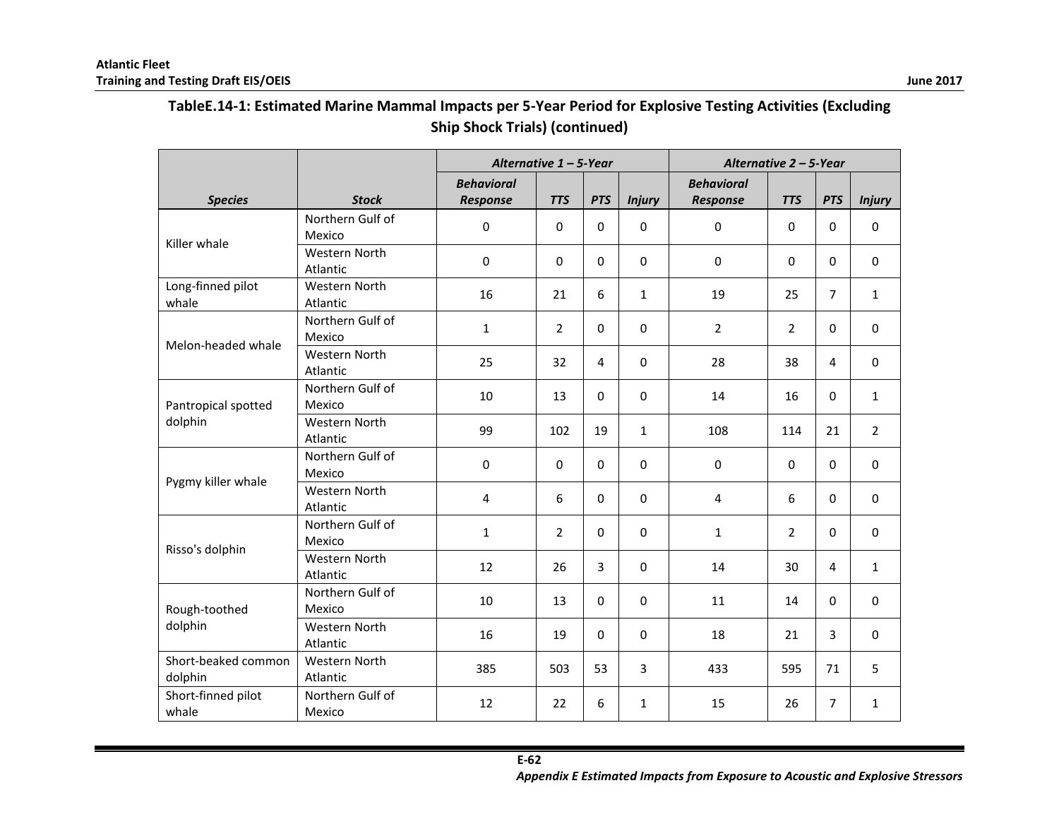## TableE.14-1: Estimated Marine Mammal Impacts per 5-Year Period for Explosive Testing Activities (Excluding Ship Shock Trials) (continued)

| | | *Alternative 1 – 5-Year* | | | | *Alternative 2 – 5-Year* | | | |
|---|---|---|---|---|---|---|---|---|---|
| ***Species*** | ***Stock*** | ***Behavioral Response*** | ***TTS*** | ***PTS*** | ***Injury*** | ***Behavioral Response*** | ***TTS*** | ***PTS*** | ***Injury*** |
| Killer whale | Northern Gulf of Mexico | 0 | 0 | 0 | 0 | 0 | 0 | 0 | 0 |
| | Western North Atlantic | 0 | 0 | 0 | 0 | 0 | 0 | 0 | 0 |
| Long-finned pilot whale | Western North Atlantic | 16 | 21 | 6 | 1 | 19 | 25 | 7 | 1 |
| Melon-headed whale | Northern Gulf of Mexico | 1 | 2 | 0 | 0 | 2 | 2 | 0 | 0 |
| | Western North Atlantic | 25 | 32 | 4 | 0 | 28 | 38 | 4 | 0 |
| Pantropical spotted dolphin | Northern Gulf of Mexico | 10 | 13 | 0 | 0 | 14 | 16 | 0 | 1 |
| | Western North Atlantic | 99 | 102 | 19 | 1 | 108 | 114 | 21 | 2 |
| Pygmy killer whale | Northern Gulf of Mexico | 0 | 0 | 0 | 0 | 0 | 0 | 0 | 0 |
| | Western North Atlantic | 4 | 6 | 0 | 0 | 4 | 6 | 0 | 0 |
| Risso's dolphin | Northern Gulf of Mexico | 1 | 2 | 0 | 0 | 1 | 2 | 0 | 0 |
| | Western North Atlantic | 12 | 26 | 3 | 0 | 14 | 30 | 4 | 1 |
| Rough-toothed dolphin | Northern Gulf of Mexico | 10 | 13 | 0 | 0 | 11 | 14 | 0 | 0 |
| | Western North Atlantic | 16 | 19 | 0 | 0 | 18 | 21 | 3 | 0 |
| Short-beaked common dolphin | Western North Atlantic | 385 | 503 | 53 | 3 | 433 | 595 | 71 | 5 |
| Short-finned pilot whale | Northern Gulf of Mexico | 12 | 22 | 6 | 1 | 15 | 26 | 7 | 1 |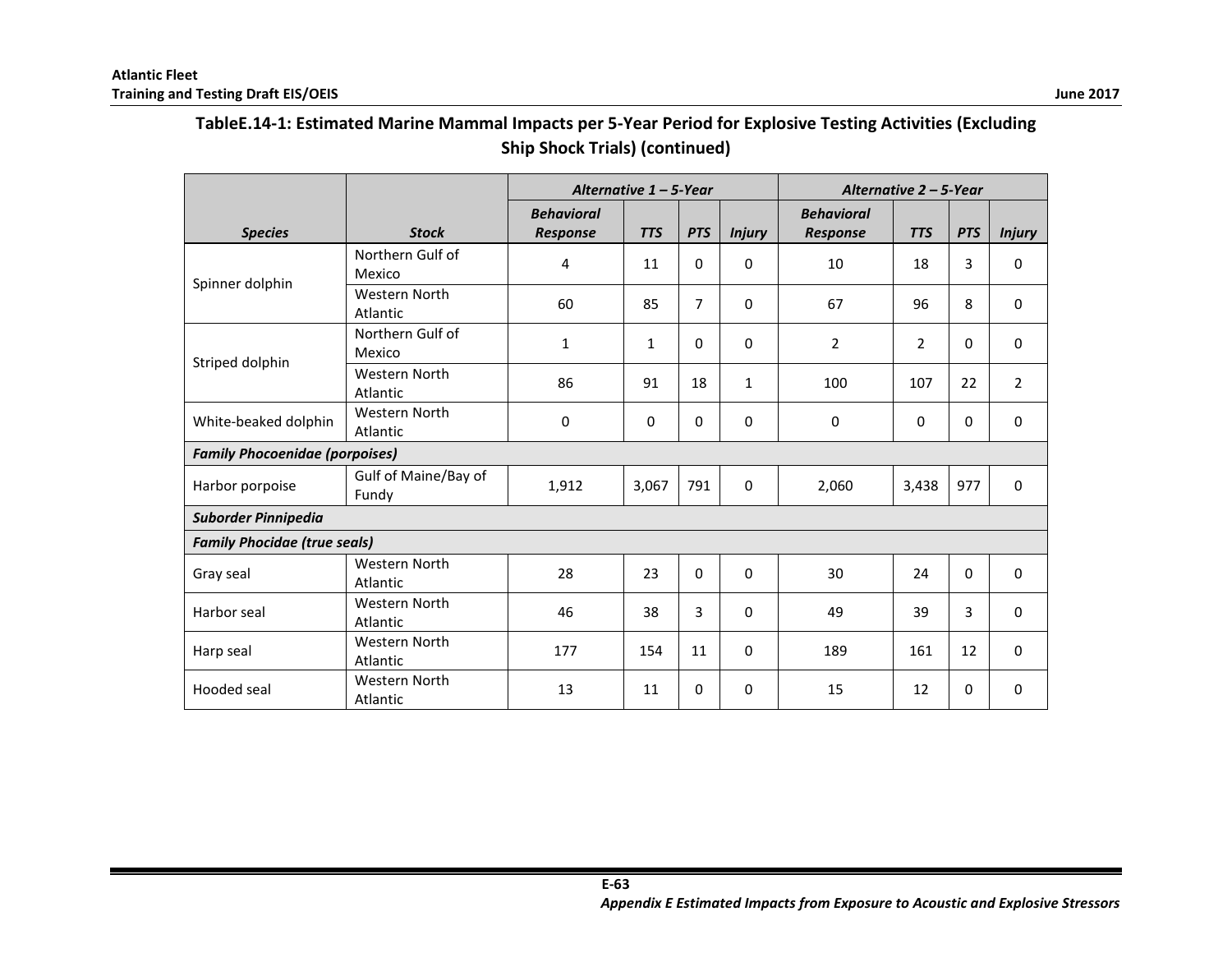**TableE.14-1: Estimated Marine Mammal Impacts per 5-Year Period for Explosive Testing Activities (Excluding Ship Shock Trials) (continued)**

| | | *Alternative 1 – 5-Year* | | | | *Alternative 2 – 5-Year* | | | |
|---|---|---|---|---|---|---|---|---|---|
| ***Species*** | ***Stock*** | ***Behavioral Response*** | ***TTS*** | ***PTS*** | ***Injury*** | ***Behavioral Response*** | ***TTS*** | ***PTS*** | ***Injury*** |
| Spinner dolphin | Northern Gulf of Mexico | 4 | 11 | 0 | 0 | 10 | 18 | 3 | 0 |
| | Western North Atlantic | 60 | 85 | 7 | 0 | 67 | 96 | 8 | 0 |
| Striped dolphin | Northern Gulf of Mexico | 1 | 1 | 0 | 0 | 2 | 2 | 0 | 0 |
| | Western North Atlantic | 86 | 91 | 18 | 1 | 100 | 107 | 22 | 2 |
| White-beaked dolphin | Western North Atlantic | 0 | 0 | 0 | 0 | 0 | 0 | 0 | 0 |
| ***Family Phocoenidae (porpoises)*** | | | | | | | | | |
| Harbor porpoise | Gulf of Maine/Bay of Fundy | 1,912 | 3,067 | 791 | 0 | 2,060 | 3,438 | 977 | 0 |
| ***Suborder Pinnipedia*** | | | | | | | | | |
| ***Family Phocidae (true seals)*** | | | | | | | | | |
| Gray seal | Western North Atlantic | 28 | 23 | 0 | 0 | 30 | 24 | 0 | 0 |
| Harbor seal | Western North Atlantic | 46 | 38 | 3 | 0 | 49 | 39 | 3 | 0 |
| Harp seal | Western North Atlantic | 177 | 154 | 11 | 0 | 189 | 161 | 12 | 0 |
| Hooded seal | Western North Atlantic | 13 | 11 | 0 | 0 | 15 | 12 | 0 | 0 |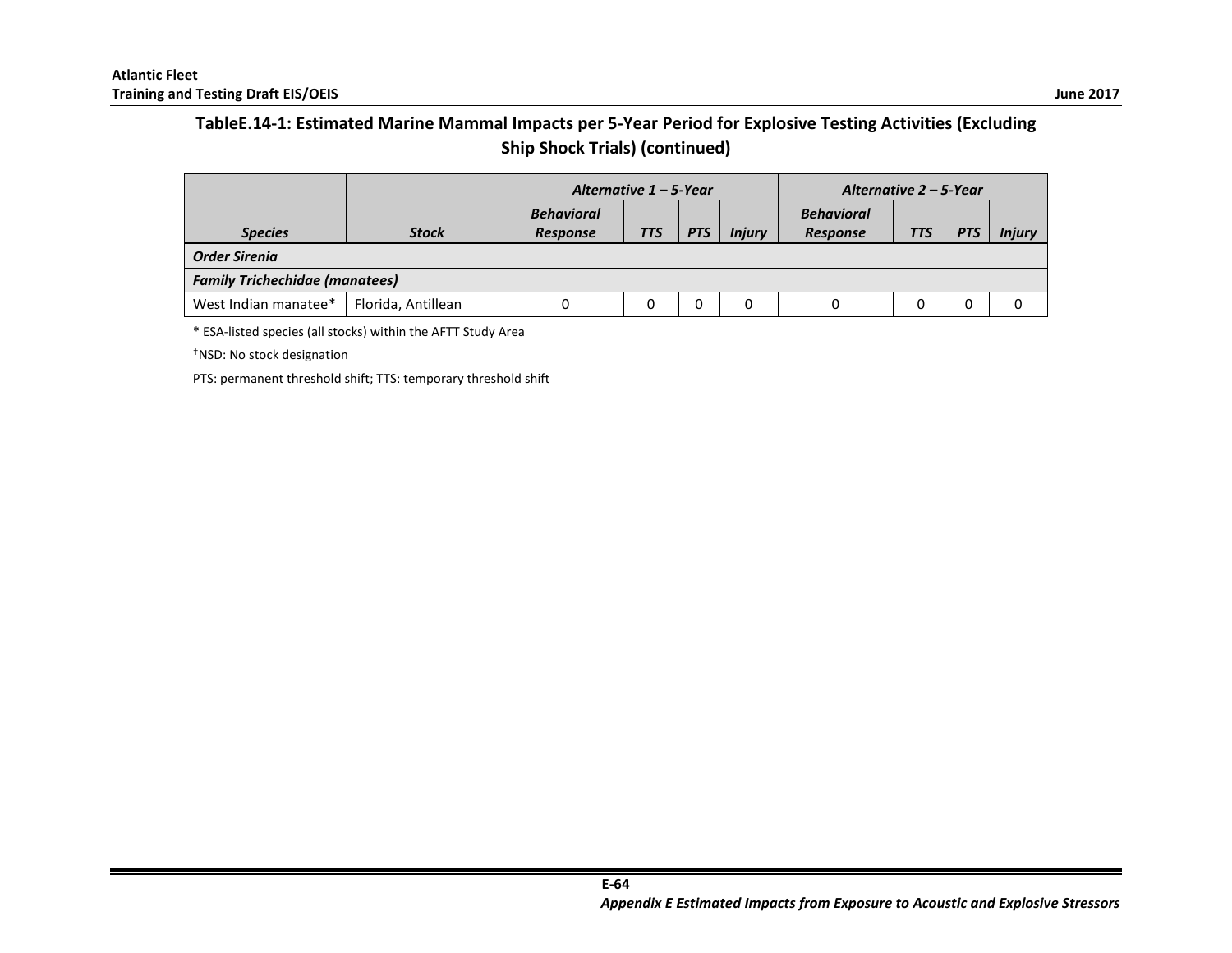## TableE.14-1: Estimated Marine Mammal Impacts per 5-Year Period for Explosive Testing Activities (Excluding Ship Shock Trials) (continued)

| | | *Alternative 1 – 5-Year* | | | | *Alternative 2 – 5-Year* | | | |
|---|---|---|---|---|---|---|---|---|---|
| ***Species*** | ***Stock*** | ***Behavioral Response*** | ***TTS*** | ***PTS*** | ***Injury*** | ***Behavioral Response*** | ***TTS*** | ***PTS*** | ***Injury*** |
| ***Order Sirenia*** | | | | | | | | | |
| ***Family Trichechidae (manatees)*** | | | | | | | | | |
| West Indian manatee* | Florida, Antillean | 0 | 0 | 0 | 0 | 0 | 0 | 0 | 0 |

* ESA-listed species (all stocks) within the AFTT Study Area

†NSD: No stock designation

PTS: permanent threshold shift; TTS: temporary threshold shift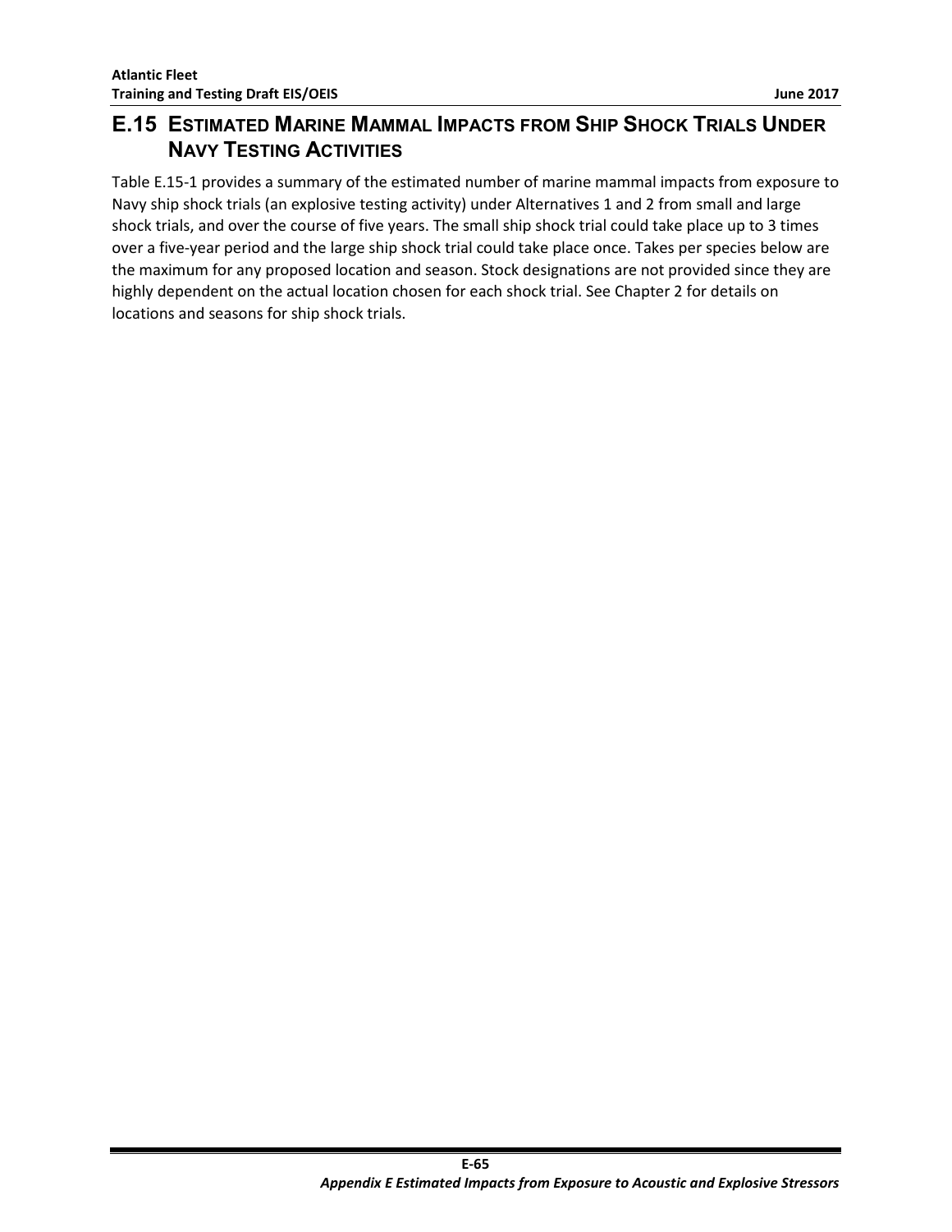## E.15 Estimated Marine Mammal Impacts from Ship Shock Trials Under Navy Testing Activities

Table E.15-1 provides a summary of the estimated number of marine mammal impacts from exposure to Navy ship shock trials (an explosive testing activity) under Alternatives 1 and 2 from small and large shock trials, and over the course of five years. The small ship shock trial could take place up to 3 times over a five-year period and the large ship shock trial could take place once. Takes per species below are the maximum for any proposed location and season. Stock designations are not provided since they are highly dependent on the actual location chosen for each shock trial. See Chapter 2 for details on locations and seasons for ship shock trials.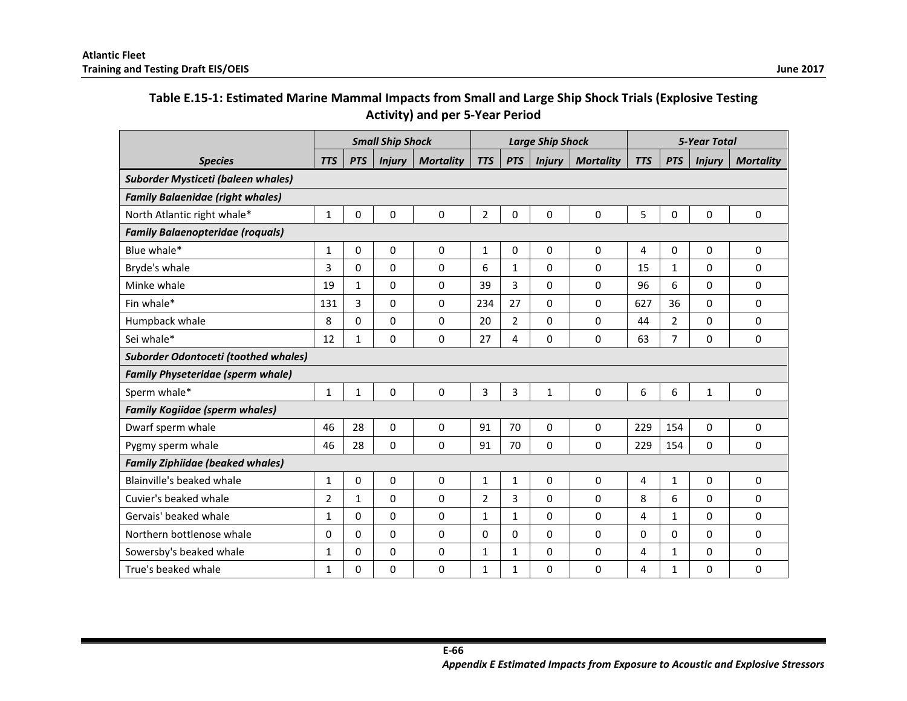**Table E.15-1: Estimated Marine Mammal Impacts from Small and Large Ship Shock Trials (Explosive Testing Activity) and per 5-Year Period**

| | *Small Ship Shock* | | | | *Large Ship Shock* | | | | *5-Year Total* | | | |
|---|---|---|---|---|---|---|---|---|---|---|---|---|
| ***Species*** | ***TTS*** | ***PTS*** | ***Injury*** | ***Mortality*** | ***TTS*** | ***PTS*** | ***Injury*** | ***Mortality*** | ***TTS*** | ***PTS*** | ***Injury*** | ***Mortality*** |
| ***Suborder Mysticeti (baleen whales)*** | | | | | | | | | | | | |
| ***Family Balaenidae (right whales)*** | | | | | | | | | | | | |
| North Atlantic right whale* | 1 | 0 | 0 | 0 | 2 | 0 | 0 | 0 | 5 | 0 | 0 | 0 |
| ***Family Balaenopteridae (roquals)*** | | | | | | | | | | | | |
| Blue whale* | 1 | 0 | 0 | 0 | 1 | 0 | 0 | 0 | 4 | 0 | 0 | 0 |
| Bryde's whale | 3 | 0 | 0 | 0 | 6 | 1 | 0 | 0 | 15 | 1 | 0 | 0 |
| Minke whale | 19 | 1 | 0 | 0 | 39 | 3 | 0 | 0 | 96 | 6 | 0 | 0 |
| Fin whale* | 131 | 3 | 0 | 0 | 234 | 27 | 0 | 0 | 627 | 36 | 0 | 0 |
| Humpback whale | 8 | 0 | 0 | 0 | 20 | 2 | 0 | 0 | 44 | 2 | 0 | 0 |
| Sei whale* | 12 | 1 | 0 | 0 | 27 | 4 | 0 | 0 | 63 | 7 | 0 | 0 |
| ***Suborder Odontoceti (toothed whales)*** | | | | | | | | | | | | |
| ***Family Physeteridae (sperm whale)*** | | | | | | | | | | | | |
| Sperm whale* | 1 | 1 | 0 | 0 | 3 | 3 | 1 | 0 | 6 | 6 | 1 | 0 |
| ***Family Kogiidae (sperm whales)*** | | | | | | | | | | | | |
| Dwarf sperm whale | 46 | 28 | 0 | 0 | 91 | 70 | 0 | 0 | 229 | 154 | 0 | 0 |
| Pygmy sperm whale | 46 | 28 | 0 | 0 | 91 | 70 | 0 | 0 | 229 | 154 | 0 | 0 |
| ***Family Ziphiidae (beaked whales)*** | | | | | | | | | | | | |
| Blainville's beaked whale | 1 | 0 | 0 | 0 | 1 | 1 | 0 | 0 | 4 | 1 | 0 | 0 |
| Cuvier's beaked whale | 2 | 1 | 0 | 0 | 2 | 3 | 0 | 0 | 8 | 6 | 0 | 0 |
| Gervais' beaked whale | 1 | 0 | 0 | 0 | 1 | 1 | 0 | 0 | 4 | 1 | 0 | 0 |
| Northern bottlenose whale | 0 | 0 | 0 | 0 | 0 | 0 | 0 | 0 | 0 | 0 | 0 | 0 |
| Sowersby's beaked whale | 1 | 0 | 0 | 0 | 1 | 1 | 0 | 0 | 4 | 1 | 0 | 0 |
| True's beaked whale | 1 | 0 | 0 | 0 | 1 | 1 | 0 | 0 | 4 | 1 | 0 | 0 |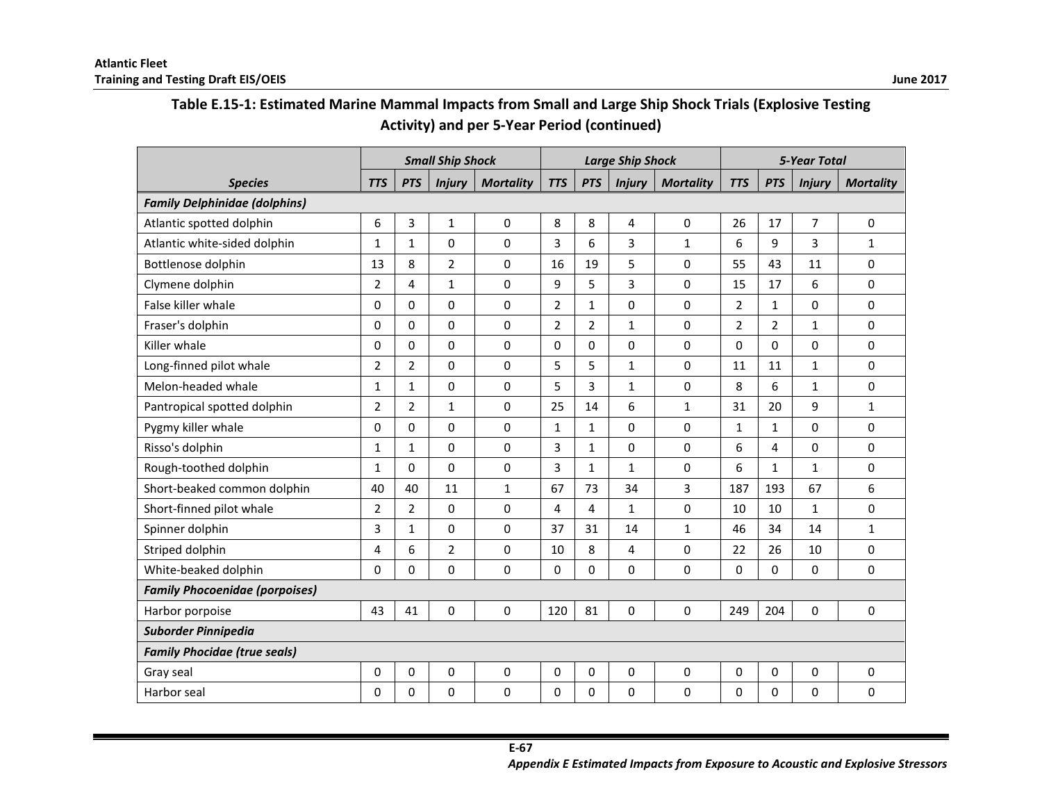**Table E.15-1: Estimated Marine Mammal Impacts from Small and Large Ship Shock Trials (Explosive Testing Activity) and per 5-Year Period (continued)**

| | *Small Ship Shock* | | | | *Large Ship Shock* | | | | *5-Year Total* | | | |
|---|---|---|---|---|---|---|---|---|---|---|---|---|
| ***Species*** | ***TTS*** | ***PTS*** | ***Injury*** | ***Mortality*** | ***TTS*** | ***PTS*** | ***Injury*** | ***Mortality*** | ***TTS*** | ***PTS*** | ***Injury*** | ***Mortality*** |
| ***Family Delphinidae (dolphins)*** | | | | | | | | | | | | |
| Atlantic spotted dolphin | 6 | 3 | 1 | 0 | 8 | 8 | 4 | 0 | 26 | 17 | 7 | 0 |
| Atlantic white-sided dolphin | 1 | 1 | 0 | 0 | 3 | 6 | 3 | 1 | 6 | 9 | 3 | 1 |
| Bottlenose dolphin | 13 | 8 | 2 | 0 | 16 | 19 | 5 | 0 | 55 | 43 | 11 | 0 |
| Clymene dolphin | 2 | 4 | 1 | 0 | 9 | 5 | 3 | 0 | 15 | 17 | 6 | 0 |
| False killer whale | 0 | 0 | 0 | 0 | 2 | 1 | 0 | 0 | 2 | 1 | 0 | 0 |
| Fraser's dolphin | 0 | 0 | 0 | 0 | 2 | 2 | 1 | 0 | 2 | 2 | 1 | 0 |
| Killer whale | 0 | 0 | 0 | 0 | 0 | 0 | 0 | 0 | 0 | 0 | 0 | 0 |
| Long-finned pilot whale | 2 | 2 | 0 | 0 | 5 | 5 | 1 | 0 | 11 | 11 | 1 | 0 |
| Melon-headed whale | 1 | 1 | 0 | 0 | 5 | 3 | 1 | 0 | 8 | 6 | 1 | 0 |
| Pantropical spotted dolphin | 2 | 2 | 1 | 0 | 25 | 14 | 6 | 1 | 31 | 20 | 9 | 1 |
| Pygmy killer whale | 0 | 0 | 0 | 0 | 1 | 1 | 0 | 0 | 1 | 1 | 0 | 0 |
| Risso's dolphin | 1 | 1 | 0 | 0 | 3 | 1 | 0 | 0 | 6 | 4 | 0 | 0 |
| Rough-toothed dolphin | 1 | 0 | 0 | 0 | 3 | 1 | 1 | 0 | 6 | 1 | 1 | 0 |
| Short-beaked common dolphin | 40 | 40 | 11 | 1 | 67 | 73 | 34 | 3 | 187 | 193 | 67 | 6 |
| Short-finned pilot whale | 2 | 2 | 0 | 0 | 4 | 4 | 1 | 0 | 10 | 10 | 1 | 0 |
| Spinner dolphin | 3 | 1 | 0 | 0 | 37 | 31 | 14 | 1 | 46 | 34 | 14 | 1 |
| Striped dolphin | 4 | 6 | 2 | 0 | 10 | 8 | 4 | 0 | 22 | 26 | 10 | 0 |
| White-beaked dolphin | 0 | 0 | 0 | 0 | 0 | 0 | 0 | 0 | 0 | 0 | 0 | 0 |
| ***Family Phocoenidae (porpoises)*** | | | | | | | | | | | | |
| Harbor porpoise | 43 | 41 | 0 | 0 | 120 | 81 | 0 | 0 | 249 | 204 | 0 | 0 |
| ***Suborder Pinnipedia*** | | | | | | | | | | | | |
| ***Family Phocidae (true seals)*** | | | | | | | | | | | | |
| Gray seal | 0 | 0 | 0 | 0 | 0 | 0 | 0 | 0 | 0 | 0 | 0 | 0 |
| Harbor seal | 0 | 0 | 0 | 0 | 0 | 0 | 0 | 0 | 0 | 0 | 0 | 0 |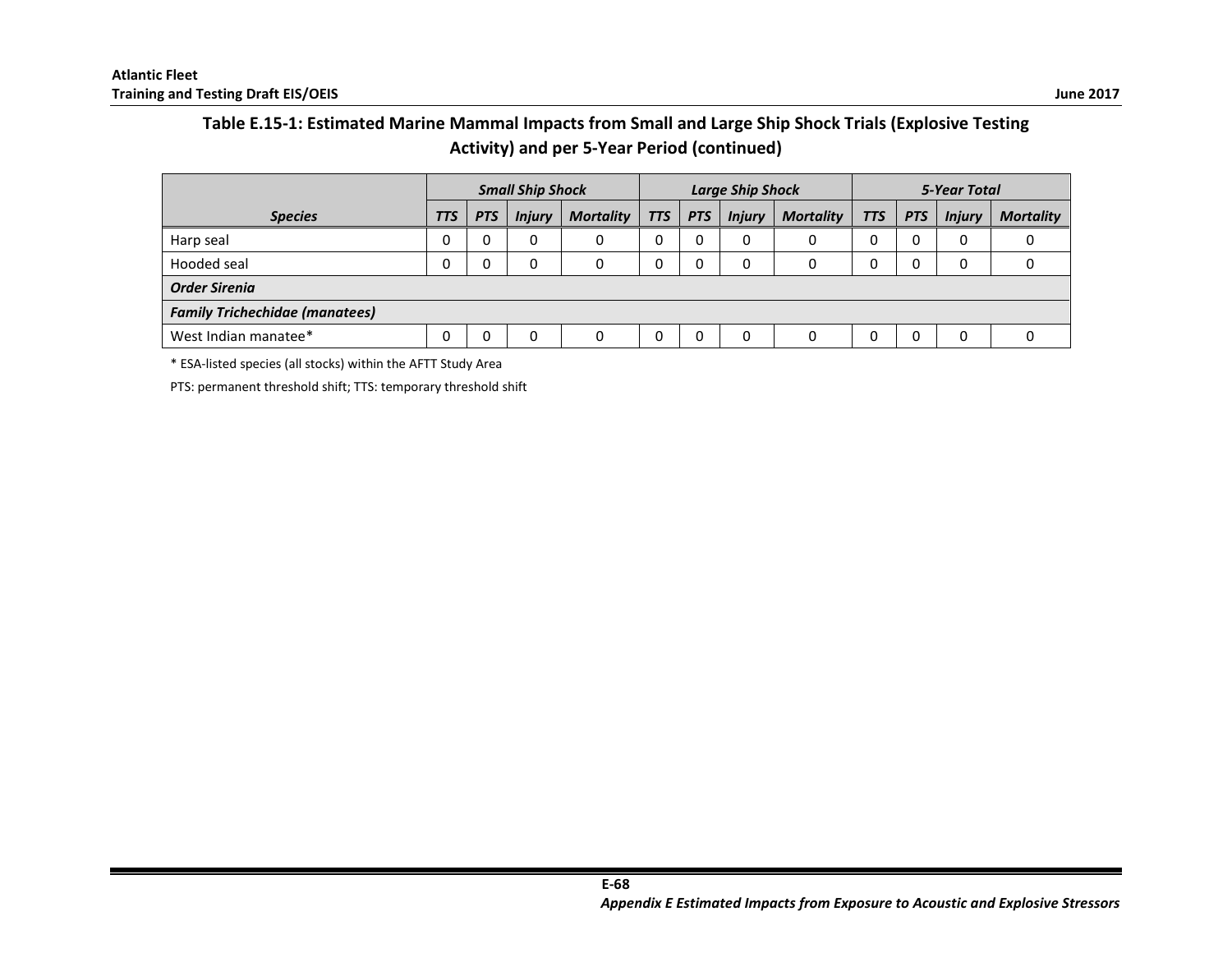## Table E.15-1: Estimated Marine Mammal Impacts from Small and Large Ship Shock Trials (Explosive Testing Activity) and per 5-Year Period (continued)

| Species | Small Ship Shock | | | | Large Ship Shock | | | | 5-Year Total | | | |
|---|---|---|---|---|---|---|---|---|---|---|---|---|
| | TTS | PTS | Injury | Mortality | TTS | PTS | Injury | Mortality | TTS | PTS | Injury | Mortality |
| Harp seal | 0 | 0 | 0 | 0 | 0 | 0 | 0 | 0 | 0 | 0 | 0 | 0 |
| Hooded seal | 0 | 0 | 0 | 0 | 0 | 0 | 0 | 0 | 0 | 0 | 0 | 0 |
| ***Order Sirenia*** | | | | | | | | | | | | |
| ***Family Trichechidae (manatees)*** | | | | | | | | | | | | |
| West Indian manatee* | 0 | 0 | 0 | 0 | 0 | 0 | 0 | 0 | 0 | 0 | 0 | 0 |

* ESA-listed species (all stocks) within the AFTT Study Area

PTS: permanent threshold shift; TTS: temporary threshold shift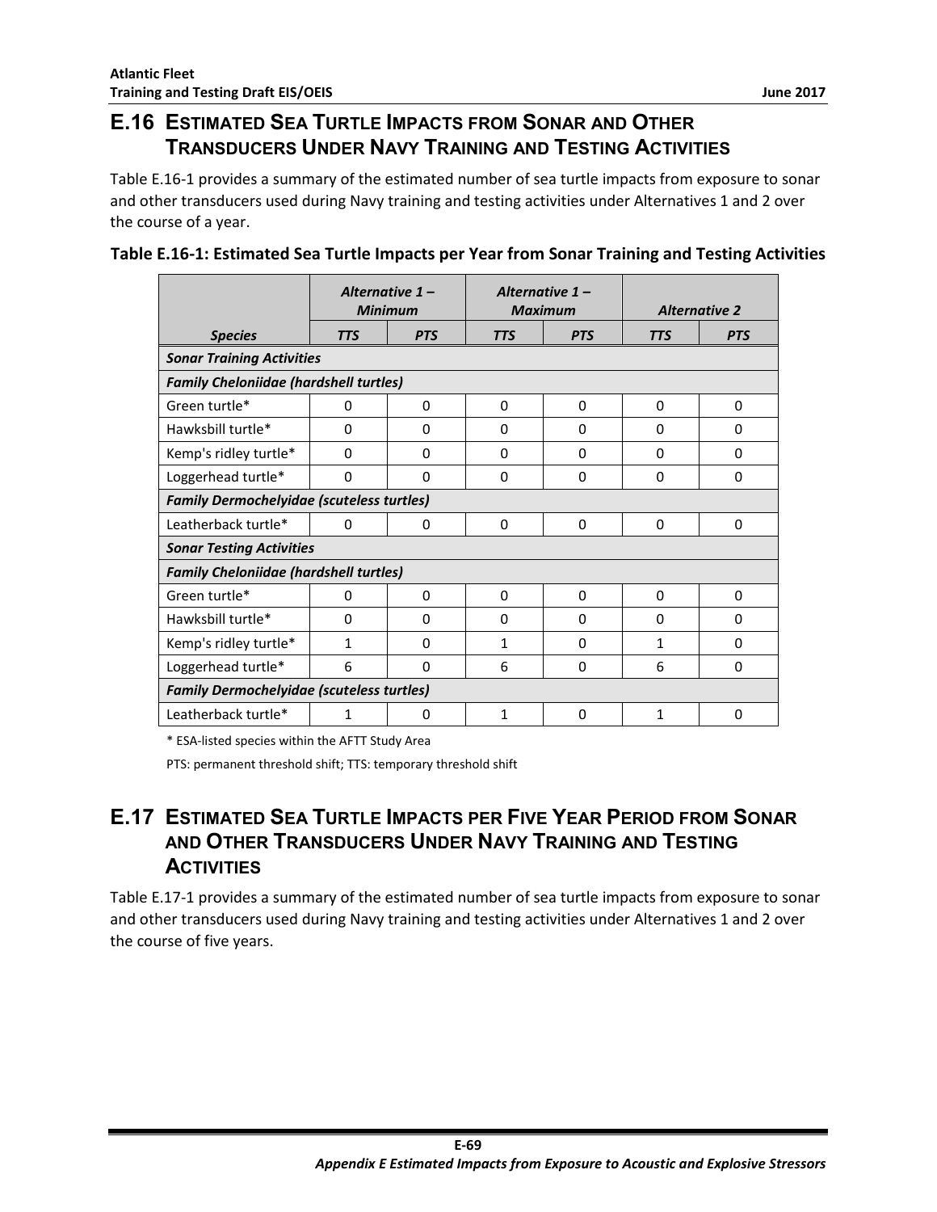## E.16 Estimated Sea Turtle Impacts from Sonar and Other Transducers Under Navy Training and Testing Activities

Table E.16-1 provides a summary of the estimated number of sea turtle impacts from exposure to sonar and other transducers used during Navy training and testing activities under Alternatives 1 and 2 over the course of a year.

**Table E.16-1: Estimated Sea Turtle Impacts per Year from Sonar Training and Testing Activities**

| | *Alternative 1 – Minimum* | | *Alternative 1 – Maximum* | | *Alternative 2* | |
|---|---|---|---|---|---|---|
| ***Species*** | ***TTS*** | ***PTS*** | ***TTS*** | ***PTS*** | ***TTS*** | ***PTS*** |
| ***Sonar Training Activities*** | | | | | | |
| ***Family Cheloniidae (hardshell turtles)*** | | | | | | |
| Green turtle* | 0 | 0 | 0 | 0 | 0 | 0 |
| Hawksbill turtle* | 0 | 0 | 0 | 0 | 0 | 0 |
| Kemp's ridley turtle* | 0 | 0 | 0 | 0 | 0 | 0 |
| Loggerhead turtle* | 0 | 0 | 0 | 0 | 0 | 0 |
| ***Family Dermochelyidae (scuteless turtles)*** | | | | | | |
| Leatherback turtle* | 0 | 0 | 0 | 0 | 0 | 0 |
| ***Sonar Testing Activities*** | | | | | | |
| ***Family Cheloniidae (hardshell turtles)*** | | | | | | |
| Green turtle* | 0 | 0 | 0 | 0 | 0 | 0 |
| Hawksbill turtle* | 0 | 0 | 0 | 0 | 0 | 0 |
| Kemp's ridley turtle* | 1 | 0 | 1 | 0 | 1 | 0 |
| Loggerhead turtle* | 6 | 0 | 6 | 0 | 6 | 0 |
| ***Family Dermochelyidae (scuteless turtles)*** | | | | | | |
| Leatherback turtle* | 1 | 0 | 1 | 0 | 1 | 0 |

* ESA-listed species within the AFTT Study Area

PTS: permanent threshold shift; TTS: temporary threshold shift

## E.17 Estimated Sea Turtle Impacts per Five Year Period from Sonar and Other Transducers Under Navy Training and Testing Activities

Table E.17-1 provides a summary of the estimated number of sea turtle impacts from exposure to sonar and other transducers used during Navy training and testing activities under Alternatives 1 and 2 over the course of five years.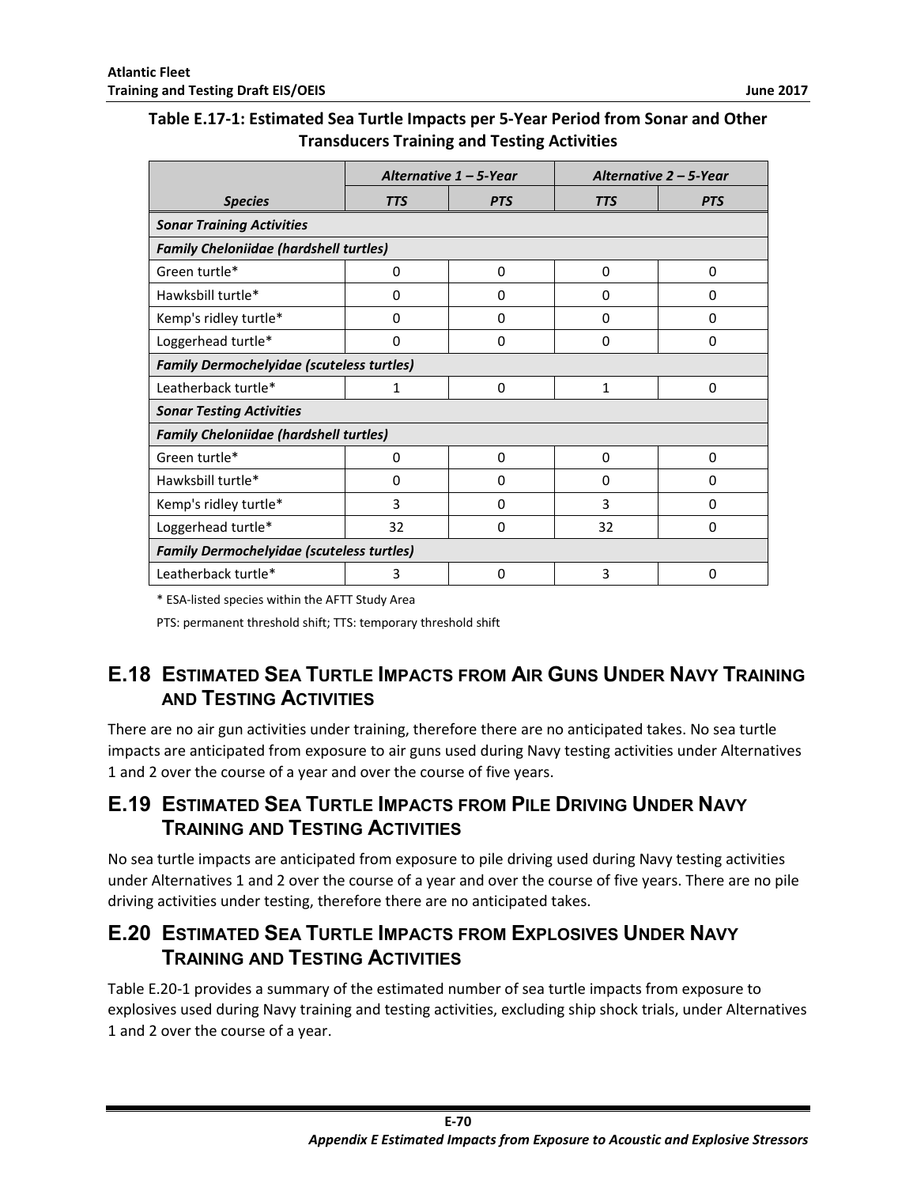**Table E.17-1: Estimated Sea Turtle Impacts per 5-Year Period from Sonar and Other Transducers Training and Testing Activities**

| | *Alternative 1 – 5-Year* | | *Alternative 2 – 5-Year* | |
|---|---|---|---|---|
| ***Species*** | ***TTS*** | ***PTS*** | ***TTS*** | ***PTS*** |
| ***Sonar Training Activities*** | | | | |
| ***Family Cheloniidae (hardshell turtles)*** | | | | |
| Green turtle* | 0 | 0 | 0 | 0 |
| Hawksbill turtle* | 0 | 0 | 0 | 0 |
| Kemp's ridley turtle* | 0 | 0 | 0 | 0 |
| Loggerhead turtle* | 0 | 0 | 0 | 0 |
| ***Family Dermochelyidae (scuteless turtles)*** | | | | |
| Leatherback turtle* | 1 | 0 | 1 | 0 |
| ***Sonar Testing Activities*** | | | | |
| ***Family Cheloniidae (hardshell turtles)*** | | | | |
| Green turtle* | 0 | 0 | 0 | 0 |
| Hawksbill turtle* | 0 | 0 | 0 | 0 |
| Kemp's ridley turtle* | 3 | 0 | 3 | 0 |
| Loggerhead turtle* | 32 | 0 | 32 | 0 |
| ***Family Dermochelyidae (scuteless turtles)*** | | | | |
| Leatherback turtle* | 3 | 0 | 3 | 0 |

* ESA-listed species within the AFTT Study Area

PTS: permanent threshold shift; TTS: temporary threshold shift

## E.18 Estimated Sea Turtle Impacts from Air Guns Under Navy Training and Testing Activities

There are no air gun activities under training, therefore there are no anticipated takes. No sea turtle impacts are anticipated from exposure to air guns used during Navy testing activities under Alternatives 1 and 2 over the course of a year and over the course of five years.

## E.19 Estimated Sea Turtle Impacts from Pile Driving Under Navy Training and Testing Activities

No sea turtle impacts are anticipated from exposure to pile driving used during Navy testing activities under Alternatives 1 and 2 over the course of a year and over the course of five years. There are no pile driving activities under testing, therefore there are no anticipated takes.

## E.20 Estimated Sea Turtle Impacts from Explosives Under Navy Training and Testing Activities

Table E.20-1 provides a summary of the estimated number of sea turtle impacts from exposure to explosives used during Navy training and testing activities, excluding ship shock trials, under Alternatives 1 and 2 over the course of a year.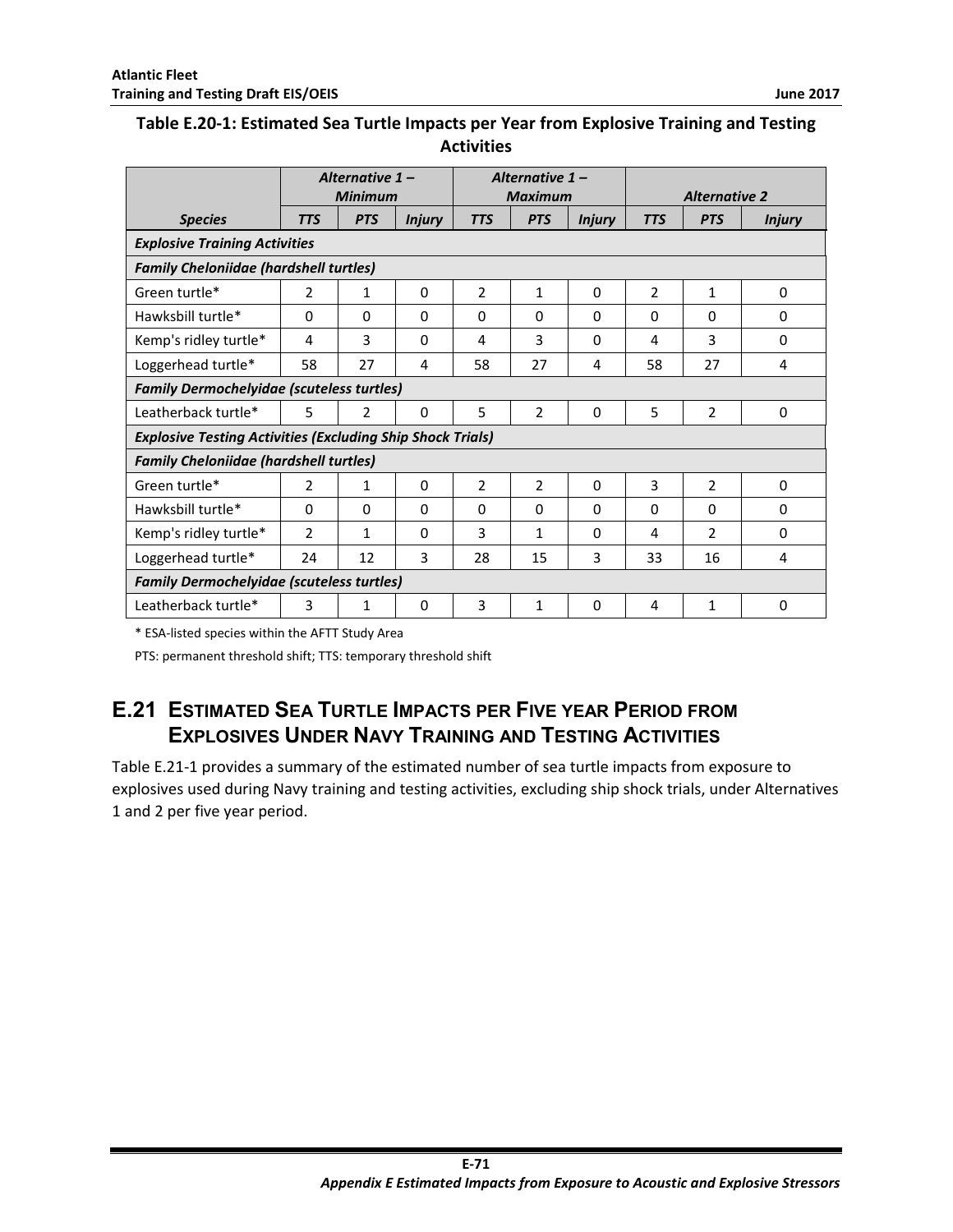**Table E.20-1: Estimated Sea Turtle Impacts per Year from Explosive Training and Testing Activities**

| | *Alternative 1 – Minimum* | | | *Alternative 1 – Maximum* | | | *Alternative 2* | | |
|---|---|---|---|---|---|---|---|---|---|
| ***Species*** | ***TTS*** | ***PTS*** | ***Injury*** | ***TTS*** | ***PTS*** | ***Injury*** | ***TTS*** | ***PTS*** | ***Injury*** |
| ***Explosive Training Activities*** | | | | | | | | | |
| ***Family Cheloniidae (hardshell turtles)*** | | | | | | | | | |
| Green turtle* | 2 | 1 | 0 | 2 | 1 | 0 | 2 | 1 | 0 |
| Hawksbill turtle* | 0 | 0 | 0 | 0 | 0 | 0 | 0 | 0 | 0 |
| Kemp's ridley turtle* | 4 | 3 | 0 | 4 | 3 | 0 | 4 | 3 | 0 |
| Loggerhead turtle* | 58 | 27 | 4 | 58 | 27 | 4 | 58 | 27 | 4 |
| ***Family Dermochelyidae (scuteless turtles)*** | | | | | | | | | |
| Leatherback turtle* | 5 | 2 | 0 | 5 | 2 | 0 | 5 | 2 | 0 |
| ***Explosive Testing Activities (Excluding Ship Shock Trials)*** | | | | | | | | | |
| ***Family Cheloniidae (hardshell turtles)*** | | | | | | | | | |
| Green turtle* | 2 | 1 | 0 | 2 | 2 | 0 | 3 | 2 | 0 |
| Hawksbill turtle* | 0 | 0 | 0 | 0 | 0 | 0 | 0 | 0 | 0 |
| Kemp's ridley turtle* | 2 | 1 | 0 | 3 | 1 | 0 | 4 | 2 | 0 |
| Loggerhead turtle* | 24 | 12 | 3 | 28 | 15 | 3 | 33 | 16 | 4 |
| ***Family Dermochelyidae (scuteless turtles)*** | | | | | | | | | |
| Leatherback turtle* | 3 | 1 | 0 | 3 | 1 | 0 | 4 | 1 | 0 |

* ESA-listed species within the AFTT Study Area

PTS: permanent threshold shift; TTS: temporary threshold shift

## E.21 Estimated Sea Turtle Impacts per Five year Period from Explosives Under Navy Training and Testing Activities

Table E.21-1 provides a summary of the estimated number of sea turtle impacts from exposure to explosives used during Navy training and testing activities, excluding ship shock trials, under Alternatives 1 and 2 per five year period.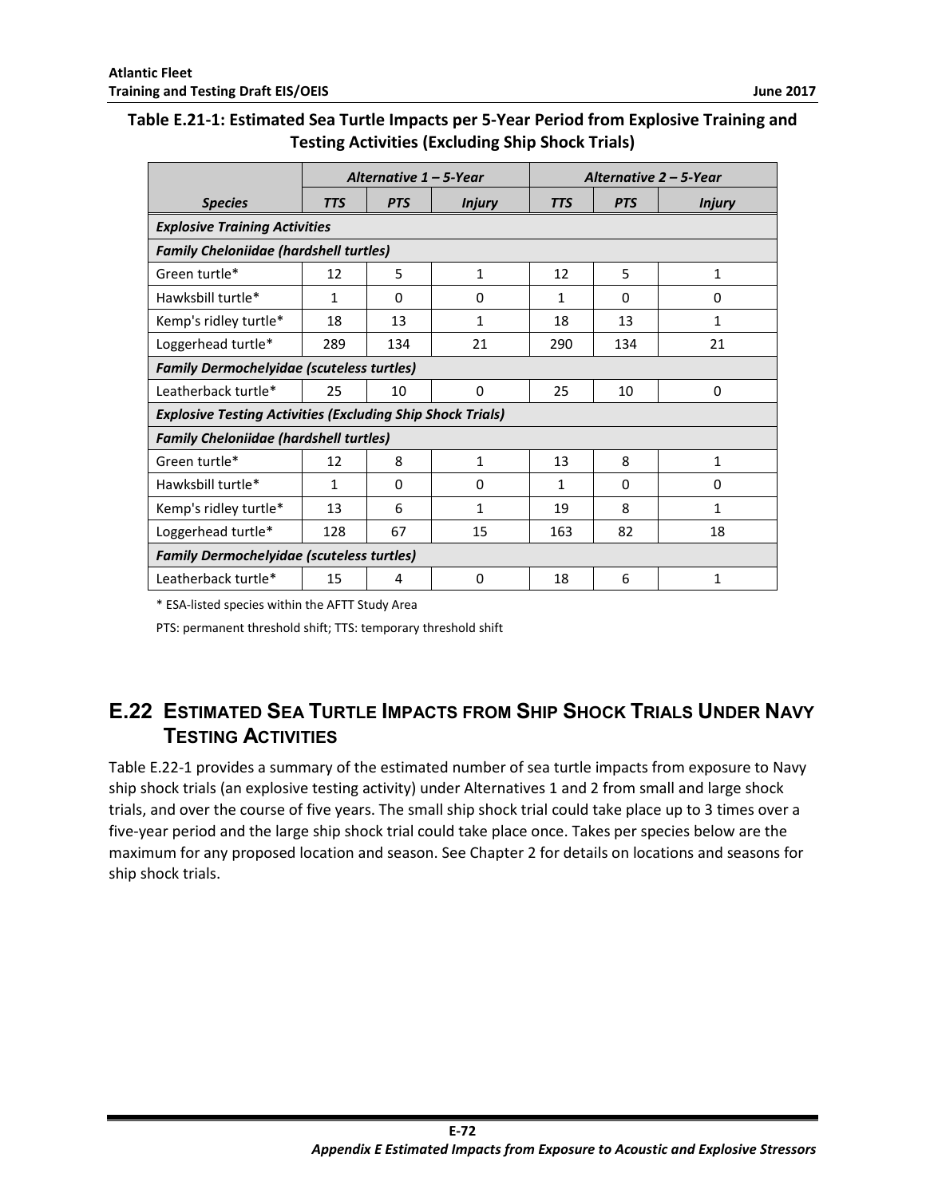**Table E.21-1: Estimated Sea Turtle Impacts per 5-Year Period from Explosive Training and Testing Activities (Excluding Ship Shock Trials)**

| | *Alternative 1 – 5-Year* | | | *Alternative 2 – 5-Year* | | |
|---|---|---|---|---|---|---|
| ***Species*** | ***TTS*** | ***PTS*** | ***Injury*** | ***TTS*** | ***PTS*** | ***Injury*** |
| ***Explosive Training Activities*** | | | | | | |
| ***Family Cheloniidae (hardshell turtles)*** | | | | | | |
| Green turtle* | 12 | 5 | 1 | 12 | 5 | 1 |
| Hawksbill turtle* | 1 | 0 | 0 | 1 | 0 | 0 |
| Kemp's ridley turtle* | 18 | 13 | 1 | 18 | 13 | 1 |
| Loggerhead turtle* | 289 | 134 | 21 | 290 | 134 | 21 |
| ***Family Dermochelyidae (scuteless turtles)*** | | | | | | |
| Leatherback turtle* | 25 | 10 | 0 | 25 | 10 | 0 |
| ***Explosive Testing Activities (Excluding Ship Shock Trials)*** | | | | | | |
| ***Family Cheloniidae (hardshell turtles)*** | | | | | | |
| Green turtle* | 12 | 8 | 1 | 13 | 8 | 1 |
| Hawksbill turtle* | 1 | 0 | 0 | 1 | 0 | 0 |
| Kemp's ridley turtle* | 13 | 6 | 1 | 19 | 8 | 1 |
| Loggerhead turtle* | 128 | 67 | 15 | 163 | 82 | 18 |
| ***Family Dermochelyidae (scuteless turtles)*** | | | | | | |
| Leatherback turtle* | 15 | 4 | 0 | 18 | 6 | 1 |

\* ESA-listed species within the AFTT Study Area

PTS: permanent threshold shift; TTS: temporary threshold shift

## E.22 Estimated Sea Turtle Impacts from Ship Shock Trials Under Navy Testing Activities

Table E.22-1 provides a summary of the estimated number of sea turtle impacts from exposure to Navy ship shock trials (an explosive testing activity) under Alternatives 1 and 2 from small and large shock trials, and over the course of five years. The small ship shock trial could take place up to 3 times over a five-year period and the large ship shock trial could take place once. Takes per species below are the maximum for any proposed location and season. See Chapter 2 for details on locations and seasons for ship shock trials.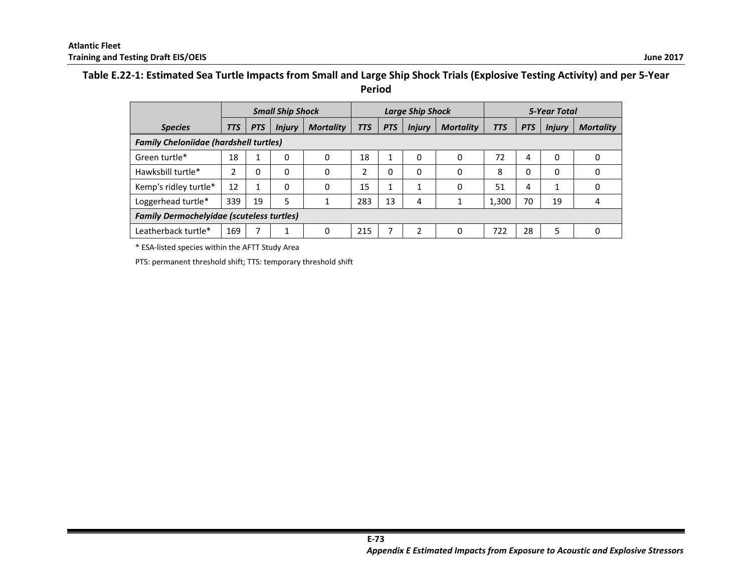**Table E.22-1: Estimated Sea Turtle Impacts from Small and Large Ship Shock Trials (Explosive Testing Activity) and per 5-Year Period**

| | *Small Ship Shock* | | | | *Large Ship Shock* | | | | *5-Year Total* | | | |
|---|---|---|---|---|---|---|---|---|---|---|---|---|
| ***Species*** | ***TTS*** | ***PTS*** | ***Injury*** | ***Mortality*** | ***TTS*** | ***PTS*** | ***Injury*** | ***Mortality*** | ***TTS*** | ***PTS*** | ***Injury*** | ***Mortality*** |
| ***Family Cheloniidae (hardshell turtles)*** | | | | | | | | | | | | |
| Green turtle* | 18 | 1 | 0 | 0 | 18 | 1 | 0 | 0 | 72 | 4 | 0 | 0 |
| Hawksbill turtle* | 2 | 0 | 0 | 0 | 2 | 0 | 0 | 0 | 8 | 0 | 0 | 0 |
| Kemp's ridley turtle* | 12 | 1 | 0 | 0 | 15 | 1 | 1 | 0 | 51 | 4 | 1 | 0 |
| Loggerhead turtle* | 339 | 19 | 5 | 1 | 283 | 13 | 4 | 1 | 1,300 | 70 | 19 | 4 |
| ***Family Dermochelyidae (scuteless turtles)*** | | | | | | | | | | | | |
| Leatherback turtle* | 169 | 7 | 1 | 0 | 215 | 7 | 2 | 0 | 722 | 28 | 5 | 0 |

* ESA-listed species within the AFTT Study Area

PTS: permanent threshold shift; TTS: temporary threshold shift